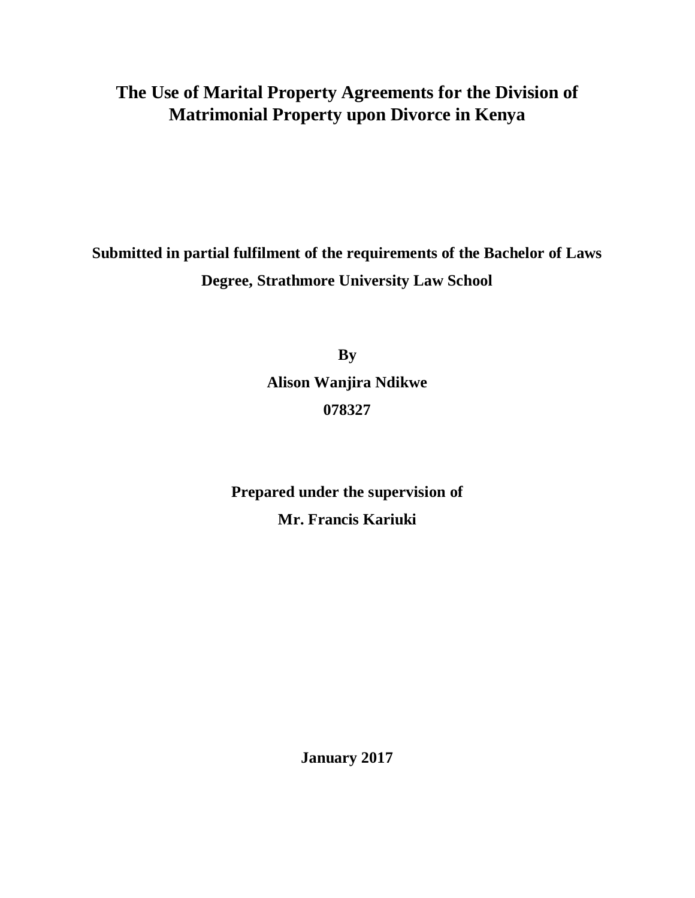# The Use of Marital Property Agreements for the Division of Matrimonial Property upon Divorce in Kenya

**Submitted in partial fulfilment of the requirements of the Bachelor of Laws Degree, Strathmore University Law School**

**By**

**Alison Wanjira Ndikwe**

**078327**

**Prepared under the supervision of**

**Mr. Francis Kariuki**

**January 2017**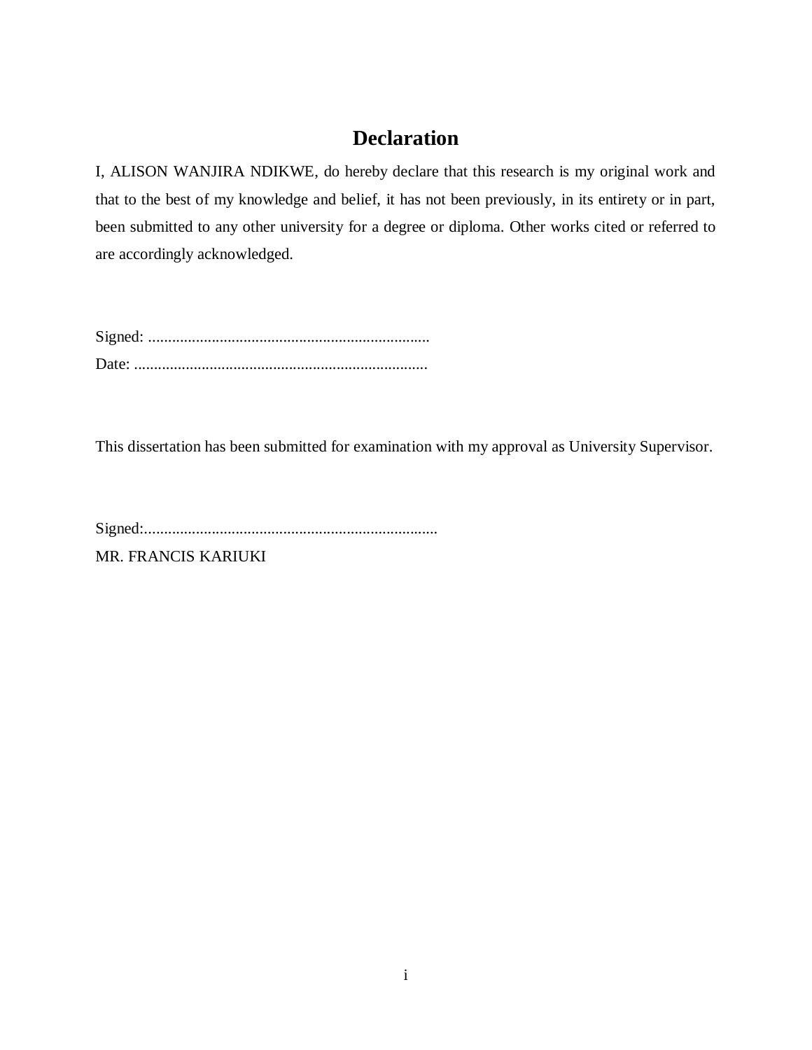# Declaration

I, ALISON WANJIRA NDIKWE, do hereby declare that this research is my original work and that to the best of my knowledge and belief, it has not been previously, in its entirety or in part, been submitted to any other university for a degree or diploma. Other works cited or referred to are accordingly acknowledged.

Signed: .......................................................................

Date: ..........................................................................

This dissertation has been submitted for examination with my approval as University Supervisor.

Signed:.........................................................................

MR. FRANCIS KARIUKI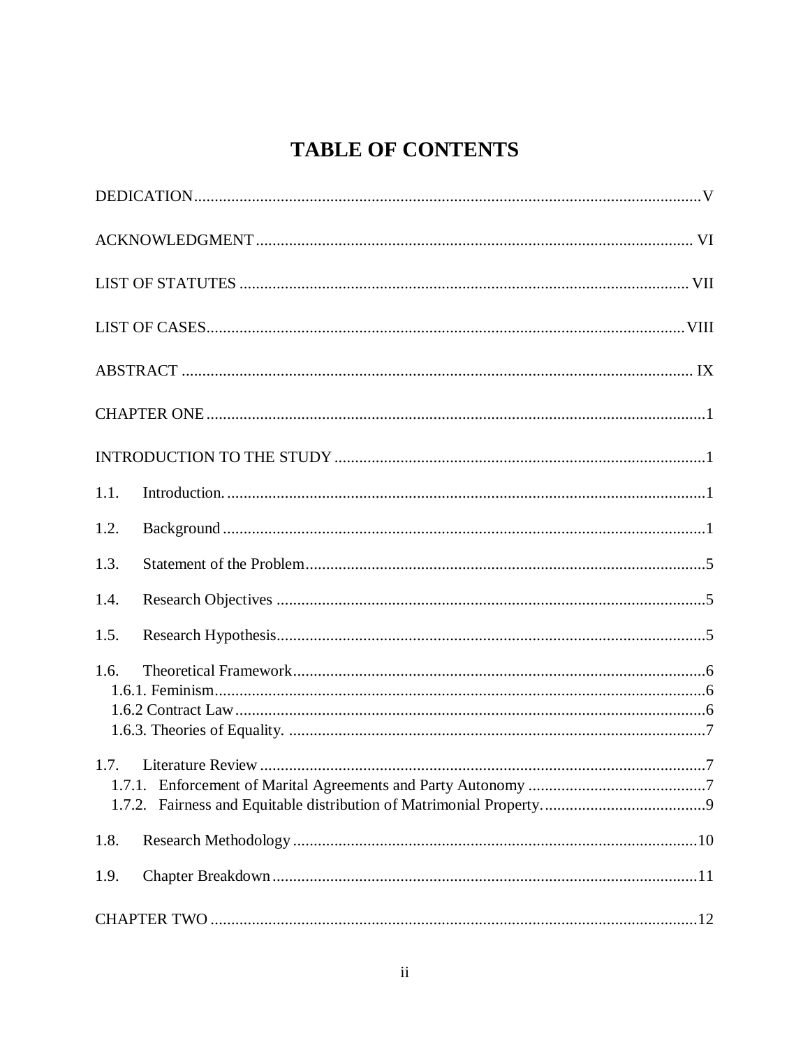# TABLE OF CONTENTS

DEDICATION.......................................................................................................................V

ACKNOWLEDGMENT....................................................................................................... VI

LIST OF STATUTES ........................................................................................................ VII

LIST OF CASES................................................................................................................VIII

ABSTRACT ......................................................................................................................... IX

CHAPTER ONE.....................................................................................................................1

INTRODUCTION TO THE STUDY .......................................................................................1

1.1. Introduction. ...............................................................................................................1

1.2. Background ................................................................................................................1

1.3. Statement of the Problem............................................................................................5

1.4. Research Objectives ...................................................................................................5

1.5. Research Hypothesis...................................................................................................5

1.6. Theoretical Framework...............................................................................................6

1.6.1. Feminism....................................................................................................................6

1.6.2 Contract Law...............................................................................................................6

1.6.3. Theories of Equality. ..................................................................................................7

1.7. Literature Review .......................................................................................................7

1.7.1. Enforcement of Marital Agreements and Party Autonomy ..........................................7

1.7.2. Fairness and Equitable distribution of Matrimonial Property........................................9

1.8. Research Methodology ..............................................................................................10

1.9. Chapter Breakdown ...................................................................................................11

CHAPTER TWO ..................................................................................................................12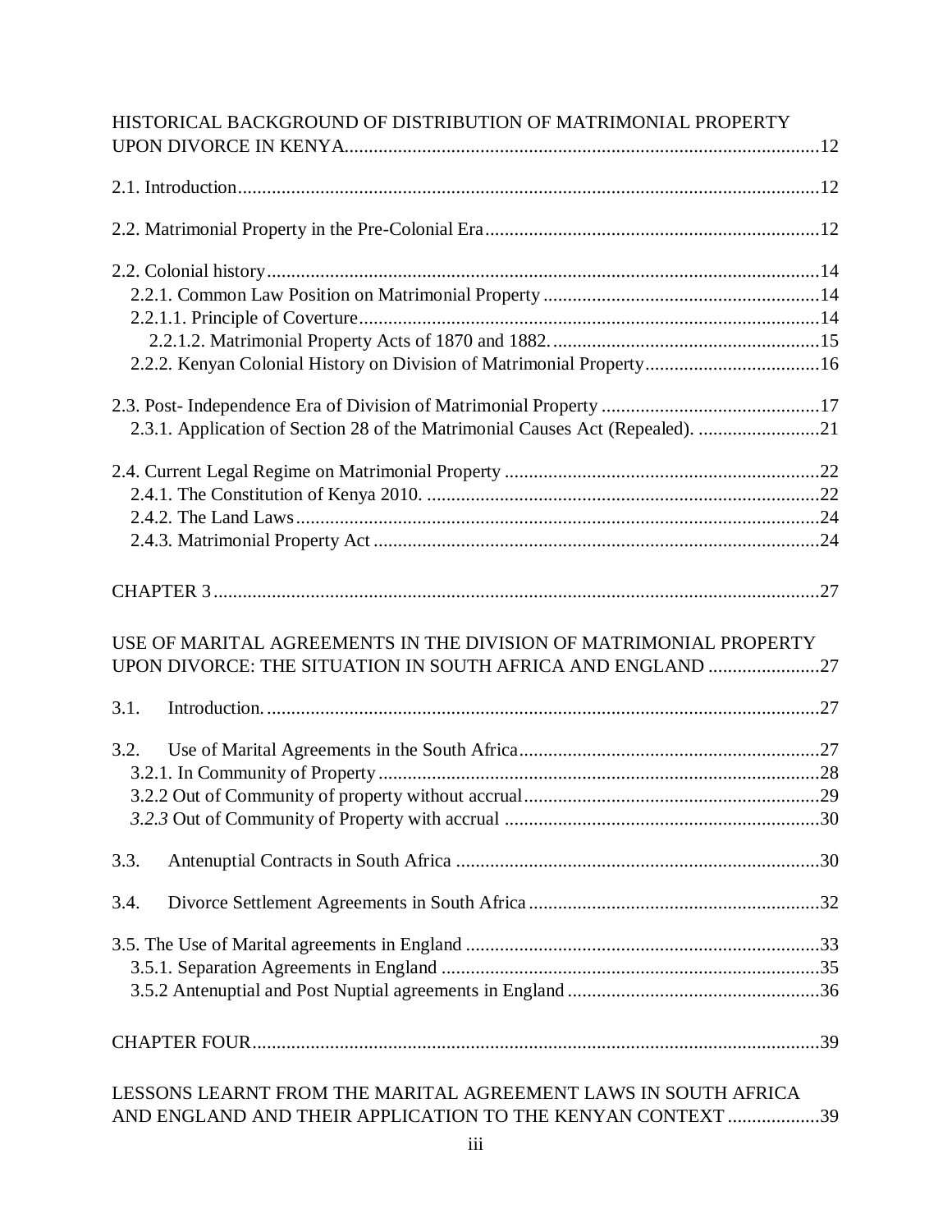HISTORICAL BACKGROUND OF DISTRIBUTION OF MATRIMONIAL PROPERTY UPON DIVORCE IN KENYA.................................................................................................12

2.1. Introduction.......................................................................................................................12

2.2. Matrimonial Property in the Pre-Colonial Era....................................................................12

2.2. Colonial history..................................................................................................................14
- 2.2.1. Common Law Position on Matrimonial Property .........................................................14
- 2.2.1.1. Principle of Coverture...............................................................................................14
  - 2.2.1.2. Matrimonial Property Acts of 1870 and 1882.......................................................15
- 2.2.2. Kenyan Colonial History on Division of Matrimonial Property....................................16

2.3. Post- Independence Era of Division of Matrimonial Property ............................................17
- 2.3.1. Application of Section 28 of the Matrimonial Causes Act (Repealed). .........................21

2.4. Current Legal Regime on Matrimonial Property ................................................................22
- 2.4.1. The Constitution of Kenya 2010. ................................................................................22
- 2.4.2. The Land Laws...........................................................................................................24
- 2.4.3. Matrimonial Property Act ...........................................................................................24

CHAPTER 3............................................................................................................................27

USE OF MARITAL AGREEMENTS IN THE DIVISION OF MATRIMONIAL PROPERTY UPON DIVORCE: THE SITUATION IN SOUTH AFRICA AND ENGLAND .......................27

3.1. Introduction. ..................................................................................................................27

3.2. Use of Marital Agreements in the South Africa..............................................................27
- 3.2.1. In Community of Property..........................................................................................28
- 3.2.2 Out of Community of property without accrual............................................................29
- *3.2.3* Out of Community of Property with accrual ................................................................30

3.3. Antenuptial Contracts in South Africa ...........................................................................30

3.4. Divorce Settlement Agreements in South Africa ............................................................32

3.5. The Use of Marital agreements in England .........................................................................33
- 3.5.1. Separation Agreements in England .............................................................................35
- 3.5.2 Antenuptial and Post Nuptial agreements in England ...................................................36

CHAPTER FOUR.....................................................................................................................39

LESSONS LEARNT FROM THE MARITAL AGREEMENT LAWS IN SOUTH AFRICA AND ENGLAND AND THEIR APPLICATION TO THE KENYAN CONTEXT ...................39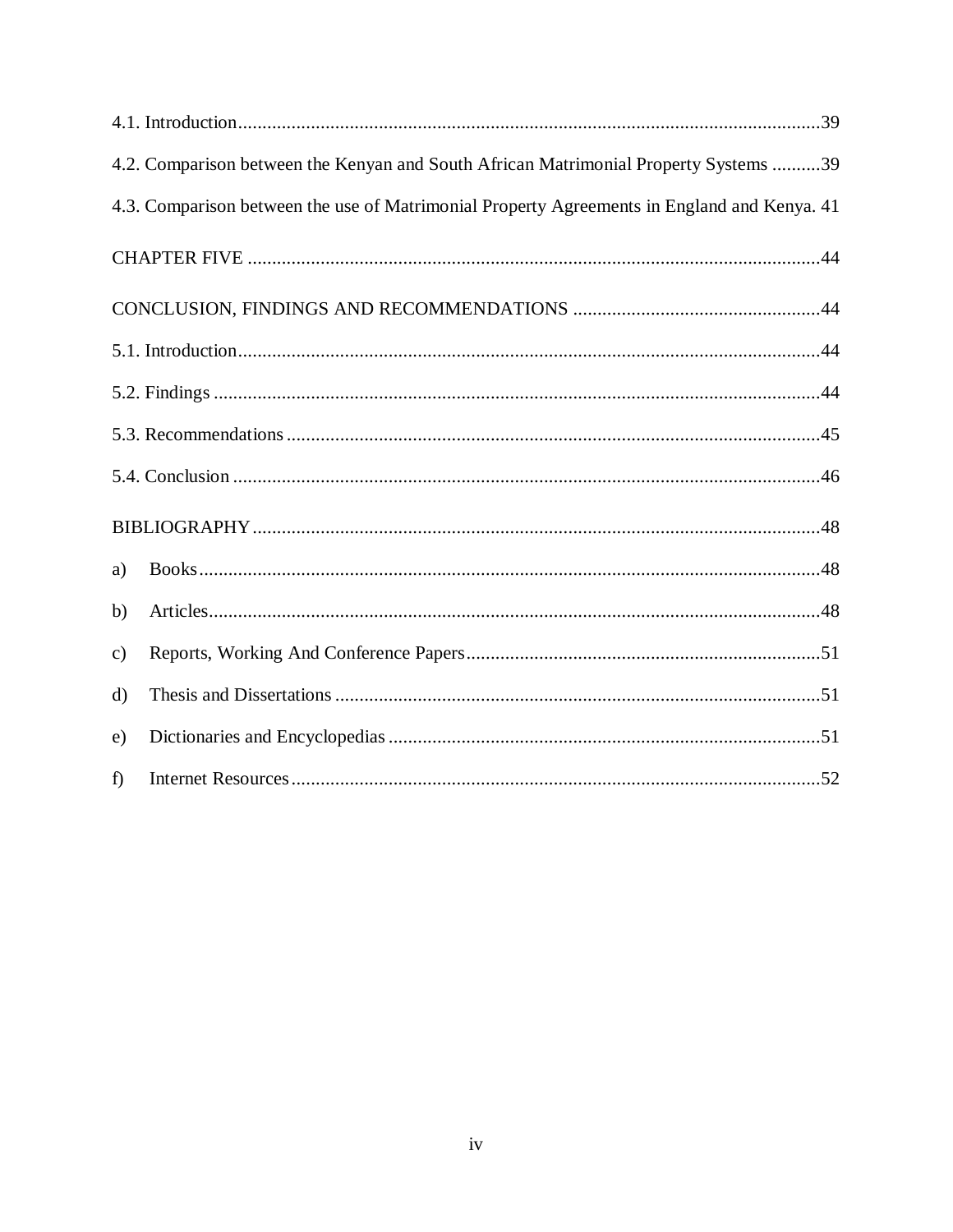4.1. Introduction........................................................................................................................39

4.2. Comparison between the Kenyan and South African Matrimonial Property Systems ..........39

4.3. Comparison between the use of Matrimonial Property Agreements in England and Kenya. 41

CHAPTER FIVE ......................................................................................................................44

CONCLUSION, FINDINGS AND RECOMMENDATIONS ..................................................44

5.1. Introduction........................................................................................................................44

5.2. Findings ............................................................................................................................44

5.3. Recommendations .............................................................................................................45

5.4. Conclusion .........................................................................................................................46

BIBLIOGRAPHY....................................................................................................................48

a) Books................................................................................................................................48

b) Articles.............................................................................................................................48

c) Reports, Working And Conference Papers.........................................................................51

d) Thesis and Dissertations ....................................................................................................51

e) Dictionaries and Encyclopedias .........................................................................................51

f) Internet Resources.............................................................................................................52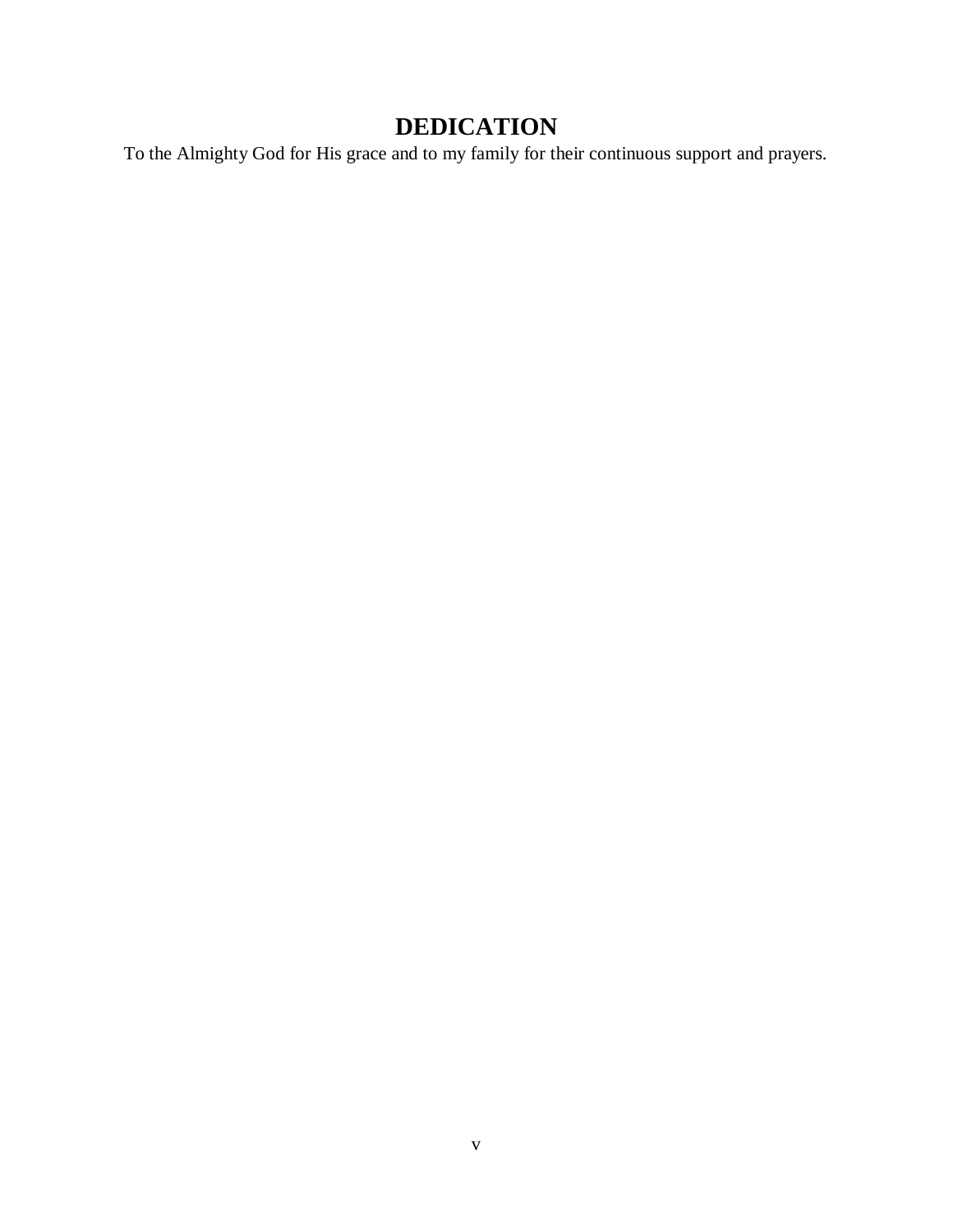# DEDICATION

To the Almighty God for His grace and to my family for their continuous support and prayers.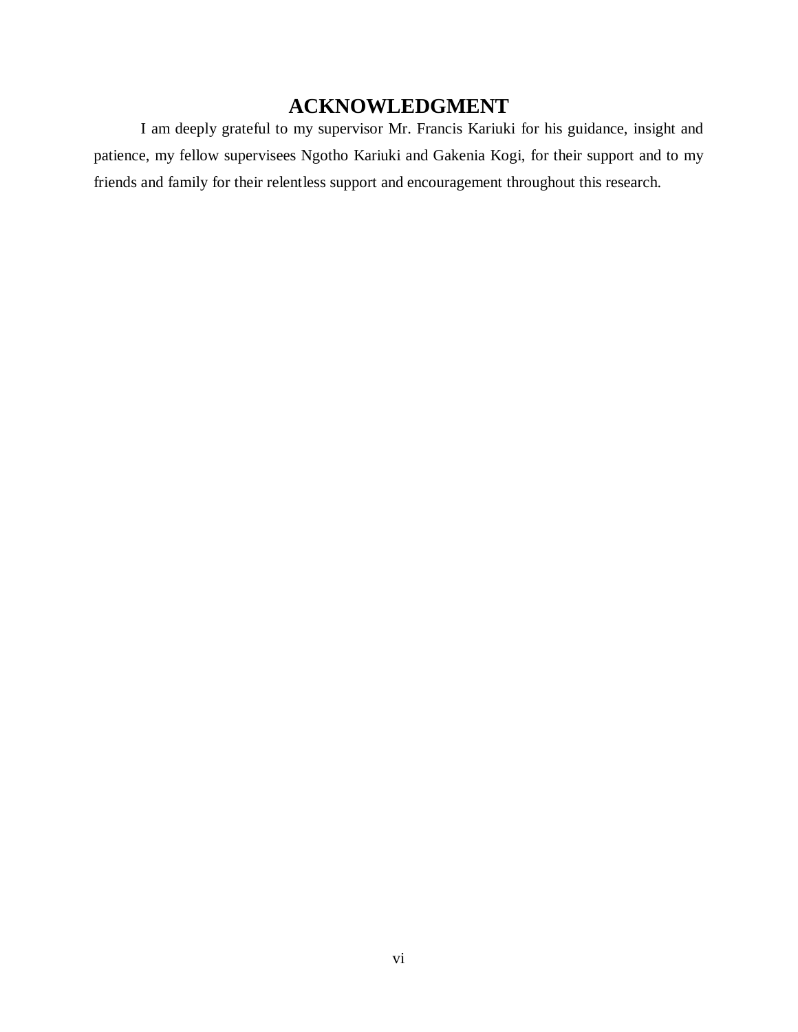# ACKNOWLEDGMENT

I am deeply grateful to my supervisor Mr. Francis Kariuki for his guidance, insight and patience, my fellow supervisees Ngotho Kariuki and Gakenia Kogi, for their support and to my friends and family for their relentless support and encouragement throughout this research.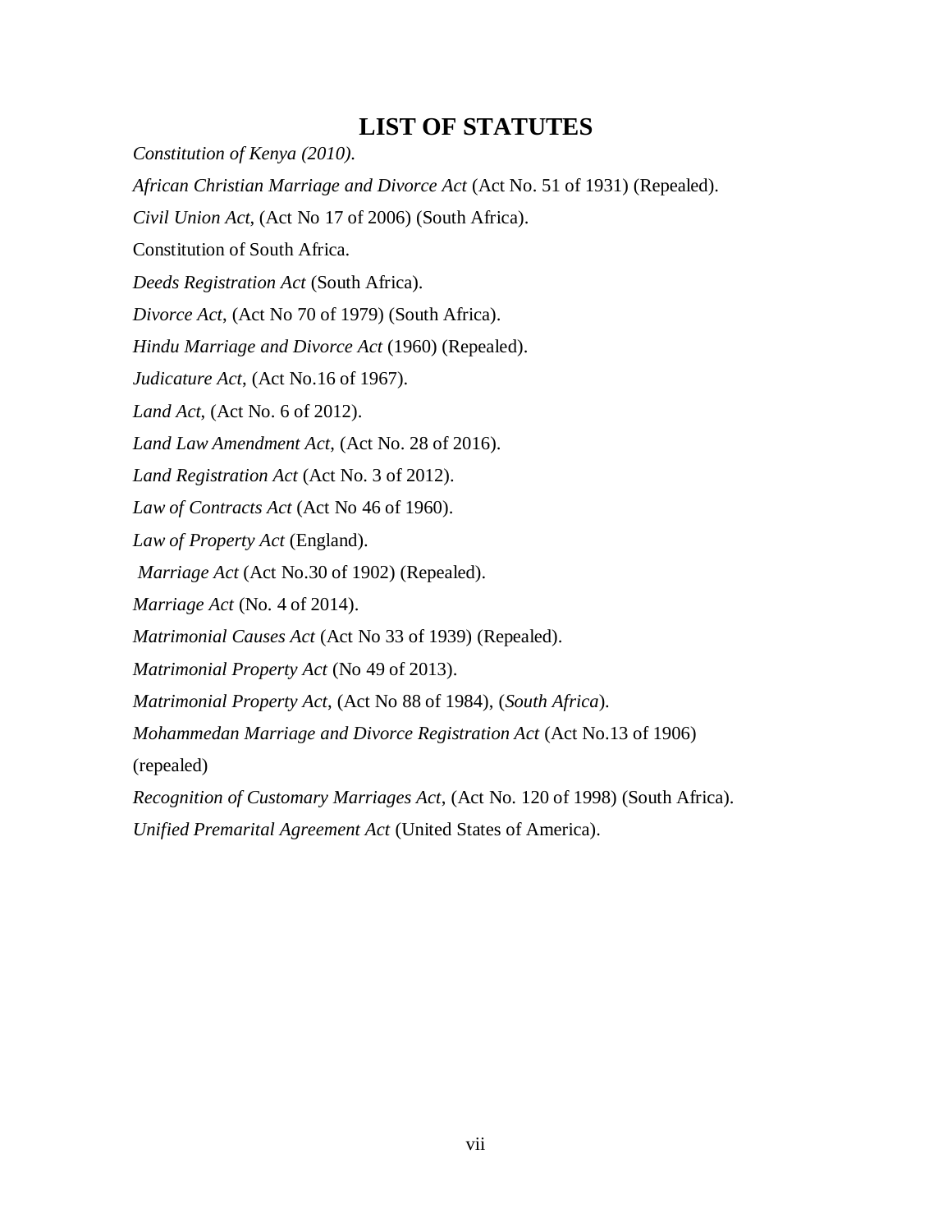# LIST OF STATUTES

*Constitution of Kenya (2010).*

*African Christian Marriage and Divorce Act* (Act No. 51 of 1931) (Repealed).

*Civil Union Act*, (Act No 17 of 2006) (South Africa).

Constitution of South Africa.

*Deeds Registration Act* (South Africa).

*Divorce Act*, (Act No 70 of 1979) (South Africa).

*Hindu Marriage and Divorce Act* (1960) (Repealed).

*Judicature Act*, (Act No.16 of 1967).

*Land Act*, (Act No. 6 of 2012).

*Land Law Amendment Act*, (Act No. 28 of 2016).

*Land Registration Act* (Act No. 3 of 2012).

*Law of Contracts Act* (Act No 46 of 1960).

*Law of Property Act* (England).

*Marriage Act* (Act No.30 of 1902) (Repealed).

*Marriage Act* (No. 4 of 2014).

*Matrimonial Causes Act* (Act No 33 of 1939) (Repealed).

*Matrimonial Property Act* (No 49 of 2013).

*Matrimonial Property Act*, (Act No 88 of 1984), (*South Africa*).

*Mohammedan Marriage and Divorce Registration Act* (Act No.13 of 1906) (repealed)

*Recognition of Customary Marriages Act*, (Act No. 120 of 1998) (South Africa).

*Unified Premarital Agreement Act* (United States of America).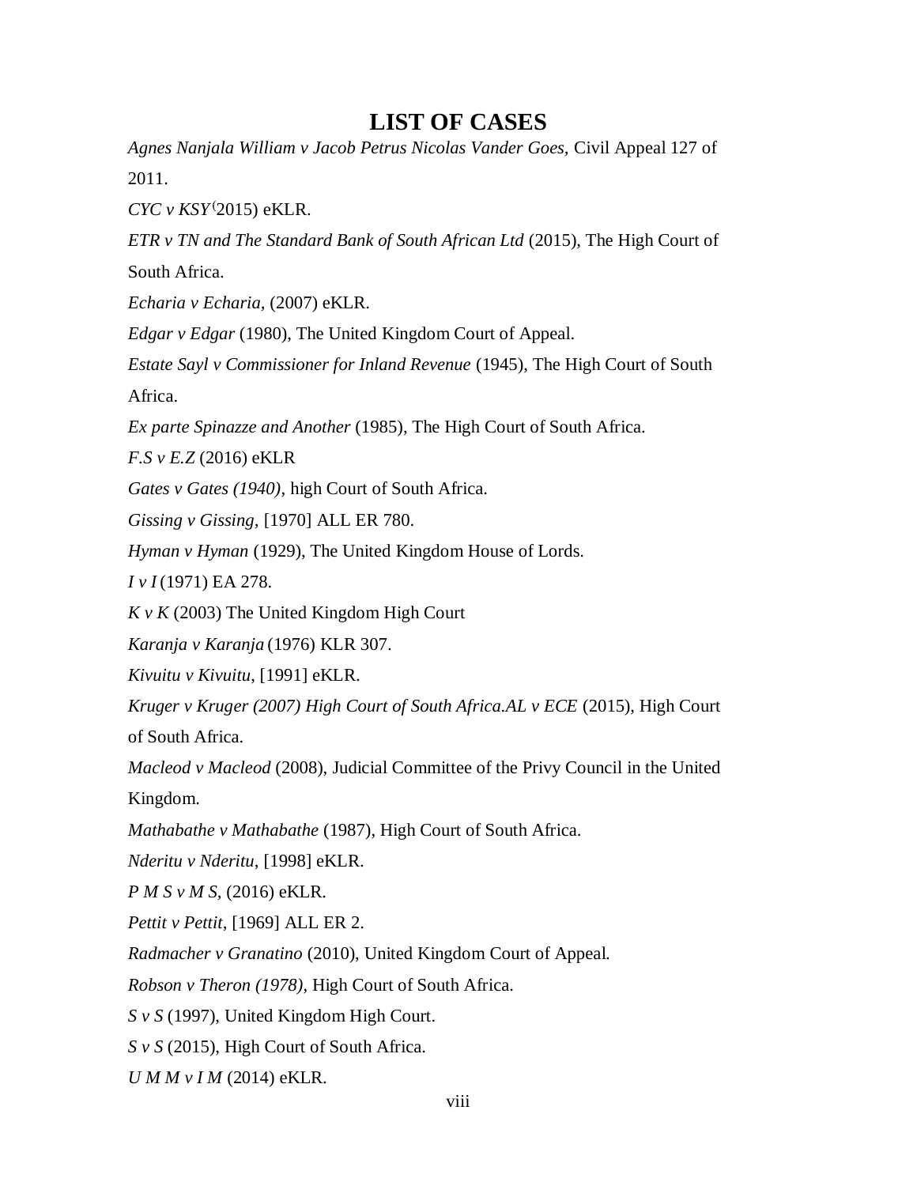# LIST OF CASES

*Agnes Nanjala William v Jacob Petrus Nicolas Vander Goes*, Civil Appeal 127 of 2011.

*CYC v KSY*(2015) eKLR.

*ETR v TN and The Standard Bank of South African Ltd* (2015), The High Court of South Africa.

*Echaria v Echaria*, (2007) eKLR.

*Edgar v Edgar* (1980), The United Kingdom Court of Appeal.

*Estate Sayl v Commissioner for Inland Revenue* (1945), The High Court of South Africa.

*Ex parte Spinazze and Another* (1985), The High Court of South Africa.

*F.S v E.Z* (2016) eKLR

*Gates v Gates (1940)*, high Court of South Africa.

*Gissing v Gissing*, [1970] ALL ER 780.

*Hyman v Hyman* (1929), The United Kingdom House of Lords.

*I v I* (1971) EA 278.

*K v K* (2003) The United Kingdom High Court

*Karanja v Karanja* (1976) KLR 307.

*Kivuitu v Kivuitu*, [1991] eKLR.

*Kruger v Kruger (2007) High Court of South Africa.AL v ECE* (2015), High Court of South Africa.

*Macleod v Macleod* (2008), Judicial Committee of the Privy Council in the United Kingdom.

*Mathabathe v Mathabathe* (1987), High Court of South Africa.

*Nderitu v Nderitu*, [1998] eKLR.

*P M S v M S*, (2016) eKLR.

*Pettit v Pettit*, [1969] ALL ER 2.

*Radmacher v Granatino* (2010), United Kingdom Court of Appeal.

*Robson v Theron (1978)*, High Court of South Africa.

*S v S* (1997), United Kingdom High Court.

*S v S* (2015), High Court of South Africa.

*U M M v I M* (2014) eKLR.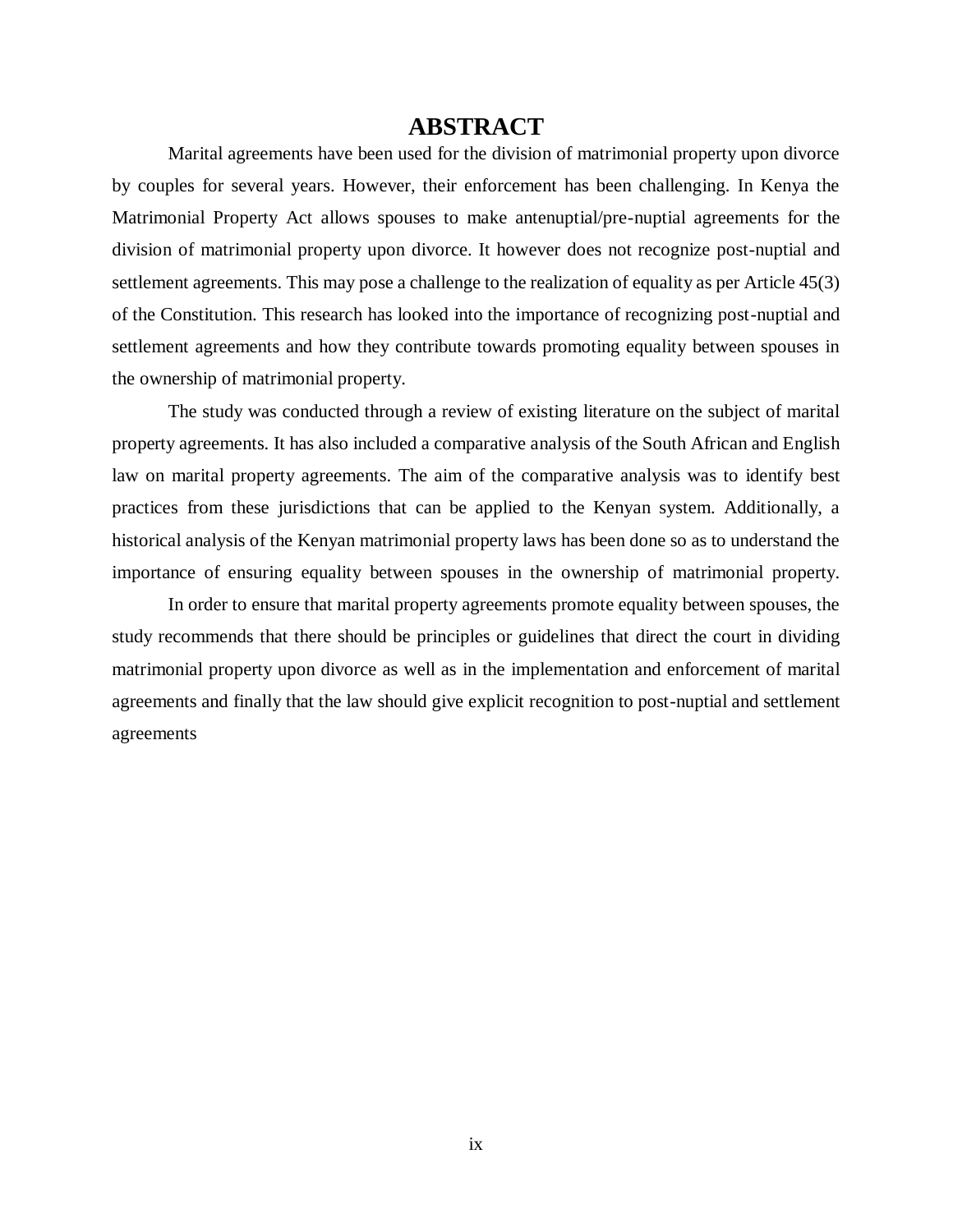# ABSTRACT

Marital agreements have been used for the division of matrimonial property upon divorce by couples for several years. However, their enforcement has been challenging. In Kenya the Matrimonial Property Act allows spouses to make antenuptial/pre-nuptial agreements for the division of matrimonial property upon divorce. It however does not recognize post-nuptial and settlement agreements. This may pose a challenge to the realization of equality as per Article 45(3) of the Constitution. This research has looked into the importance of recognizing post-nuptial and settlement agreements and how they contribute towards promoting equality between spouses in the ownership of matrimonial property.

The study was conducted through a review of existing literature on the subject of marital property agreements. It has also included a comparative analysis of the South African and English law on marital property agreements. The aim of the comparative analysis was to identify best practices from these jurisdictions that can be applied to the Kenyan system. Additionally, a historical analysis of the Kenyan matrimonial property laws has been done so as to understand the importance of ensuring equality between spouses in the ownership of matrimonial property.

In order to ensure that marital property agreements promote equality between spouses, the study recommends that there should be principles or guidelines that direct the court in dividing matrimonial property upon divorce as well as in the implementation and enforcement of marital agreements and finally that the law should give explicit recognition to post-nuptial and settlement agreements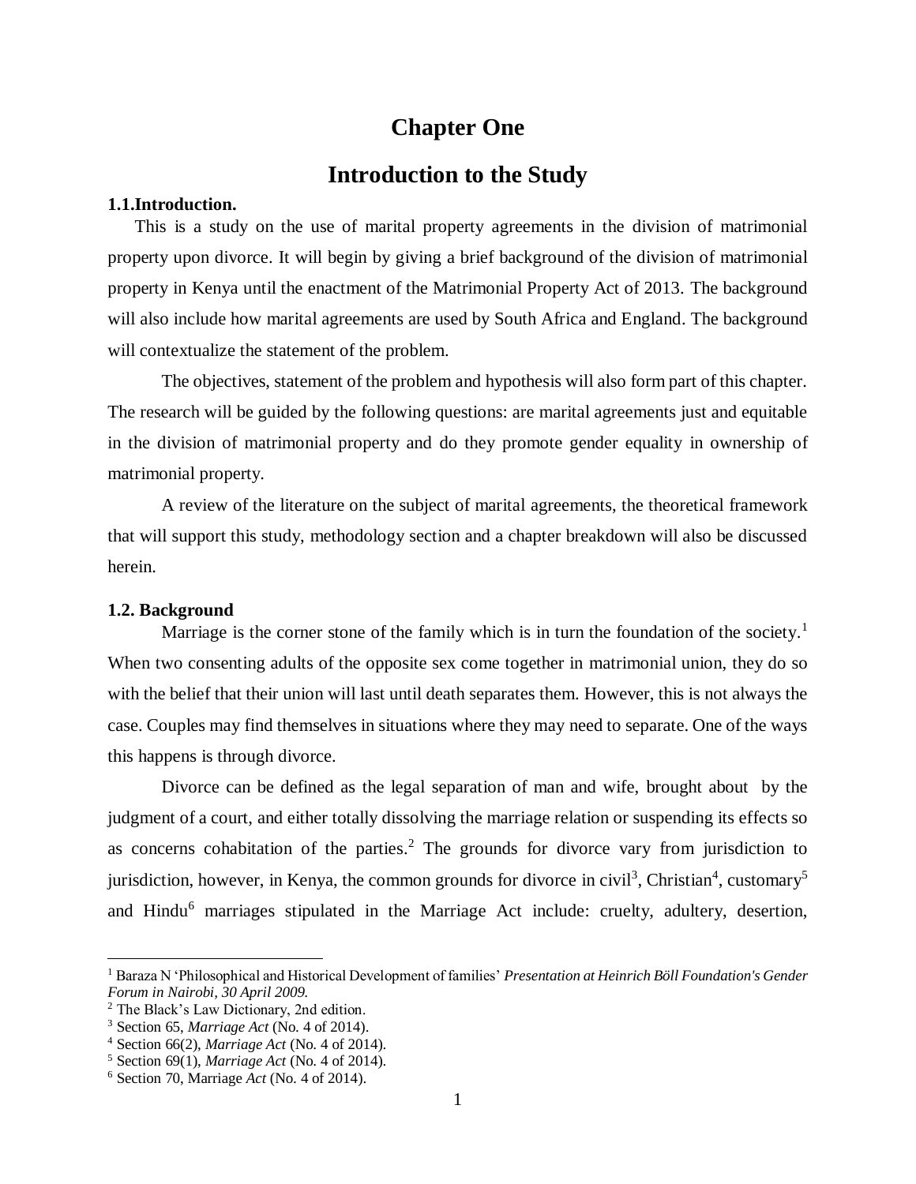# Chapter One

# Introduction to the Study

### 1.1.Introduction.

This is a study on the use of marital property agreements in the division of matrimonial property upon divorce. It will begin by giving a brief background of the division of matrimonial property in Kenya until the enactment of the Matrimonial Property Act of 2013. The background will also include how marital agreements are used by South Africa and England. The background will contextualize the statement of the problem.

The objectives, statement of the problem and hypothesis will also form part of this chapter. The research will be guided by the following questions: are marital agreements just and equitable in the division of matrimonial property and do they promote gender equality in ownership of matrimonial property.

A review of the literature on the subject of marital agreements, the theoretical framework that will support this study, methodology section and a chapter breakdown will also be discussed herein.

### 1.2. Background

Marriage is the corner stone of the family which is in turn the foundation of the society.[1] When two consenting adults of the opposite sex come together in matrimonial union, they do so with the belief that their union will last until death separates them. However, this is not always the case. Couples may find themselves in situations where they may need to separate. One of the ways this happens is through divorce.

Divorce can be defined as the legal separation of man and wife, brought about by the judgment of a court, and either totally dissolving the marriage relation or suspending its effects so as concerns cohabitation of the parties.[2] The grounds for divorce vary from jurisdiction to jurisdiction, however, in Kenya, the common grounds for divorce in civil[3], Christian[4], customary[5] and Hindu[6] marriages stipulated in the Marriage Act include: cruelty, adultery, desertion,

---

[1] Baraza N 'Philosophical and Historical Development of families' *Presentation at Heinrich Böll Foundation's Gender Forum in Nairobi, 30 April 2009.*

[2] The Black's Law Dictionary, 2nd edition.

[3] Section 65, *Marriage Act* (No. 4 of 2014).

[4] Section 66(2), *Marriage Act* (No. 4 of 2014).

[5] Section 69(1), *Marriage Act* (No. 4 of 2014).

[6] Section 70, Marriage *Act* (No. 4 of 2014).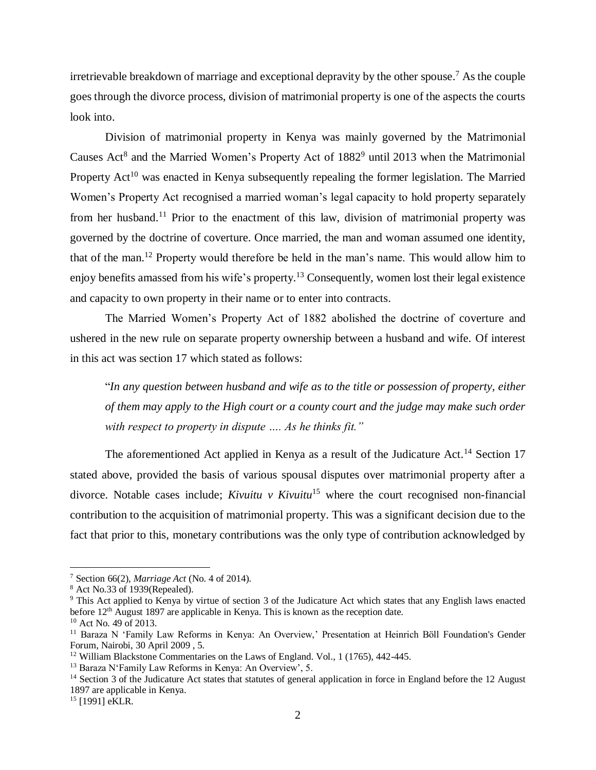irretrievable breakdown of marriage and exceptional depravity by the other spouse.[7] As the couple goes through the divorce process, division of matrimonial property is one of the aspects the courts look into.

Division of matrimonial property in Kenya was mainly governed by the Matrimonial Causes Act[8] and the Married Women's Property Act of 1882[9] until 2013 when the Matrimonial Property Act[10] was enacted in Kenya subsequently repealing the former legislation. The Married Women's Property Act recognised a married woman's legal capacity to hold property separately from her husband.[11] Prior to the enactment of this law, division of matrimonial property was governed by the doctrine of coverture. Once married, the man and woman assumed one identity, that of the man.[12] Property would therefore be held in the man's name. This would allow him to enjoy benefits amassed from his wife's property.[13] Consequently, women lost their legal existence and capacity to own property in their name or to enter into contracts.

The Married Women's Property Act of 1882 abolished the doctrine of coverture and ushered in the new rule on separate property ownership between a husband and wife. Of interest in this act was section 17 which stated as follows:

> "*In any question between husband and wife as to the title or possession of property, either of them may apply to the High court or a county court and the judge may make such order with respect to property in dispute …. As he thinks fit."*

The aforementioned Act applied in Kenya as a result of the Judicature Act.[14] Section 17 stated above, provided the basis of various spousal disputes over matrimonial property after a divorce. Notable cases include; *Kivuitu v Kivuitu*[15] where the court recognised non-financial contribution to the acquisition of matrimonial property. This was a significant decision due to the fact that prior to this, monetary contributions was the only type of contribution acknowledged by

---

[7] Section 66(2), *Marriage Act* (No. 4 of 2014).

[8] Act No.33 of 1939(Repealed).

[9] This Act applied to Kenya by virtue of section 3 of the Judicature Act which states that any English laws enacted before 12th August 1897 are applicable in Kenya. This is known as the reception date.

[10] Act No. 49 of 2013.

[11] Baraza N 'Family Law Reforms in Kenya: An Overview,' Presentation at Heinrich Böll Foundation's Gender Forum, Nairobi, 30 April 2009 , 5.

[12] William Blackstone Commentaries on the Laws of England. Vol., 1 (1765), 442-445.

[13] Baraza N'Family Law Reforms in Kenya: An Overview', 5.

[14] Section 3 of the Judicature Act states that statutes of general application in force in England before the 12 August 1897 are applicable in Kenya.

[15] [1991] eKLR.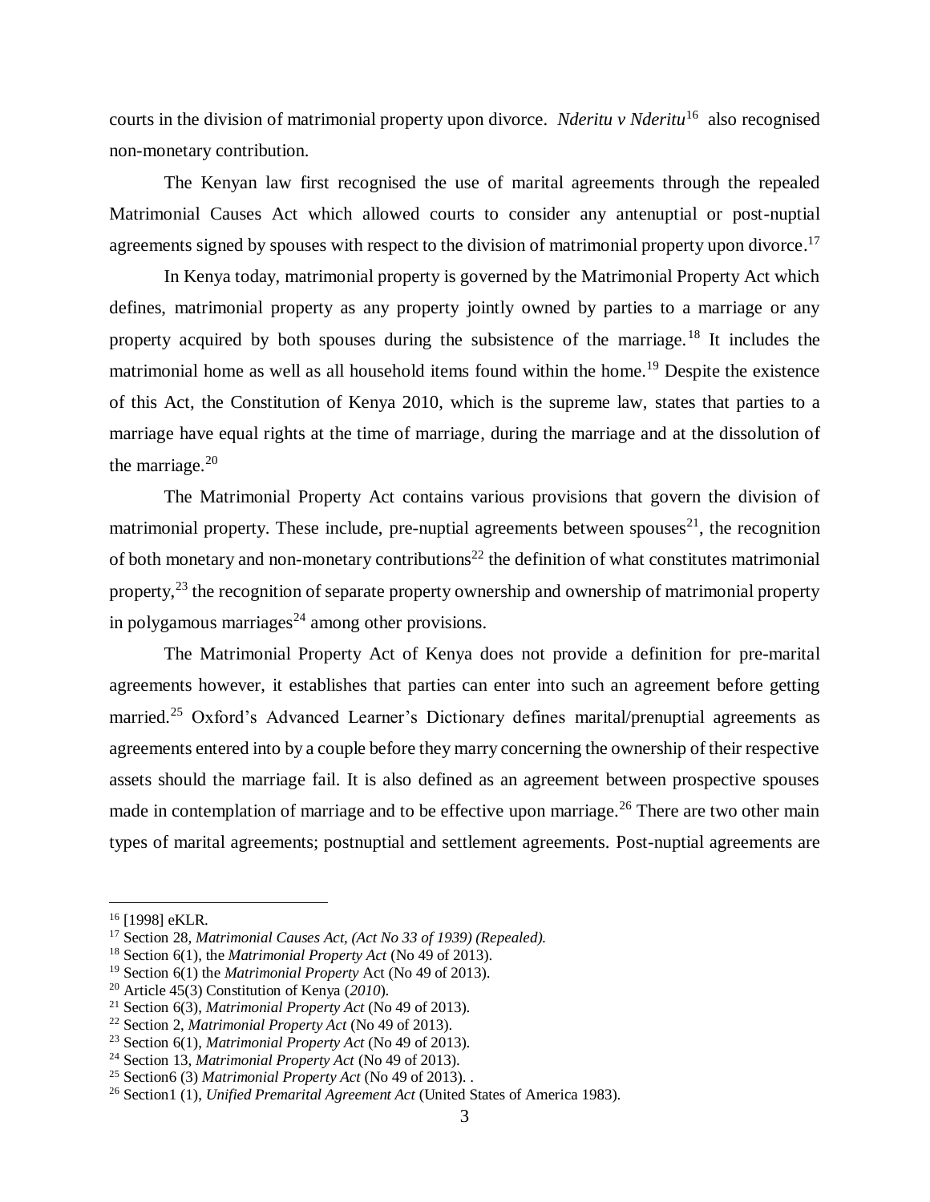courts in the division of matrimonial property upon divorce. *Nderitu v Nderitu*[16] also recognised non-monetary contribution.

The Kenyan law first recognised the use of marital agreements through the repealed Matrimonial Causes Act which allowed courts to consider any antenuptial or post-nuptial agreements signed by spouses with respect to the division of matrimonial property upon divorce.[17]

In Kenya today, matrimonial property is governed by the Matrimonial Property Act which defines, matrimonial property as any property jointly owned by parties to a marriage or any property acquired by both spouses during the subsistence of the marriage.[18] It includes the matrimonial home as well as all household items found within the home.[19] Despite the existence of this Act, the Constitution of Kenya 2010, which is the supreme law, states that parties to a marriage have equal rights at the time of marriage, during the marriage and at the dissolution of the marriage.[20]

The Matrimonial Property Act contains various provisions that govern the division of matrimonial property. These include, pre-nuptial agreements between spouses[21], the recognition of both monetary and non-monetary contributions[22] the definition of what constitutes matrimonial property,[23] the recognition of separate property ownership and ownership of matrimonial property in polygamous marriages[24] among other provisions.

The Matrimonial Property Act of Kenya does not provide a definition for pre-marital agreements however, it establishes that parties can enter into such an agreement before getting married.[25] Oxford's Advanced Learner's Dictionary defines marital/prenuptial agreements as agreements entered into by a couple before they marry concerning the ownership of their respective assets should the marriage fail. It is also defined as an agreement between prospective spouses made in contemplation of marriage and to be effective upon marriage.[26] There are two other main types of marital agreements; postnuptial and settlement agreements. Post-nuptial agreements are

---

[16] [1998] eKLR.

[17] Section 28, *Matrimonial Causes Act, (Act No 33 of 1939) (Repealed).*

[18] Section 6(1), the *Matrimonial Property Act* (No 49 of 2013).

[19] Section 6(1) the *Matrimonial Property* Act (No 49 of 2013).

[20] Article 45(3) Constitution of Kenya (*2010*).

[21] Section 6(3), *Matrimonial Property Act* (No 49 of 2013).

[22] Section 2, *Matrimonial Property Act* (No 49 of 2013).

[23] Section 6(1), *Matrimonial Property Act* (No 49 of 2013).

[24] Section 13, *Matrimonial Property Act* (No 49 of 2013).

[25] Section6 (3) *Matrimonial Property Act* (No 49 of 2013). .

[26] Section1 (1), *Unified Premarital Agreement Act* (United States of America 1983).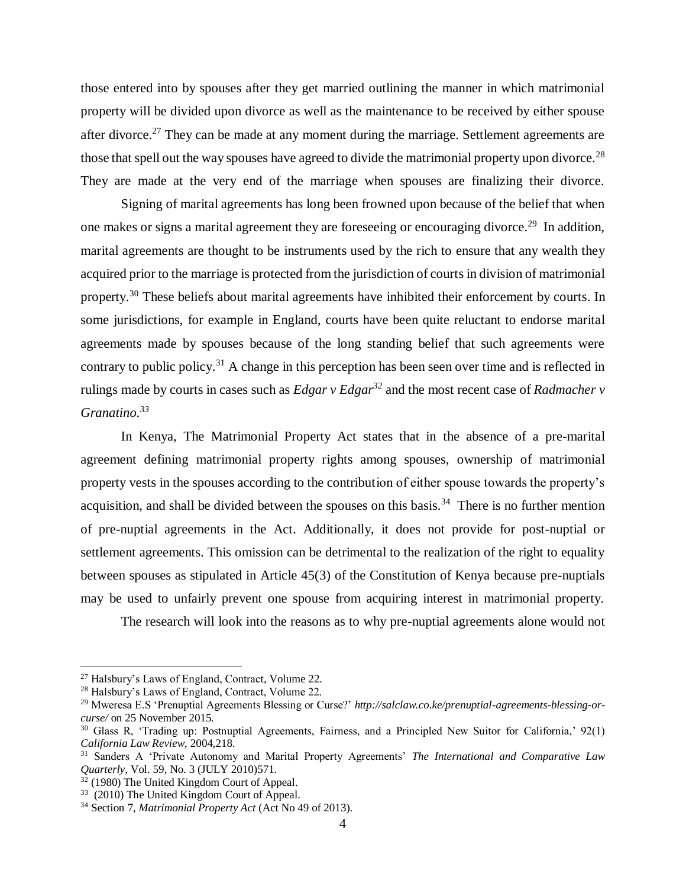those entered into by spouses after they get married outlining the manner in which matrimonial property will be divided upon divorce as well as the maintenance to be received by either spouse after divorce.[27] They can be made at any moment during the marriage. Settlement agreements are those that spell out the way spouses have agreed to divide the matrimonial property upon divorce.[28] They are made at the very end of the marriage when spouses are finalizing their divorce.

Signing of marital agreements has long been frowned upon because of the belief that when one makes or signs a marital agreement they are foreseeing or encouraging divorce.[29] In addition, marital agreements are thought to be instruments used by the rich to ensure that any wealth they acquired prior to the marriage is protected from the jurisdiction of courts in division of matrimonial property.[30] These beliefs about marital agreements have inhibited their enforcement by courts. In some jurisdictions, for example in England, courts have been quite reluctant to endorse marital agreements made by spouses because of the long standing belief that such agreements were contrary to public policy.[31] A change in this perception has been seen over time and is reflected in rulings made by courts in cases such as *Edgar v Edgar*[32] and the most recent case of *Radmacher v Granatino.*[33]

In Kenya, The Matrimonial Property Act states that in the absence of a pre-marital agreement defining matrimonial property rights among spouses, ownership of matrimonial property vests in the spouses according to the contribution of either spouse towards the property's acquisition, and shall be divided between the spouses on this basis.[34] There is no further mention of pre-nuptial agreements in the Act. Additionally, it does not provide for post-nuptial or settlement agreements. This omission can be detrimental to the realization of the right to equality between spouses as stipulated in Article 45(3) of the Constitution of Kenya because pre-nuptials may be used to unfairly prevent one spouse from acquiring interest in matrimonial property.

The research will look into the reasons as to why pre-nuptial agreements alone would not

---

[27] Halsbury's Laws of England, Contract, Volume 22.

[28] Halsbury's Laws of England, Contract, Volume 22.

[29] Mweresa E.S 'Prenuptial Agreements Blessing or Curse?' *http://salclaw.co.ke/prenuptial-agreements-blessing-or-curse/* on 25 November 2015.

[30] Glass R, 'Trading up: Postnuptial Agreements, Fairness, and a Principled New Suitor for California,' 92(1) *California Law Review*, 2004,218.

[31] Sanders A 'Private Autonomy and Marital Property Agreements' *The International and Comparative Law Quarterly*, Vol. 59, No. 3 (JULY 2010)571.

[32] (1980) The United Kingdom Court of Appeal.

[33] (2010) The United Kingdom Court of Appeal.

[34] Section 7, *Matrimonial Property Act* (Act No 49 of 2013).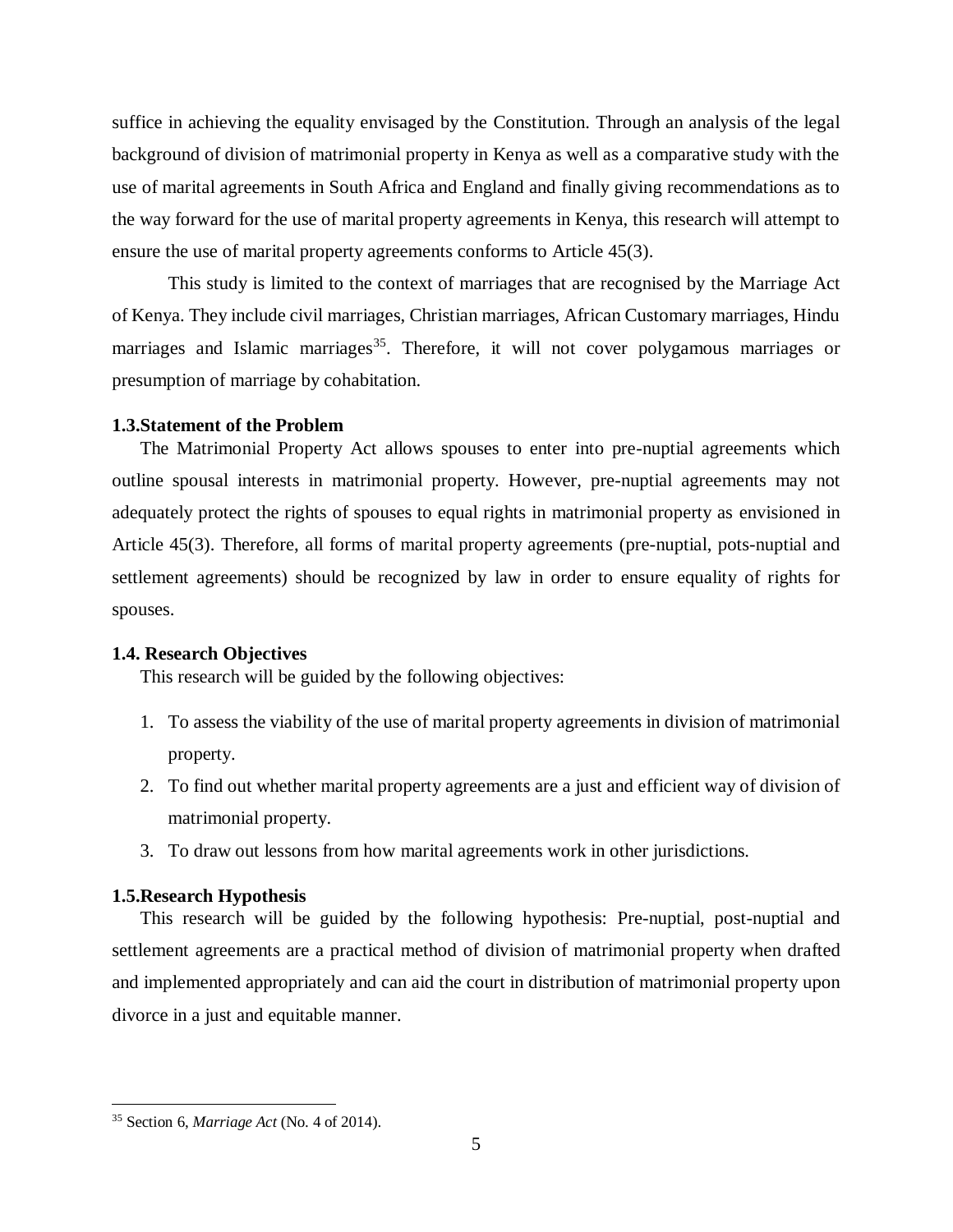suffice in achieving the equality envisaged by the Constitution. Through an analysis of the legal background of division of matrimonial property in Kenya as well as a comparative study with the use of marital agreements in South Africa and England and finally giving recommendations as to the way forward for the use of marital property agreements in Kenya, this research will attempt to ensure the use of marital property agreements conforms to Article 45(3).

This study is limited to the context of marriages that are recognised by the Marriage Act of Kenya. They include civil marriages, Christian marriages, African Customary marriages, Hindu marriages and Islamic marriages[35]. Therefore, it will not cover polygamous marriages or presumption of marriage by cohabitation.

### 1.3.Statement of the Problem

The Matrimonial Property Act allows spouses to enter into pre-nuptial agreements which outline spousal interests in matrimonial property. However, pre-nuptial agreements may not adequately protect the rights of spouses to equal rights in matrimonial property as envisioned in Article 45(3). Therefore, all forms of marital property agreements (pre-nuptial, pots-nuptial and settlement agreements) should be recognized by law in order to ensure equality of rights for spouses.

### 1.4. Research Objectives

This research will be guided by the following objectives:

1. To assess the viability of the use of marital property agreements in division of matrimonial property.
2. To find out whether marital property agreements are a just and efficient way of division of matrimonial property.
3. To draw out lessons from how marital agreements work in other jurisdictions.

### 1.5.Research Hypothesis

This research will be guided by the following hypothesis: Pre-nuptial, post-nuptial and settlement agreements are a practical method of division of matrimonial property when drafted and implemented appropriately and can aid the court in distribution of matrimonial property upon divorce in a just and equitable manner.

---

[35] Section 6, *Marriage Act* (No. 4 of 2014).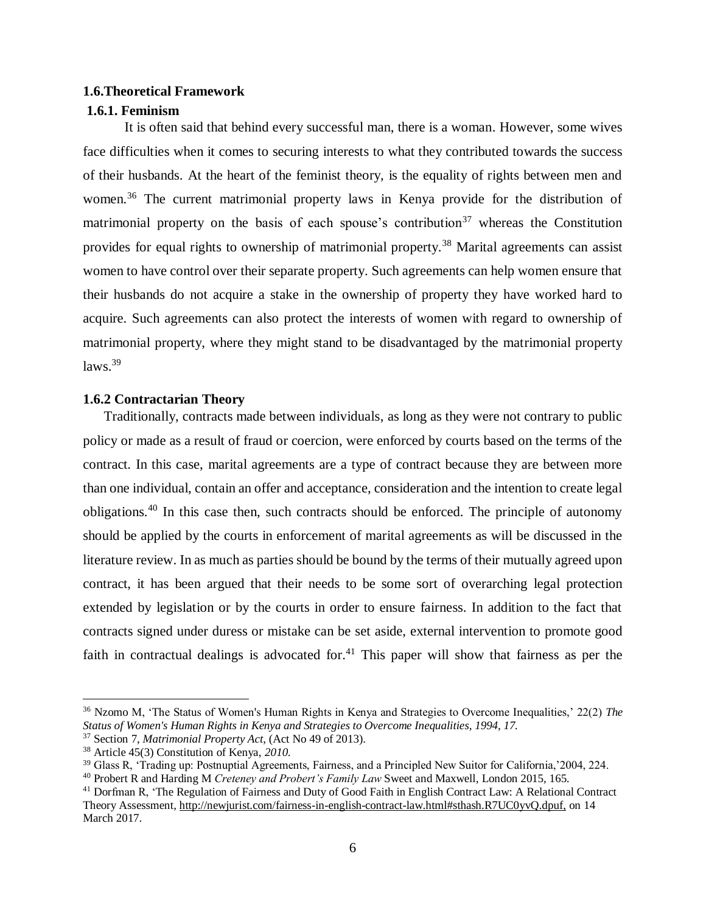### 1.6.Theoretical Framework

#### 1.6.1. Feminism

It is often said that behind every successful man, there is a woman. However, some wives face difficulties when it comes to securing interests to what they contributed towards the success of their husbands. At the heart of the feminist theory, is the equality of rights between men and women.[36] The current matrimonial property laws in Kenya provide for the distribution of matrimonial property on the basis of each spouse's contribution[37] whereas the Constitution provides for equal rights to ownership of matrimonial property.[38] Marital agreements can assist women to have control over their separate property. Such agreements can help women ensure that their husbands do not acquire a stake in the ownership of property they have worked hard to acquire. Such agreements can also protect the interests of women with regard to ownership of matrimonial property, where they might stand to be disadvantaged by the matrimonial property laws.[39]

#### 1.6.2 Contractarian Theory

Traditionally, contracts made between individuals, as long as they were not contrary to public policy or made as a result of fraud or coercion, were enforced by courts based on the terms of the contract. In this case, marital agreements are a type of contract because they are between more than one individual, contain an offer and acceptance, consideration and the intention to create legal obligations.[40] In this case then, such contracts should be enforced. The principle of autonomy should be applied by the courts in enforcement of marital agreements as will be discussed in the literature review. In as much as parties should be bound by the terms of their mutually agreed upon contract, it has been argued that their needs to be some sort of overarching legal protection extended by legislation or by the courts in order to ensure fairness. In addition to the fact that contracts signed under duress or mistake can be set aside, external intervention to promote good faith in contractual dealings is advocated for.[41] This paper will show that fairness as per the

---

[36] Nzomo M, 'The Status of Women's Human Rights in Kenya and Strategies to Overcome Inequalities,' 22(2) *The Status of Women's Human Rights in Kenya and Strategies to Overcome Inequalities, 1994, 17.*

[37] Section 7, *Matrimonial Property Act,* (Act No 49 of 2013).

[38] Article 45(3) Constitution of Kenya, *2010.*

[39] Glass R, 'Trading up: Postnuptial Agreements, Fairness, and a Principled New Suitor for California,'2004, 224.

[40] Probert R and Harding M *Creteney and Probert's Family Law* Sweet and Maxwell, London 2015, 165.

[41] Dorfman R, 'The Regulation of Fairness and Duty of Good Faith in English Contract Law: A Relational Contract Theory Assessment, http://newjurist.com/fairness-in-english-contract-law.html#sthash.R7UC0yvQ.dpuf, on 14 March 2017.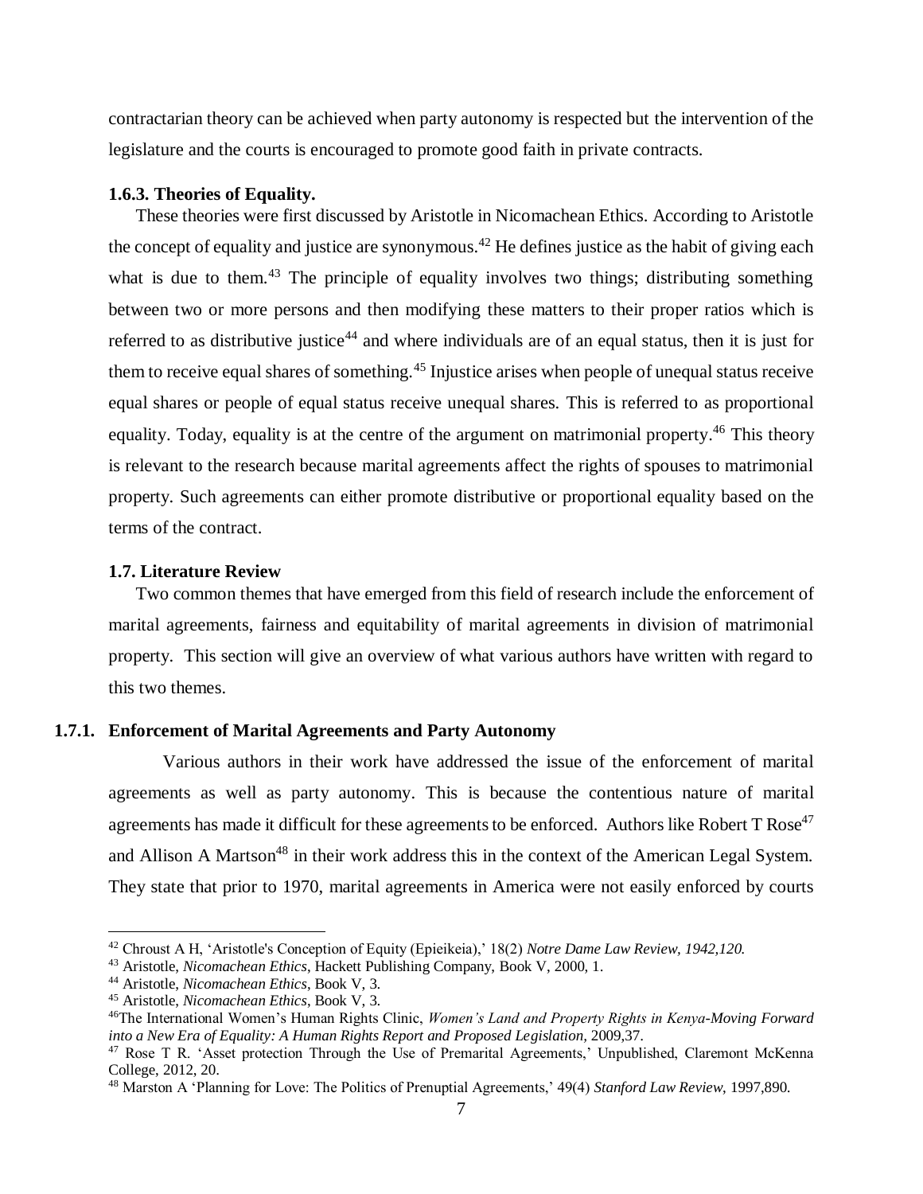contractarian theory can be achieved when party autonomy is respected but the intervention of the legislature and the courts is encouraged to promote good faith in private contracts.

### 1.6.3. Theories of Equality.

These theories were first discussed by Aristotle in Nicomachean Ethics. According to Aristotle the concept of equality and justice are synonymous.[42] He defines justice as the habit of giving each what is due to them.[43] The principle of equality involves two things; distributing something between two or more persons and then modifying these matters to their proper ratios which is referred to as distributive justice[44] and where individuals are of an equal status, then it is just for them to receive equal shares of something.[45] Injustice arises when people of unequal status receive equal shares or people of equal status receive unequal shares. This is referred to as proportional equality. Today, equality is at the centre of the argument on matrimonial property.[46] This theory is relevant to the research because marital agreements affect the rights of spouses to matrimonial property. Such agreements can either promote distributive or proportional equality based on the terms of the contract.

### 1.7. Literature Review

Two common themes that have emerged from this field of research include the enforcement of marital agreements, fairness and equitability of marital agreements in division of matrimonial property. This section will give an overview of what various authors have written with regard to this two themes.

### 1.7.1. Enforcement of Marital Agreements and Party Autonomy

Various authors in their work have addressed the issue of the enforcement of marital agreements as well as party autonomy. This is because the contentious nature of marital agreements has made it difficult for these agreements to be enforced. Authors like Robert T Rose[47] and Allison A Martson[48] in their work address this in the context of the American Legal System. They state that prior to 1970, marital agreements in America were not easily enforced by courts

---

[42] Chroust A H, 'Aristotle's Conception of Equity (Epieikeia),' 18(2) *Notre Dame Law Review, 1942,120.*

[43] Aristotle, *Nicomachean Ethics*, Hackett Publishing Company, Book V, 2000, 1.

[44] Aristotle, *Nicomachean Ethics*, Book V, 3.

[45] Aristotle, *Nicomachean Ethics*, Book V, 3.

[46] The International Women's Human Rights Clinic, *Women's Land and Property Rights in Kenya-Moving Forward into a New Era of Equality: A Human Rights Report and Proposed Legislation,* 2009,37.

[47] Rose T R. 'Asset protection Through the Use of Premarital Agreements,' Unpublished, Claremont McKenna College, 2012, 20.

[48] Marston A 'Planning for Love: The Politics of Prenuptial Agreements,' 49(4) *Stanford Law Review,* 1997,890.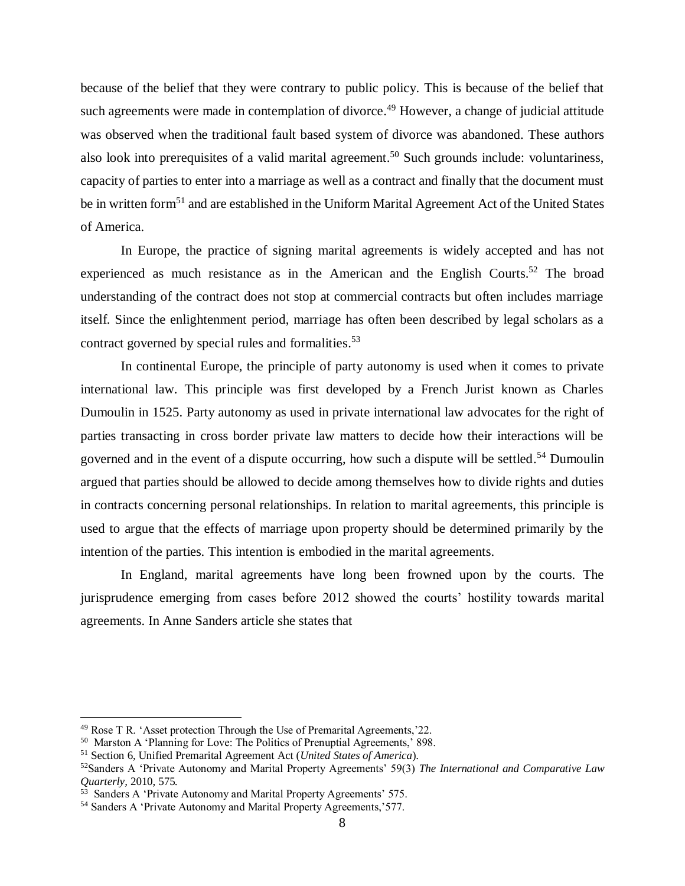because of the belief that they were contrary to public policy. This is because of the belief that such agreements were made in contemplation of divorce.[49] However, a change of judicial attitude was observed when the traditional fault based system of divorce was abandoned. These authors also look into prerequisites of a valid marital agreement.[50] Such grounds include: voluntariness, capacity of parties to enter into a marriage as well as a contract and finally that the document must be in written form[51] and are established in the Uniform Marital Agreement Act of the United States of America.

In Europe, the practice of signing marital agreements is widely accepted and has not experienced as much resistance as in the American and the English Courts.[52] The broad understanding of the contract does not stop at commercial contracts but often includes marriage itself. Since the enlightenment period, marriage has often been described by legal scholars as a contract governed by special rules and formalities.[53]

In continental Europe, the principle of party autonomy is used when it comes to private international law. This principle was first developed by a French Jurist known as Charles Dumoulin in 1525. Party autonomy as used in private international law advocates for the right of parties transacting in cross border private law matters to decide how their interactions will be governed and in the event of a dispute occurring, how such a dispute will be settled.[54] Dumoulin argued that parties should be allowed to decide among themselves how to divide rights and duties in contracts concerning personal relationships. In relation to marital agreements, this principle is used to argue that the effects of marriage upon property should be determined primarily by the intention of the parties. This intention is embodied in the marital agreements.

In England, marital agreements have long been frowned upon by the courts. The jurisprudence emerging from cases before 2012 showed the courts' hostility towards marital agreements. In Anne Sanders article she states that

---

[49] Rose T R. 'Asset protection Through the Use of Premarital Agreements,'22.

[50] Marston A 'Planning for Love: The Politics of Prenuptial Agreements,' 898.

[51] Section 6, Unified Premarital Agreement Act (*United States of America*).

[52] Sanders A 'Private Autonomy and Marital Property Agreements' 59(3) *The International and Comparative Law Quarterly*, 2010, 575.

[53] Sanders A 'Private Autonomy and Marital Property Agreements' 575.

[54] Sanders A 'Private Autonomy and Marital Property Agreements,'577.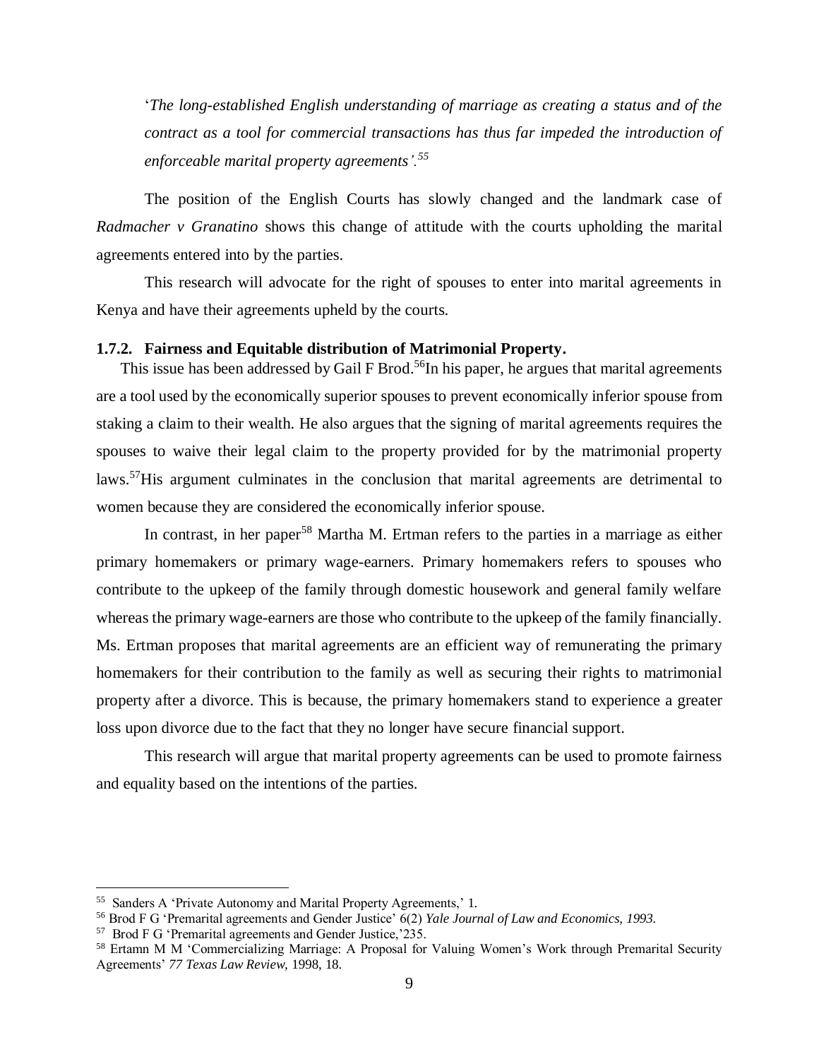'*The long-established English understanding of marriage as creating a status and of the contract as a tool for commercial transactions has thus far impeded the introduction of enforceable marital property agreements'.*[55]

The position of the English Courts has slowly changed and the landmark case of *Radmacher v Granatino* shows this change of attitude with the courts upholding the marital agreements entered into by the parties.

This research will advocate for the right of spouses to enter into marital agreements in Kenya and have their agreements upheld by the courts.

### 1.7.2. Fairness and Equitable distribution of Matrimonial Property.

This issue has been addressed by Gail F Brod.[56]In his paper, he argues that marital agreements are a tool used by the economically superior spouses to prevent economically inferior spouse from staking a claim to their wealth. He also argues that the signing of marital agreements requires the spouses to waive their legal claim to the property provided for by the matrimonial property laws.[57]His argument culminates in the conclusion that marital agreements are detrimental to women because they are considered the economically inferior spouse.

In contrast, in her paper[58] Martha M. Ertman refers to the parties in a marriage as either primary homemakers or primary wage-earners. Primary homemakers refers to spouses who contribute to the upkeep of the family through domestic housework and general family welfare whereas the primary wage-earners are those who contribute to the upkeep of the family financially. Ms. Ertman proposes that marital agreements are an efficient way of remunerating the primary homemakers for their contribution to the family as well as securing their rights to matrimonial property after a divorce. This is because, the primary homemakers stand to experience a greater loss upon divorce due to the fact that they no longer have secure financial support.

This research will argue that marital property agreements can be used to promote fairness and equality based on the intentions of the parties.

---

[55] Sanders A 'Private Autonomy and Marital Property Agreements,' 1.

[56] Brod F G 'Premarital agreements and Gender Justice' 6(2) *Yale Journal of Law and Economics, 1993.*

[57] Brod F G 'Premarital agreements and Gender Justice,'235.

[58] Ertamn M M 'Commercializing Marriage: A Proposal for Valuing Women's Work through Premarital Security Agreements' *77 Texas Law Review,* 1998, 18.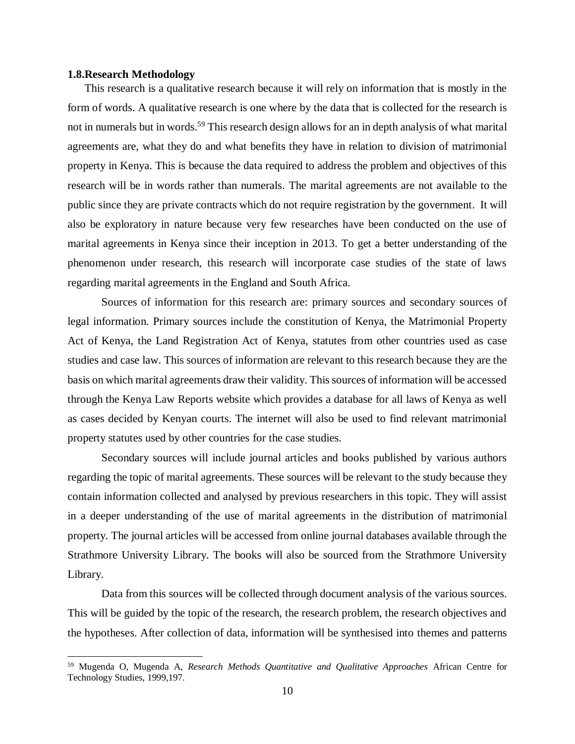### 1.8.Research Methodology

This research is a qualitative research because it will rely on information that is mostly in the form of words. A qualitative research is one where by the data that is collected for the research is not in numerals but in words.[59] This research design allows for an in depth analysis of what marital agreements are, what they do and what benefits they have in relation to division of matrimonial property in Kenya. This is because the data required to address the problem and objectives of this research will be in words rather than numerals. The marital agreements are not available to the public since they are private contracts which do not require registration by the government. It will also be exploratory in nature because very few researches have been conducted on the use of marital agreements in Kenya since their inception in 2013. To get a better understanding of the phenomenon under research, this research will incorporate case studies of the state of laws regarding marital agreements in the England and South Africa.

Sources of information for this research are: primary sources and secondary sources of legal information. Primary sources include the constitution of Kenya, the Matrimonial Property Act of Kenya, the Land Registration Act of Kenya, statutes from other countries used as case studies and case law. This sources of information are relevant to this research because they are the basis on which marital agreements draw their validity. This sources of information will be accessed through the Kenya Law Reports website which provides a database for all laws of Kenya as well as cases decided by Kenyan courts. The internet will also be used to find relevant matrimonial property statutes used by other countries for the case studies.

Secondary sources will include journal articles and books published by various authors regarding the topic of marital agreements. These sources will be relevant to the study because they contain information collected and analysed by previous researchers in this topic. They will assist in a deeper understanding of the use of marital agreements in the distribution of matrimonial property. The journal articles will be accessed from online journal databases available through the Strathmore University Library. The books will also be sourced from the Strathmore University Library.

Data from this sources will be collected through document analysis of the various sources. This will be guided by the topic of the research, the research problem, the research objectives and the hypotheses. After collection of data, information will be synthesised into themes and patterns

[59] Mugenda O, Mugenda A, *Research Methods Quantitative and Qualitative Approaches* African Centre for Technology Studies, 1999,197.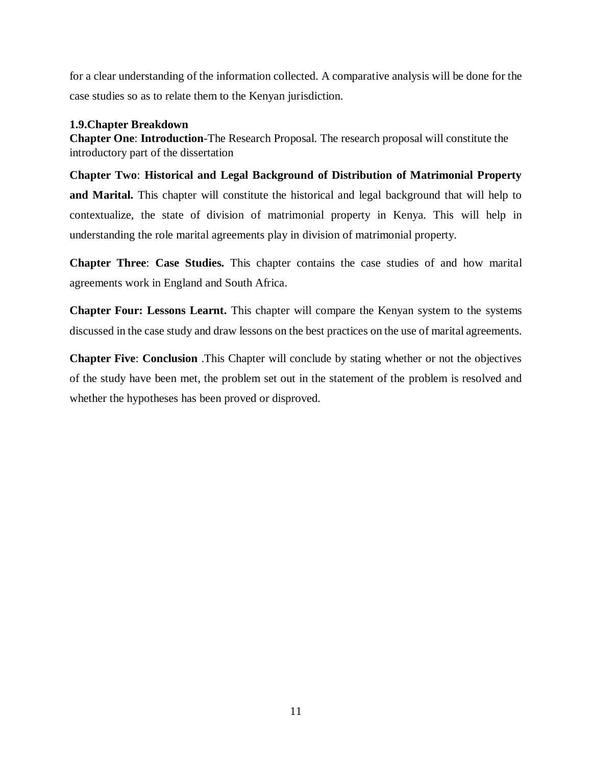for a clear understanding of the information collected. A comparative analysis will be done for the case studies so as to relate them to the Kenyan jurisdiction.

### 1.9.Chapter Breakdown

**Chapter One**: **Introduction**-The Research Proposal. The research proposal will constitute the introductory part of the dissertation

**Chapter Two**: **Historical and Legal Background of Distribution of Matrimonial Property and Marital.** This chapter will constitute the historical and legal background that will help to contextualize, the state of division of matrimonial property in Kenya. This will help in understanding the role marital agreements play in division of matrimonial property.

**Chapter Three**: **Case Studies.** This chapter contains the case studies of and how marital agreements work in England and South Africa.

**Chapter Four: Lessons Learnt.** This chapter will compare the Kenyan system to the systems discussed in the case study and draw lessons on the best practices on the use of marital agreements.

**Chapter Five**: **Conclusion** .This Chapter will conclude by stating whether or not the objectives of the study have been met, the problem set out in the statement of the problem is resolved and whether the hypotheses has been proved or disproved.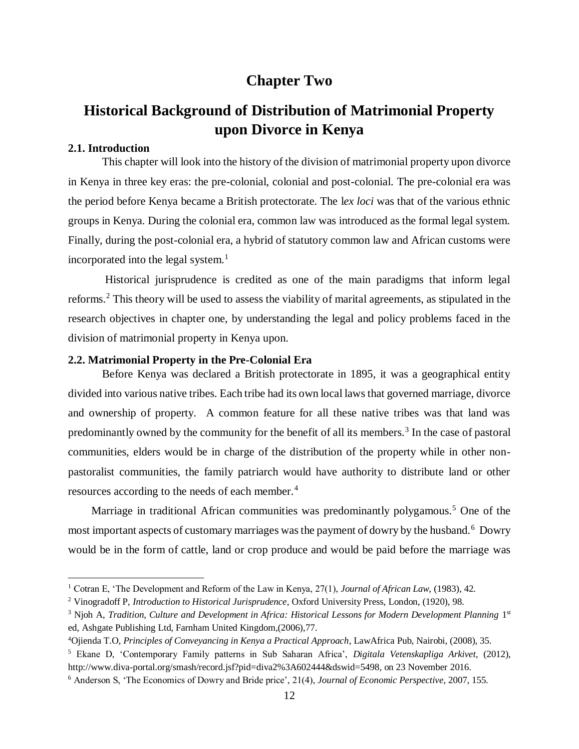# Chapter Two

# Historical Background of Distribution of Matrimonial Property upon Divorce in Kenya

### 2.1. Introduction

This chapter will look into the history of the division of matrimonial property upon divorce in Kenya in three key eras: the pre-colonial, colonial and post-colonial. The pre-colonial era was the period before Kenya became a British protectorate. The l*ex loci* was that of the various ethnic groups in Kenya. During the colonial era, common law was introduced as the formal legal system. Finally, during the post-colonial era, a hybrid of statutory common law and African customs were incorporated into the legal system.[1]

Historical jurisprudence is credited as one of the main paradigms that inform legal reforms.[2] This theory will be used to assess the viability of marital agreements, as stipulated in the research objectives in chapter one, by understanding the legal and policy problems faced in the division of matrimonial property in Kenya upon.

### 2.2. Matrimonial Property in the Pre-Colonial Era

Before Kenya was declared a British protectorate in 1895, it was a geographical entity divided into various native tribes. Each tribe had its own local laws that governed marriage, divorce and ownership of property. A common feature for all these native tribes was that land was predominantly owned by the community for the benefit of all its members.[3] In the case of pastoral communities, elders would be in charge of the distribution of the property while in other non-pastoralist communities, the family patriarch would have authority to distribute land or other resources according to the needs of each member.[4]

Marriage in traditional African communities was predominantly polygamous.[5] One of the most important aspects of customary marriages was the payment of dowry by the husband.[6] Dowry would be in the form of cattle, land or crop produce and would be paid before the marriage was

---

[1] Cotran E, 'The Development and Reform of the Law in Kenya, 27(1), *Journal of African Law,* (1983), 42.

[2] Vinogradoff P, *Introduction to Historical Jurisprudence*, Oxford University Press, London, (1920), 98.

[3] Njoh A, *Tradition, Culture and Development in Africa: Historical Lessons for Modern Development Planning* 1st ed, Ashgate Publishing Ltd, Farnham United Kingdom,(2006),77.

[4] Ojienda T.O, *Principles of Conveyancing in Kenya a Practical Approach*, LawAfrica Pub, Nairobi, (2008), 35.

[5] Ekane D, 'Contemporary Family patterns in Sub Saharan Africa', *Digitala Vetenskapliga Arkivet*, (2012), http://www.diva-portal.org/smash/record.jsf?pid=diva2%3A602444&dswid=5498, on 23 November 2016.

[6] Anderson S, 'The Economics of Dowry and Bride price', 21(4), *Journal of Economic Perspective*, 2007, 155.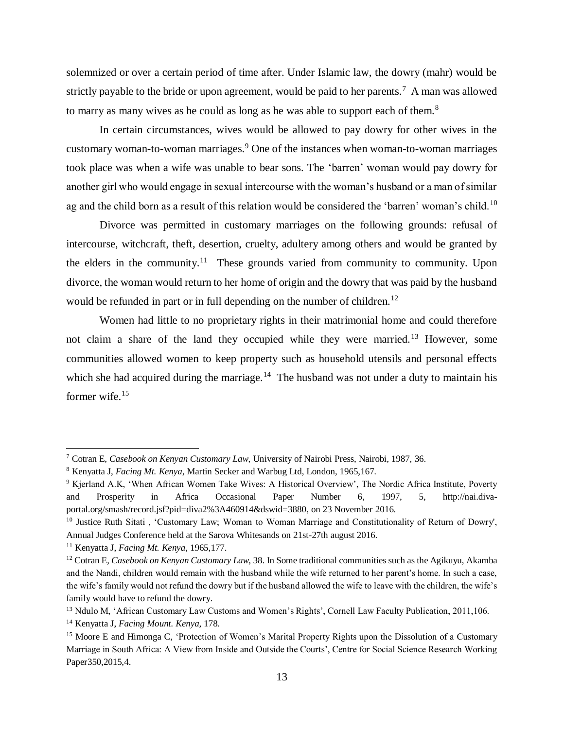solemnized or over a certain period of time after. Under Islamic law, the dowry (mahr) would be strictly payable to the bride or upon agreement, would be paid to her parents.[7] A man was allowed to marry as many wives as he could as long as he was able to support each of them.[8]

In certain circumstances, wives would be allowed to pay dowry for other wives in the customary woman-to-woman marriages.[9] One of the instances when woman-to-woman marriages took place was when a wife was unable to bear sons. The 'barren' woman would pay dowry for another girl who would engage in sexual intercourse with the woman's husband or a man of similar ag and the child born as a result of this relation would be considered the 'barren' woman's child.[10]

Divorce was permitted in customary marriages on the following grounds: refusal of intercourse, witchcraft, theft, desertion, cruelty, adultery among others and would be granted by the elders in the community.[11] These grounds varied from community to community. Upon divorce, the woman would return to her home of origin and the dowry that was paid by the husband would be refunded in part or in full depending on the number of children.[12]

Women had little to no proprietary rights in their matrimonial home and could therefore not claim a share of the land they occupied while they were married.[13] However, some communities allowed women to keep property such as household utensils and personal effects which she had acquired during the marriage.[14] The husband was not under a duty to maintain his former wife.[15]

---

[7] Cotran E, *Casebook on Kenyan Customary Law*, University of Nairobi Press, Nairobi, 1987, 36.

[8] Kenyatta J, *Facing Mt. Kenya*, Martin Secker and Warbug Ltd, London, 1965,167.

[9] Kjerland A.K, 'When African Women Take Wives: A Historical Overview', The Nordic Africa Institute, Poverty and Prosperity in Africa Occasional Paper Number 6, 1997, 5, http://nai.diva-portal.org/smash/record.jsf?pid=diva2%3A460914&dswid=3880, on 23 November 2016.

[10] Justice Ruth Sitati , 'Customary Law; Woman to Woman Marriage and Constitutionality of Return of Dowry', Annual Judges Conference held at the Sarova Whitesands on 21st-27th august 2016.

[11] Kenyatta J, *Facing Mt. Kenya*, 1965,177.

[12] Cotran E, *Casebook on Kenyan Customary Law*, 38. In Some traditional communities such as the Agikuyu, Akamba and the Nandi, children would remain with the husband while the wife returned to her parent's home. In such a case, the wife's family would not refund the dowry but if the husband allowed the wife to leave with the children, the wife's family would have to refund the dowry.

[13] Ndulo M, 'African Customary Law Customs and Women's Rights', Cornell Law Faculty Publication, 2011,106.

[14] Kenyatta J, *Facing Mount. Kenya*, 178.

[15] Moore E and Himonga C, 'Protection of Women's Marital Property Rights upon the Dissolution of a Customary Marriage in South Africa: A View from Inside and Outside the Courts', Centre for Social Science Research Working Paper350,2015,4.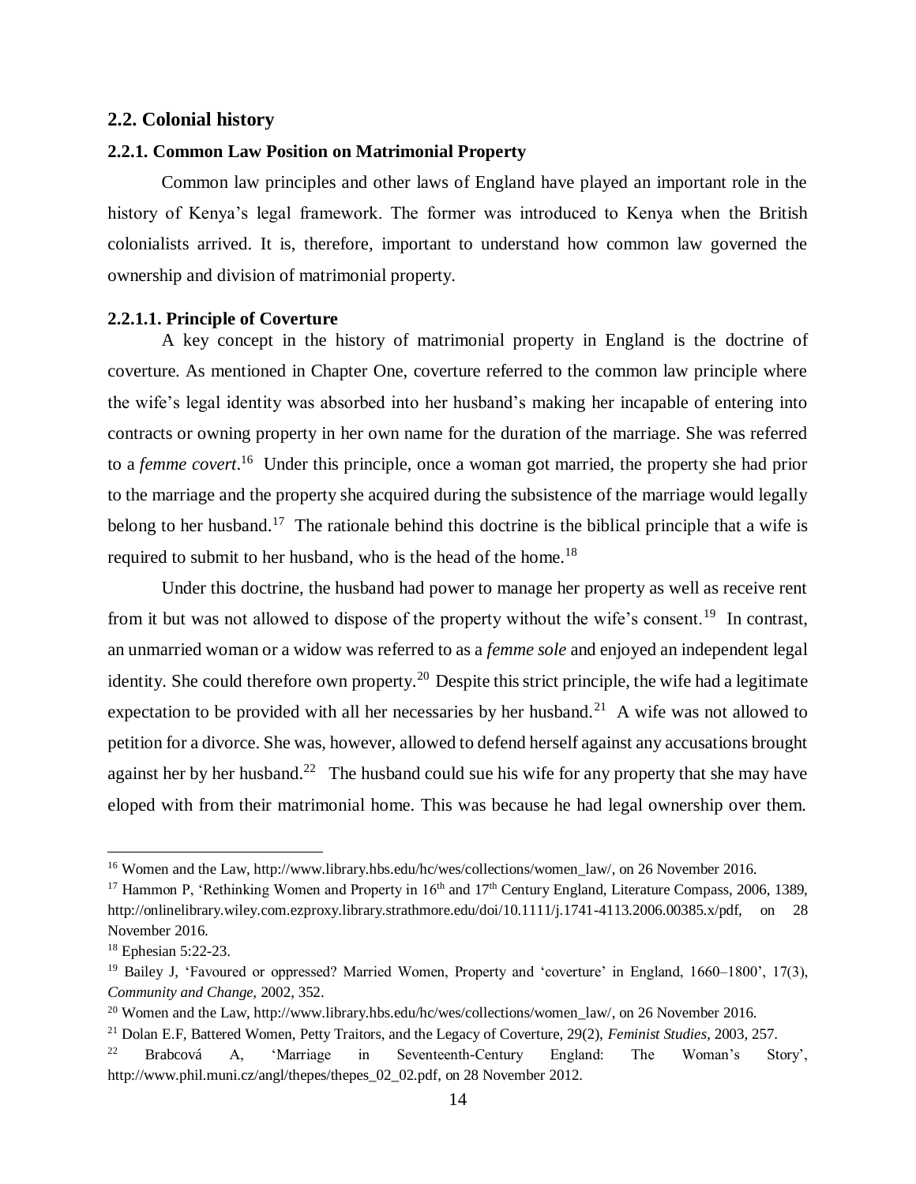## 2.2. Colonial history

### 2.2.1. Common Law Position on Matrimonial Property

Common law principles and other laws of England have played an important role in the history of Kenya's legal framework. The former was introduced to Kenya when the British colonialists arrived. It is, therefore, important to understand how common law governed the ownership and division of matrimonial property.

#### 2.2.1.1. Principle of Coverture

A key concept in the history of matrimonial property in England is the doctrine of coverture. As mentioned in Chapter One, coverture referred to the common law principle where the wife's legal identity was absorbed into her husband's making her incapable of entering into contracts or owning property in her own name for the duration of the marriage. She was referred to a *femme covert*.[16] Under this principle, once a woman got married, the property she had prior to the marriage and the property she acquired during the subsistence of the marriage would legally belong to her husband.[17] The rationale behind this doctrine is the biblical principle that a wife is required to submit to her husband, who is the head of the home.[18]

Under this doctrine, the husband had power to manage her property as well as receive rent from it but was not allowed to dispose of the property without the wife's consent.[19] In contrast, an unmarried woman or a widow was referred to as a *femme sole* and enjoyed an independent legal identity. She could therefore own property.[20] Despite this strict principle, the wife had a legitimate expectation to be provided with all her necessaries by her husband.[21] A wife was not allowed to petition for a divorce. She was, however, allowed to defend herself against any accusations brought against her by her husband.[22] The husband could sue his wife for any property that she may have eloped with from their matrimonial home. This was because he had legal ownership over them.

---

[16] Women and the Law, http://www.library.hbs.edu/hc/wes/collections/women_law/, on 26 November 2016.

[17] Hammon P, 'Rethinking Women and Property in 16th and 17th Century England, Literature Compass, 2006, 1389, http://onlinelibrary.wiley.com.ezproxy.library.strathmore.edu/doi/10.1111/j.1741-4113.2006.00385.x/pdf, on 28 November 2016.

[18] Ephesian 5:22-23.

[19] Bailey J, 'Favoured or oppressed? Married Women, Property and 'coverture' in England, 1660–1800', 17(3), *Community and Change*, 2002, 352.

[20] Women and the Law, http://www.library.hbs.edu/hc/wes/collections/women_law/, on 26 November 2016.

[21] Dolan E.F, Battered Women, Petty Traitors, and the Legacy of Coverture, 29(2), *Feminist Studies*, 2003, 257.

[22] Brabcová A, 'Marriage in Seventeenth-Century England: The Woman's Story', http://www.phil.muni.cz/angl/thepes/thepes_02_02.pdf, on 28 November 2012.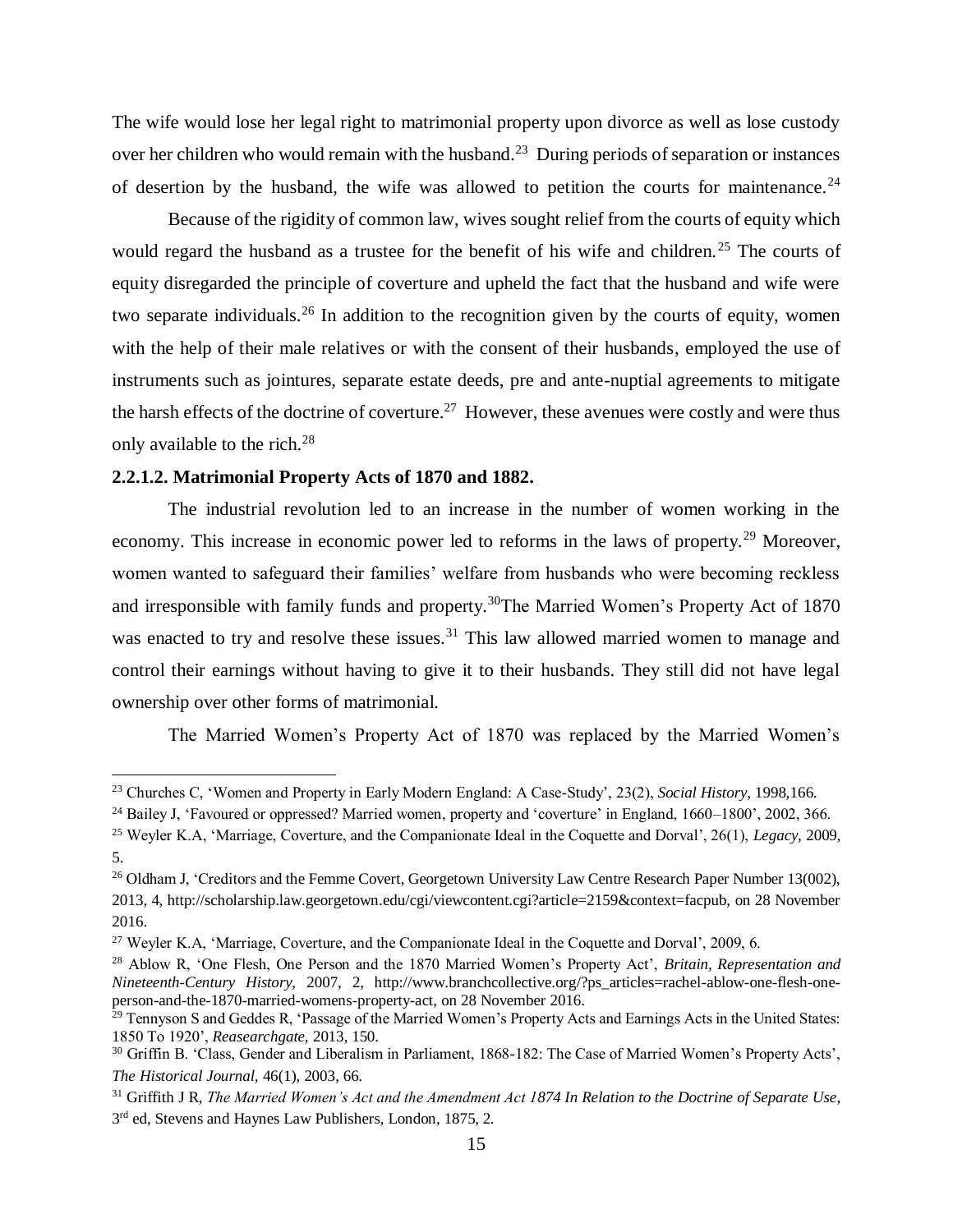The wife would lose her legal right to matrimonial property upon divorce as well as lose custody over her children who would remain with the husband.[23] During periods of separation or instances of desertion by the husband, the wife was allowed to petition the courts for maintenance.[24]

Because of the rigidity of common law, wives sought relief from the courts of equity which would regard the husband as a trustee for the benefit of his wife and children.[25] The courts of equity disregarded the principle of coverture and upheld the fact that the husband and wife were two separate individuals.[26] In addition to the recognition given by the courts of equity, women with the help of their male relatives or with the consent of their husbands, employed the use of instruments such as jointures, separate estate deeds, pre and ante-nuptial agreements to mitigate the harsh effects of the doctrine of coverture.[27] However, these avenues were costly and were thus only available to the rich.[28]

#### 2.2.1.2. Matrimonial Property Acts of 1870 and 1882.

The industrial revolution led to an increase in the number of women working in the economy. This increase in economic power led to reforms in the laws of property.[29] Moreover, women wanted to safeguard their families' welfare from husbands who were becoming reckless and irresponsible with family funds and property.[30]The Married Women's Property Act of 1870 was enacted to try and resolve these issues.[31] This law allowed married women to manage and control their earnings without having to give it to their husbands. They still did not have legal ownership over other forms of matrimonial.

The Married Women's Property Act of 1870 was replaced by the Married Women's

---

[23] Churches C, 'Women and Property in Early Modern England: A Case-Study', 23(2), *Social History,* 1998,166.

[24] Bailey J, 'Favoured or oppressed? Married women, property and 'coverture' in England, 1660–1800', 2002, 366.

[25] Weyler K.A, 'Marriage, Coverture, and the Companionate Ideal in the Coquette and Dorval', 26(1), *Legacy,* 2009, 5.

[26] Oldham J, 'Creditors and the Femme Covert, Georgetown University Law Centre Research Paper Number 13(002), 2013, 4, http://scholarship.law.georgetown.edu/cgi/viewcontent.cgi?article=2159&context=facpub, on 28 November 2016.

[27] Weyler K.A, 'Marriage, Coverture, and the Companionate Ideal in the Coquette and Dorval', 2009, 6.

[28] Ablow R, 'One Flesh, One Person and the 1870 Married Women's Property Act', *Britain, Representation and Nineteenth-Century History,* 2007, 2, http://www.branchcollective.org/?ps_articles=rachel-ablow-one-flesh-one-person-and-the-1870-married-womens-property-act, on 28 November 2016.

[29] Tennyson S and Geddes R, 'Passage of the Married Women's Property Acts and Earnings Acts in the United States: 1850 To 1920', *Reasearchgate,* 2013, 150.

[30] Griffin B. 'Class, Gender and Liberalism in Parliament, 1868-182: The Case of Married Women's Property Acts', *The Historical Journal,* 46(1), 2003, 66.

[31] Griffith J R, *The Married Women's Act and the Amendment Act 1874 In Relation to the Doctrine of Separate Use*, 3rd ed, Stevens and Haynes Law Publishers, London, 1875, 2.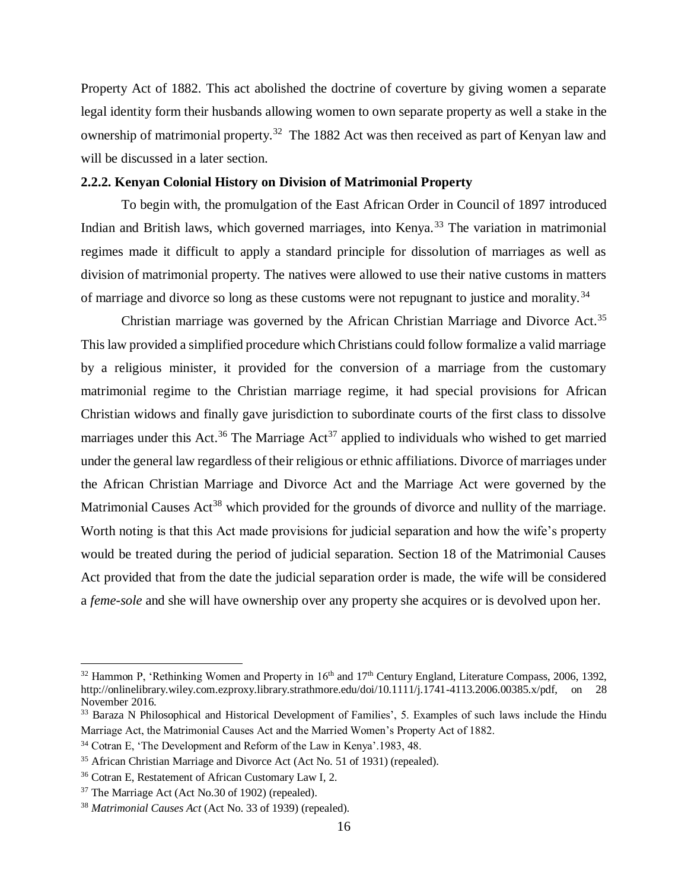Property Act of 1882. This act abolished the doctrine of coverture by giving women a separate legal identity form their husbands allowing women to own separate property as well a stake in the ownership of matrimonial property.[32] The 1882 Act was then received as part of Kenyan law and will be discussed in a later section.

### 2.2.2. Kenyan Colonial History on Division of Matrimonial Property

To begin with, the promulgation of the East African Order in Council of 1897 introduced Indian and British laws, which governed marriages, into Kenya.[33] The variation in matrimonial regimes made it difficult to apply a standard principle for dissolution of marriages as well as division of matrimonial property. The natives were allowed to use their native customs in matters of marriage and divorce so long as these customs were not repugnant to justice and morality.[34]

Christian marriage was governed by the African Christian Marriage and Divorce Act.[35] This law provided a simplified procedure which Christians could follow formalize a valid marriage by a religious minister, it provided for the conversion of a marriage from the customary matrimonial regime to the Christian marriage regime, it had special provisions for African Christian widows and finally gave jurisdiction to subordinate courts of the first class to dissolve marriages under this Act.[36] The Marriage Act[37] applied to individuals who wished to get married under the general law regardless of their religious or ethnic affiliations. Divorce of marriages under the African Christian Marriage and Divorce Act and the Marriage Act were governed by the Matrimonial Causes Act[38] which provided for the grounds of divorce and nullity of the marriage. Worth noting is that this Act made provisions for judicial separation and how the wife's property would be treated during the period of judicial separation. Section 18 of the Matrimonial Causes Act provided that from the date the judicial separation order is made, the wife will be considered a *feme-sole* and she will have ownership over any property she acquires or is devolved upon her.

---

[32] Hammon P, 'Rethinking Women and Property in 16th and 17th Century England, Literature Compass, 2006, 1392, http://onlinelibrary.wiley.com.ezproxy.library.strathmore.edu/doi/10.1111/j.1741-4113.2006.00385.x/pdf, on 28 November 2016.

[33] Baraza N Philosophical and Historical Development of Families', 5. Examples of such laws include the Hindu Marriage Act, the Matrimonial Causes Act and the Married Women's Property Act of 1882.

[34] Cotran E, 'The Development and Reform of the Law in Kenya'.1983, 48.

[35] African Christian Marriage and Divorce Act (Act No. 51 of 1931) (repealed).

[36] Cotran E, Restatement of African Customary Law I, 2.

[37] The Marriage Act (Act No.30 of 1902) (repealed).

[38] *Matrimonial Causes Act* (Act No. 33 of 1939) (repealed).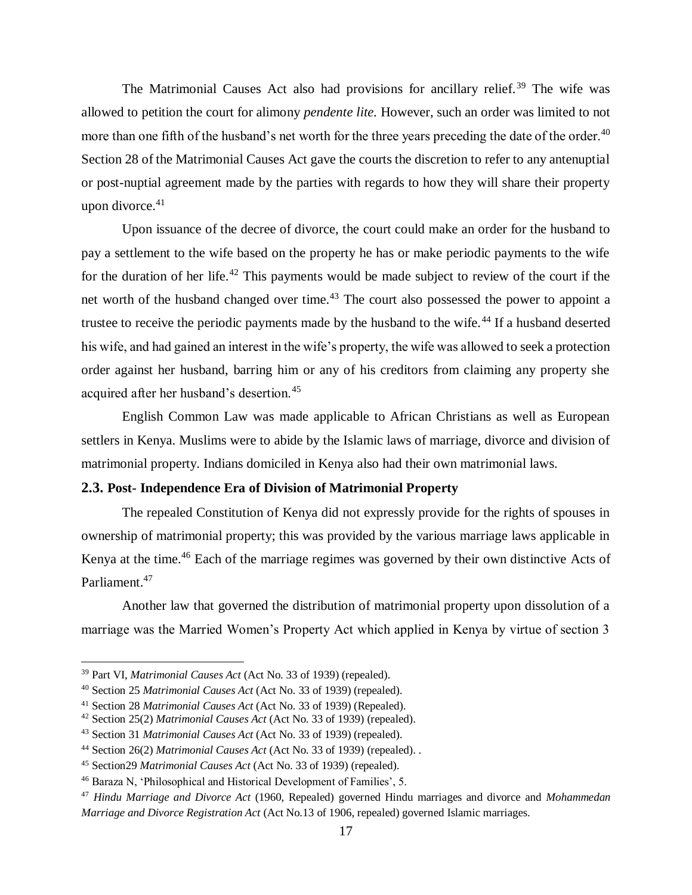The Matrimonial Causes Act also had provisions for ancillary relief.[39] The wife was allowed to petition the court for alimony *pendente lite.* However, such an order was limited to not more than one fifth of the husband's net worth for the three years preceding the date of the order.[40] Section 28 of the Matrimonial Causes Act gave the courts the discretion to refer to any antenuptial or post-nuptial agreement made by the parties with regards to how they will share their property upon divorce.[41]

Upon issuance of the decree of divorce, the court could make an order for the husband to pay a settlement to the wife based on the property he has or make periodic payments to the wife for the duration of her life.[42] This payments would be made subject to review of the court if the net worth of the husband changed over time.[43] The court also possessed the power to appoint a trustee to receive the periodic payments made by the husband to the wife.[44] If a husband deserted his wife, and had gained an interest in the wife's property, the wife was allowed to seek a protection order against her husband, barring him or any of his creditors from claiming any property she acquired after her husband's desertion.[45]

English Common Law was made applicable to African Christians as well as European settlers in Kenya. Muslims were to abide by the Islamic laws of marriage, divorce and division of matrimonial property. Indians domiciled in Kenya also had their own matrimonial laws.

### 2.3. Post- Independence Era of Division of Matrimonial Property

The repealed Constitution of Kenya did not expressly provide for the rights of spouses in ownership of matrimonial property; this was provided by the various marriage laws applicable in Kenya at the time.[46] Each of the marriage regimes was governed by their own distinctive Acts of Parliament.[47]

Another law that governed the distribution of matrimonial property upon dissolution of a marriage was the Married Women's Property Act which applied in Kenya by virtue of section 3

---

[39] Part VI, *Matrimonial Causes Act* (Act No. 33 of 1939) (repealed).

[40] Section 25 *Matrimonial Causes Act* (Act No. 33 of 1939) (repealed).

[41] Section 28 *Matrimonial Causes Act* (Act No. 33 of 1939) (Repealed).

[42] Section 25(2) *Matrimonial Causes Act* (Act No. 33 of 1939) (repealed).

[43] Section 31 *Matrimonial Causes Act* (Act No. 33 of 1939) (repealed).

[44] Section 26(2) *Matrimonial Causes Act* (Act No. 33 of 1939) (repealed). .

[45] Section29 *Matrimonial Causes Act* (Act No. 33 of 1939) (repealed).

[46] Baraza N, 'Philosophical and Historical Development of Families', 5.

[47] *Hindu Marriage and Divorce Act* (1960, Repealed) governed Hindu marriages and divorce and *Mohammedan Marriage and Divorce Registration Act* (Act No.13 of 1906, repealed) governed Islamic marriages.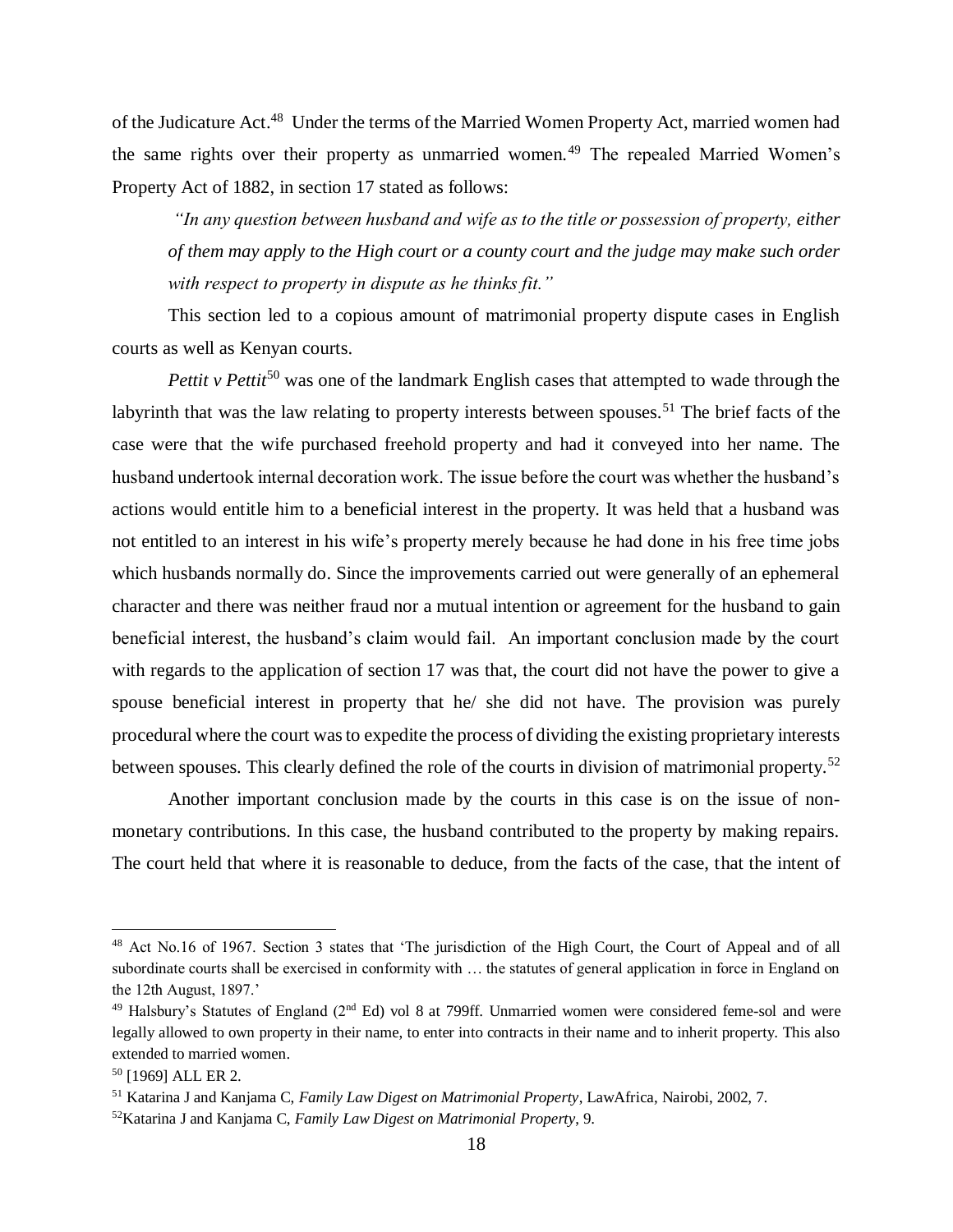of the Judicature Act.[48] Under the terms of the Married Women Property Act, married women had the same rights over their property as unmarried women.[49] The repealed Married Women's Property Act of 1882, in section 17 stated as follows:

> *"In any question between husband and wife as to the title or possession of property, either of them may apply to the High court or a county court and the judge may make such order with respect to property in dispute as he thinks fit."*

This section led to a copious amount of matrimonial property dispute cases in English courts as well as Kenyan courts.

*Pettit v Pettit*[50] was one of the landmark English cases that attempted to wade through the labyrinth that was the law relating to property interests between spouses.[51] The brief facts of the case were that the wife purchased freehold property and had it conveyed into her name. The husband undertook internal decoration work. The issue before the court was whether the husband's actions would entitle him to a beneficial interest in the property. It was held that a husband was not entitled to an interest in his wife's property merely because he had done in his free time jobs which husbands normally do. Since the improvements carried out were generally of an ephemeral character and there was neither fraud nor a mutual intention or agreement for the husband to gain beneficial interest, the husband's claim would fail. An important conclusion made by the court with regards to the application of section 17 was that, the court did not have the power to give a spouse beneficial interest in property that he/ she did not have. The provision was purely procedural where the court was to expedite the process of dividing the existing proprietary interests between spouses. This clearly defined the role of the courts in division of matrimonial property.[52]

Another important conclusion made by the courts in this case is on the issue of non-monetary contributions. In this case, the husband contributed to the property by making repairs. The court held that where it is reasonable to deduce, from the facts of the case, that the intent of

---

[48] Act No.16 of 1967. Section 3 states that 'The jurisdiction of the High Court, the Court of Appeal and of all subordinate courts shall be exercised in conformity with … the statutes of general application in force in England on the 12th August, 1897.'

[49] Halsbury's Statutes of England (2nd Ed) vol 8 at 799ff. Unmarried women were considered feme-sol and were legally allowed to own property in their name, to enter into contracts in their name and to inherit property. This also extended to married women.

[50] [1969] ALL ER 2.

[51] Katarina J and Kanjama C, *Family Law Digest on Matrimonial Property*, LawAfrica, Nairobi, 2002, 7.

[52] Katarina J and Kanjama C, *Family Law Digest on Matrimonial Property*, 9.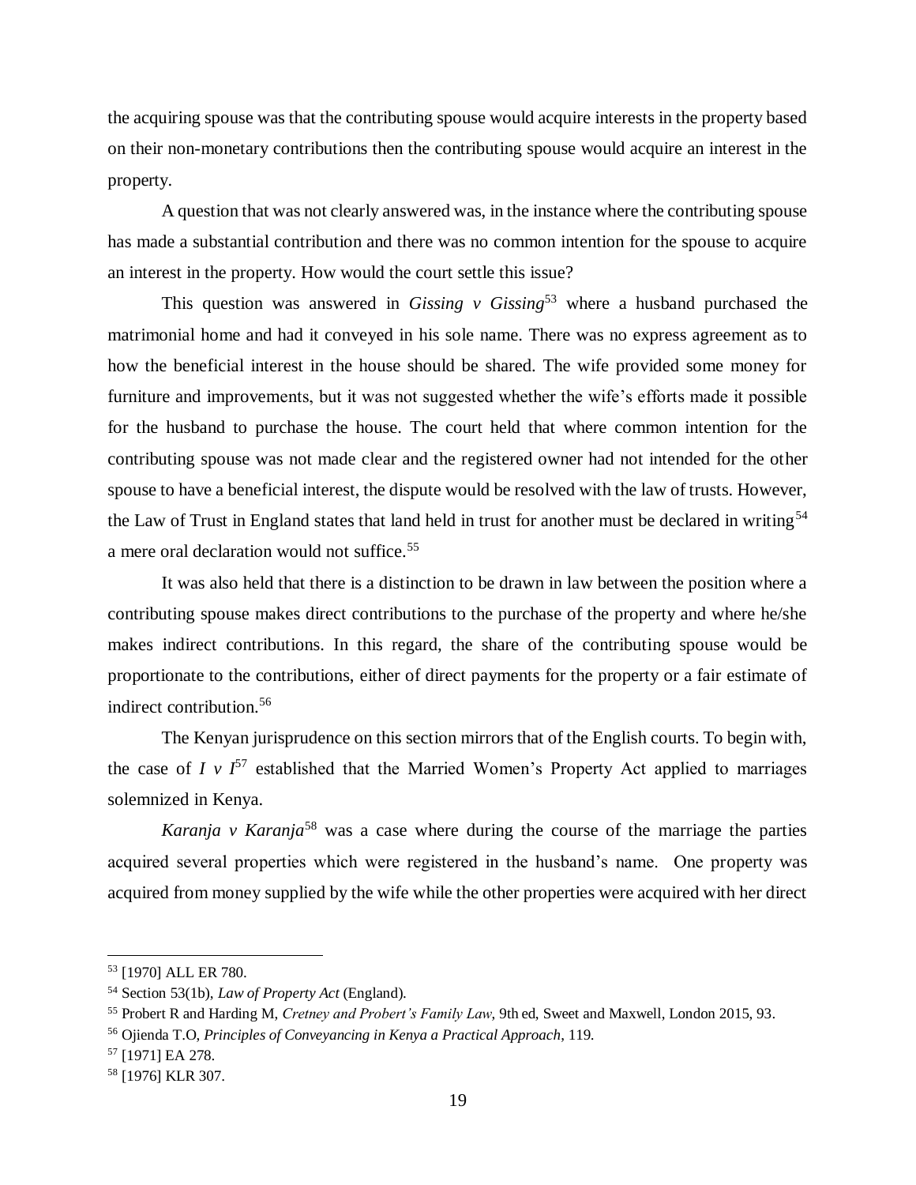the acquiring spouse was that the contributing spouse would acquire interests in the property based on their non-monetary contributions then the contributing spouse would acquire an interest in the property.

A question that was not clearly answered was, in the instance where the contributing spouse has made a substantial contribution and there was no common intention for the spouse to acquire an interest in the property. How would the court settle this issue?

This question was answered in *Gissing v Gissing*[53] where a husband purchased the matrimonial home and had it conveyed in his sole name. There was no express agreement as to how the beneficial interest in the house should be shared. The wife provided some money for furniture and improvements, but it was not suggested whether the wife's efforts made it possible for the husband to purchase the house. The court held that where common intention for the contributing spouse was not made clear and the registered owner had not intended for the other spouse to have a beneficial interest, the dispute would be resolved with the law of trusts. However, the Law of Trust in England states that land held in trust for another must be declared in writing[54] a mere oral declaration would not suffice.[55]

It was also held that there is a distinction to be drawn in law between the position where a contributing spouse makes direct contributions to the purchase of the property and where he/she makes indirect contributions. In this regard, the share of the contributing spouse would be proportionate to the contributions, either of direct payments for the property or a fair estimate of indirect contribution.[56]

The Kenyan jurisprudence on this section mirrors that of the English courts. To begin with, the case of *I v I*[57] established that the Married Women's Property Act applied to marriages solemnized in Kenya.

*Karanja v Karanja*[58] was a case where during the course of the marriage the parties acquired several properties which were registered in the husband's name. One property was acquired from money supplied by the wife while the other properties were acquired with her direct

---

[53] [1970] ALL ER 780.

[54] Section 53(1b), *Law of Property Act* (England).

[55] Probert R and Harding M, *Cretney and Probert's Family Law*, 9th ed, Sweet and Maxwell, London 2015, 93.

[56] Ojienda T.O, *Principles of Conveyancing in Kenya a Practical Approach*, 119.

[57] [1971] EA 278.

[58] [1976] KLR 307.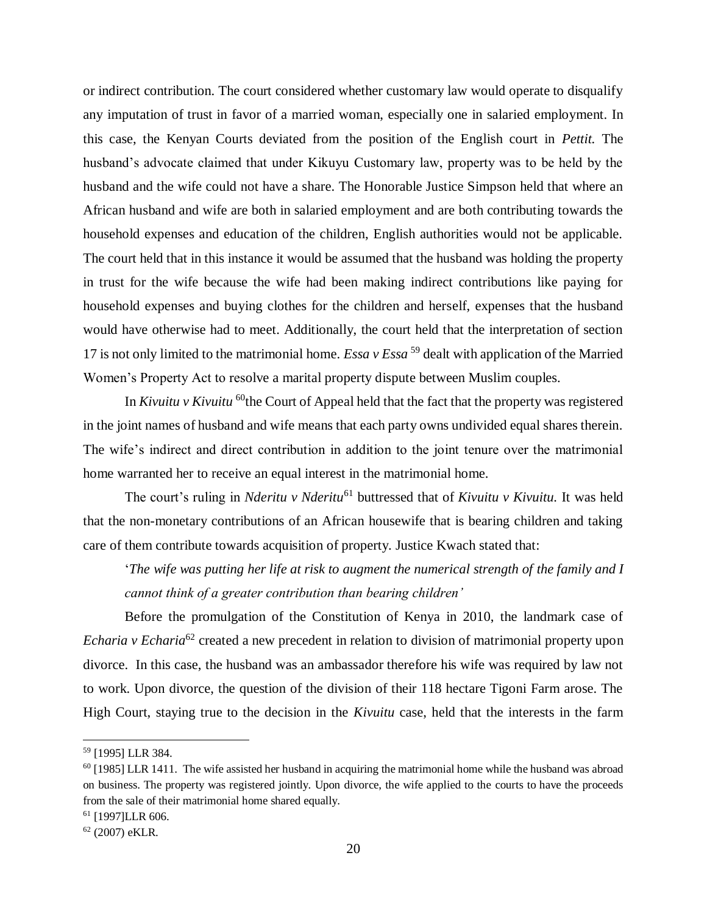or indirect contribution. The court considered whether customary law would operate to disqualify any imputation of trust in favor of a married woman, especially one in salaried employment. In this case, the Kenyan Courts deviated from the position of the English court in *Pettit.* The husband's advocate claimed that under Kikuyu Customary law, property was to be held by the husband and the wife could not have a share. The Honorable Justice Simpson held that where an African husband and wife are both in salaried employment and are both contributing towards the household expenses and education of the children, English authorities would not be applicable. The court held that in this instance it would be assumed that the husband was holding the property in trust for the wife because the wife had been making indirect contributions like paying for household expenses and buying clothes for the children and herself, expenses that the husband would have otherwise had to meet. Additionally, the court held that the interpretation of section 17 is not only limited to the matrimonial home. *Essa v Essa* [59] dealt with application of the Married Women's Property Act to resolve a marital property dispute between Muslim couples.

In *Kivuitu v Kivuitu* [60]the Court of Appeal held that the fact that the property was registered in the joint names of husband and wife means that each party owns undivided equal shares therein. The wife's indirect and direct contribution in addition to the joint tenure over the matrimonial home warranted her to receive an equal interest in the matrimonial home.

The court's ruling in *Nderitu v Nderitu*[61] buttressed that of *Kivuitu v Kivuitu.* It was held that the non-monetary contributions of an African housewife that is bearing children and taking care of them contribute towards acquisition of property. Justice Kwach stated that:

> '*The wife was putting her life at risk to augment the numerical strength of the family and I cannot think of a greater contribution than bearing children'*

Before the promulgation of the Constitution of Kenya in 2010, the landmark case of *Echaria v Echaria*[62] created a new precedent in relation to division of matrimonial property upon divorce. In this case, the husband was an ambassador therefore his wife was required by law not to work. Upon divorce, the question of the division of their 118 hectare Tigoni Farm arose. The High Court, staying true to the decision in the *Kivuitu* case, held that the interests in the farm

---

[59] [1995] LLR 384.

[60] [1985] LLR 1411. The wife assisted her husband in acquiring the matrimonial home while the husband was abroad on business. The property was registered jointly. Upon divorce, the wife applied to the courts to have the proceeds from the sale of their matrimonial home shared equally.

[61] [1997]LLR 606.

[62] (2007) eKLR.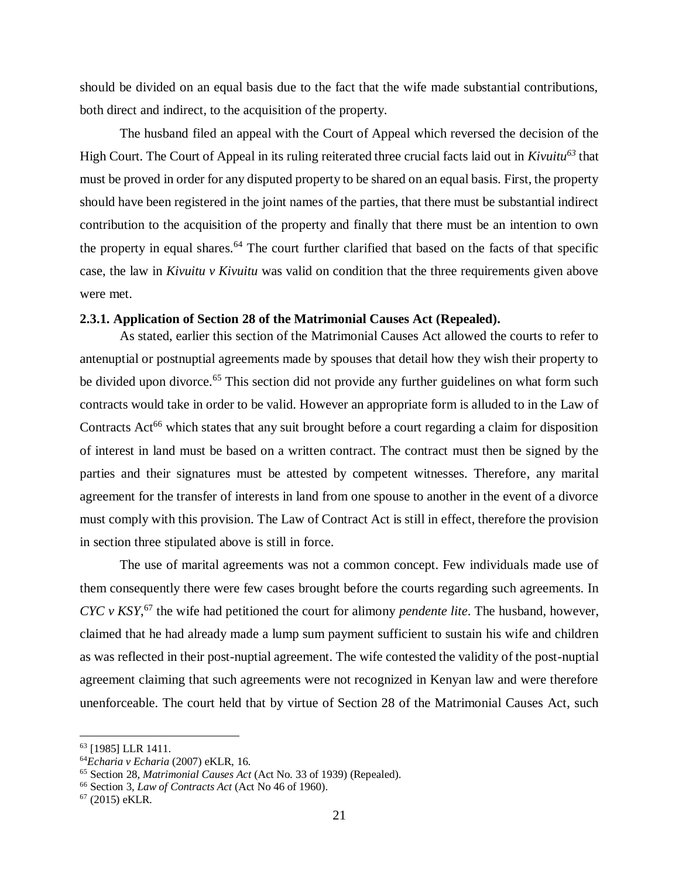should be divided on an equal basis due to the fact that the wife made substantial contributions, both direct and indirect, to the acquisition of the property.

The husband filed an appeal with the Court of Appeal which reversed the decision of the High Court. The Court of Appeal in its ruling reiterated three crucial facts laid out in *Kivuitu*[63] that must be proved in order for any disputed property to be shared on an equal basis. First, the property should have been registered in the joint names of the parties, that there must be substantial indirect contribution to the acquisition of the property and finally that there must be an intention to own the property in equal shares.[64] The court further clarified that based on the facts of that specific case, the law in *Kivuitu v Kivuitu* was valid on condition that the three requirements given above were met.

### 2.3.1. Application of Section 28 of the Matrimonial Causes Act (Repealed).

As stated, earlier this section of the Matrimonial Causes Act allowed the courts to refer to antenuptial or postnuptial agreements made by spouses that detail how they wish their property to be divided upon divorce.[65] This section did not provide any further guidelines on what form such contracts would take in order to be valid. However an appropriate form is alluded to in the Law of Contracts Act[66] which states that any suit brought before a court regarding a claim for disposition of interest in land must be based on a written contract. The contract must then be signed by the parties and their signatures must be attested by competent witnesses. Therefore, any marital agreement for the transfer of interests in land from one spouse to another in the event of a divorce must comply with this provision. The Law of Contract Act is still in effect, therefore the provision in section three stipulated above is still in force.

The use of marital agreements was not a common concept. Few individuals made use of them consequently there were few cases brought before the courts regarding such agreements. In *CYC v KSY*,[67] the wife had petitioned the court for alimony *pendente lite*. The husband, however, claimed that he had already made a lump sum payment sufficient to sustain his wife and children as was reflected in their post-nuptial agreement. The wife contested the validity of the post-nuptial agreement claiming that such agreements were not recognized in Kenyan law and were therefore unenforceable. The court held that by virtue of Section 28 of the Matrimonial Causes Act, such

---

[63] [1985] LLR 1411.

[64] *Echaria v Echaria* (2007) eKLR, 16.

[65] Section 28, *Matrimonial Causes Act* (Act No. 33 of 1939) (Repealed).

[66] Section 3, *Law of Contracts Act* (Act No 46 of 1960).

[67] (2015) eKLR.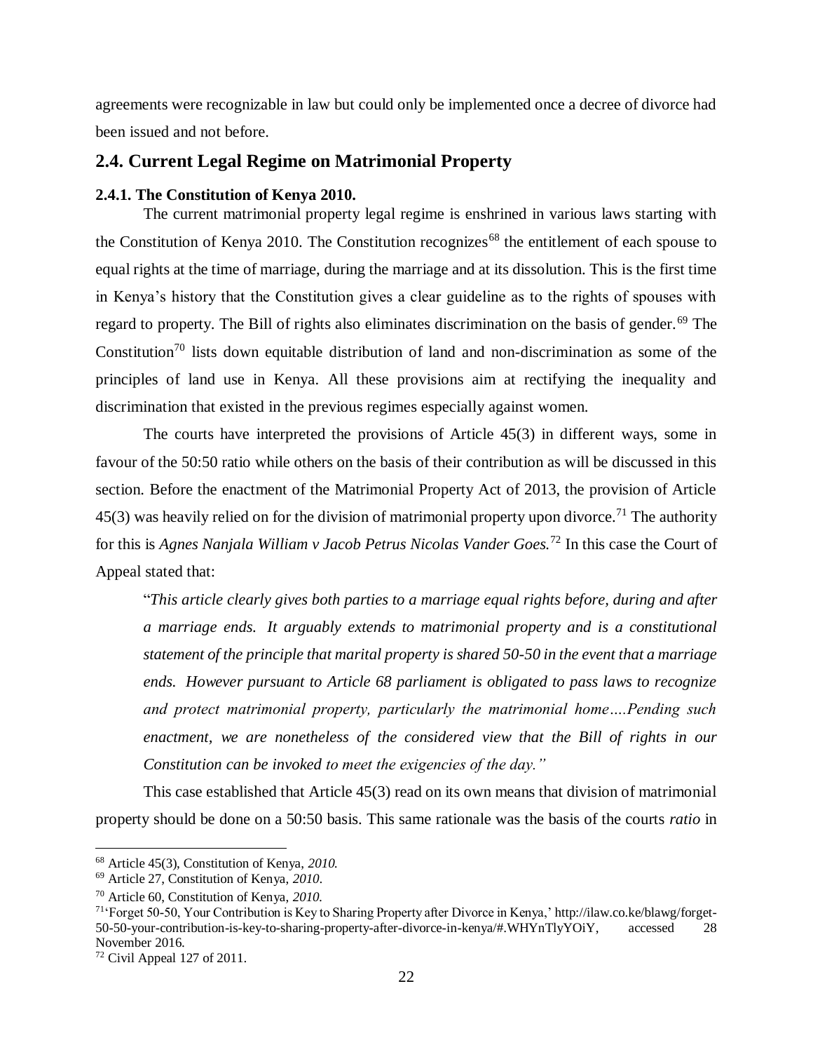agreements were recognizable in law but could only be implemented once a decree of divorce had been issued and not before.

## 2.4. Current Legal Regime on Matrimonial Property

### 2.4.1. The Constitution of Kenya 2010.

The current matrimonial property legal regime is enshrined in various laws starting with the Constitution of Kenya 2010. The Constitution recognizes[68] the entitlement of each spouse to equal rights at the time of marriage, during the marriage and at its dissolution. This is the first time in Kenya's history that the Constitution gives a clear guideline as to the rights of spouses with regard to property. The Bill of rights also eliminates discrimination on the basis of gender.[69] The Constitution[70] lists down equitable distribution of land and non-discrimination as some of the principles of land use in Kenya. All these provisions aim at rectifying the inequality and discrimination that existed in the previous regimes especially against women.

The courts have interpreted the provisions of Article 45(3) in different ways, some in favour of the 50:50 ratio while others on the basis of their contribution as will be discussed in this section. Before the enactment of the Matrimonial Property Act of 2013, the provision of Article 45(3) was heavily relied on for the division of matrimonial property upon divorce.[71] The authority for this is *Agnes Nanjala William v Jacob Petrus Nicolas Vander Goes.*[72] In this case the Court of Appeal stated that:

> "*This article clearly gives both parties to a marriage equal rights before, during and after a marriage ends. It arguably extends to matrimonial property and is a constitutional statement of the principle that marital property is shared 50-50 in the event that a marriage ends. However pursuant to Article 68 parliament is obligated to pass laws to recognize and protect matrimonial property, particularly the matrimonial home….Pending such enactment, we are nonetheless of the considered view that the Bill of rights in our Constitution can be invoked to meet the exigencies of the day."*

This case established that Article 45(3) read on its own means that division of matrimonial property should be done on a 50:50 basis. This same rationale was the basis of the courts *ratio* in

---

[68] Article 45(3), Constitution of Kenya, *2010.*

[69] Article 27, Constitution of Kenya, *2010*.

[70] Article 60, Constitution of Kenya, *2010.*

[71] 'Forget 50-50, Your Contribution is Key to Sharing Property after Divorce in Kenya,' http://ilaw.co.ke/blawg/forget-50-50-your-contribution-is-key-to-sharing-property-after-divorce-in-kenya/#.WHYnTlyYOiY, accessed 28 November 2016.

[72] Civil Appeal 127 of 2011.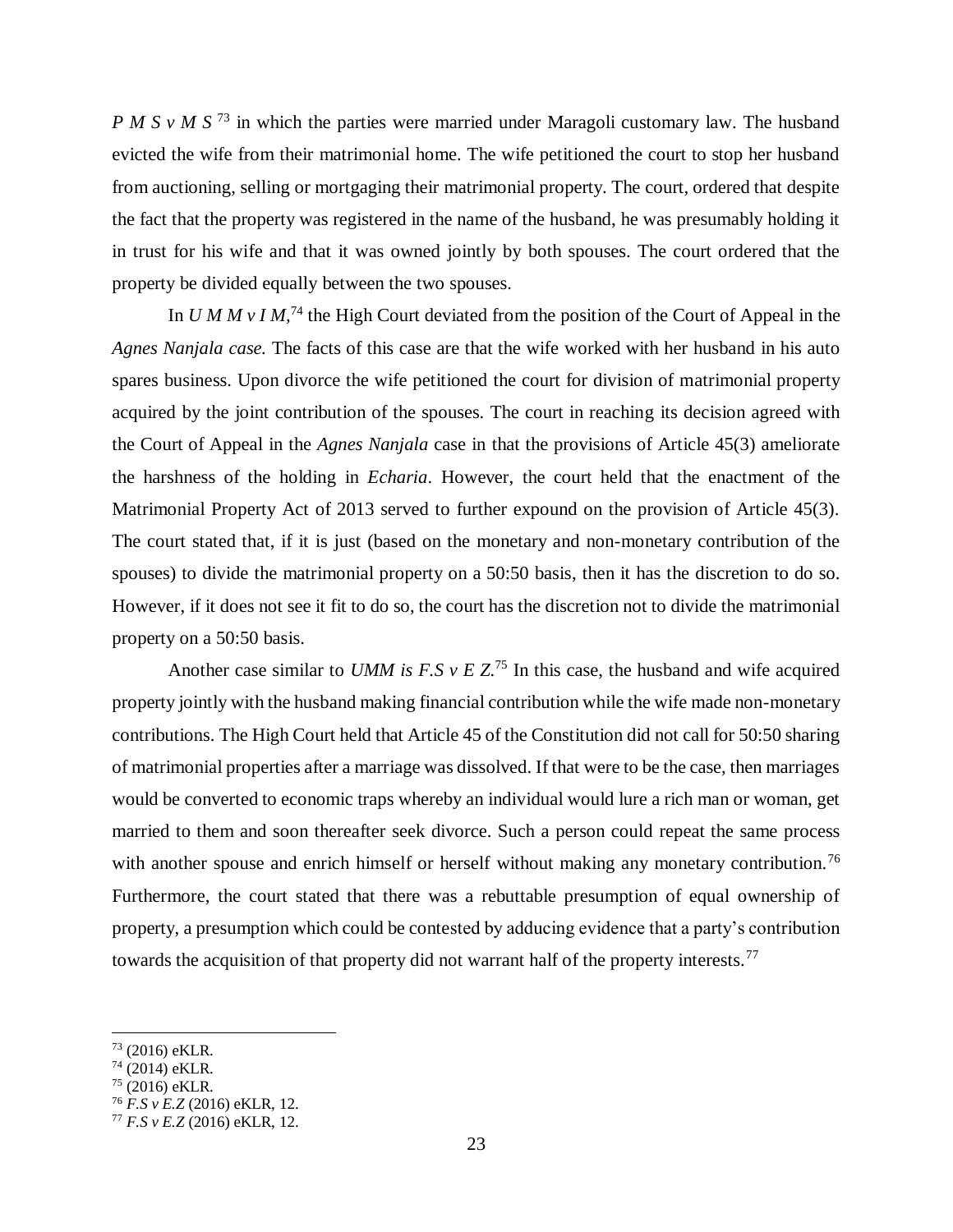*P M S v M S*[73] in which the parties were married under Maragoli customary law. The husband evicted the wife from their matrimonial home. The wife petitioned the court to stop her husband from auctioning, selling or mortgaging their matrimonial property. The court, ordered that despite the fact that the property was registered in the name of the husband, he was presumably holding it in trust for his wife and that it was owned jointly by both spouses. The court ordered that the property be divided equally between the two spouses.

In *U M M v I M*,[74] the High Court deviated from the position of the Court of Appeal in the *Agnes Nanjala case.* The facts of this case are that the wife worked with her husband in his auto spares business. Upon divorce the wife petitioned the court for division of matrimonial property acquired by the joint contribution of the spouses. The court in reaching its decision agreed with the Court of Appeal in the *Agnes Nanjala* case in that the provisions of Article 45(3) ameliorate the harshness of the holding in *Echaria*. However, the court held that the enactment of the Matrimonial Property Act of 2013 served to further expound on the provision of Article 45(3). The court stated that, if it is just (based on the monetary and non-monetary contribution of the spouses) to divide the matrimonial property on a 50:50 basis, then it has the discretion to do so. However, if it does not see it fit to do so, the court has the discretion not to divide the matrimonial property on a 50:50 basis.

Another case similar to *UMM is F.S v E Z.*[75] In this case, the husband and wife acquired property jointly with the husband making financial contribution while the wife made non-monetary contributions. The High Court held that Article 45 of the Constitution did not call for 50:50 sharing of matrimonial properties after a marriage was dissolved. If that were to be the case, then marriages would be converted to economic traps whereby an individual would lure a rich man or woman, get married to them and soon thereafter seek divorce. Such a person could repeat the same process with another spouse and enrich himself or herself without making any monetary contribution.[76] Furthermore, the court stated that there was a rebuttable presumption of equal ownership of property, a presumption which could be contested by adducing evidence that a party's contribution towards the acquisition of that property did not warrant half of the property interests.[77]

---

[73] (2016) eKLR.
[74] (2014) eKLR.
[75] (2016) eKLR.
[76] *F.S v E.Z* (2016) eKLR, 12.
[77] *F.S v E.Z* (2016) eKLR, 12.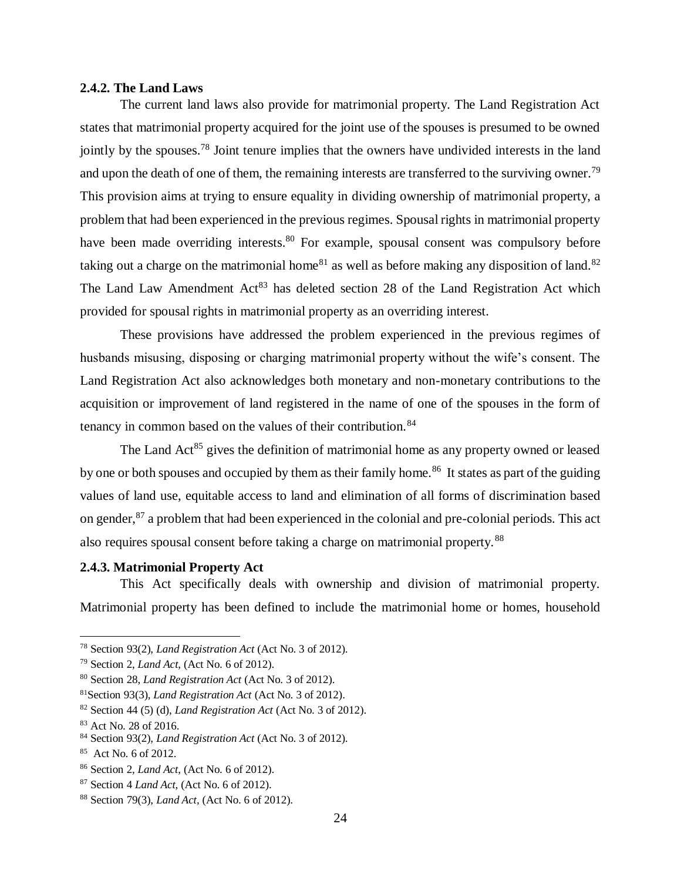### 2.4.2. The Land Laws

The current land laws also provide for matrimonial property. The Land Registration Act states that matrimonial property acquired for the joint use of the spouses is presumed to be owned jointly by the spouses.[78] Joint tenure implies that the owners have undivided interests in the land and upon the death of one of them, the remaining interests are transferred to the surviving owner.[79] This provision aims at trying to ensure equality in dividing ownership of matrimonial property, a problem that had been experienced in the previous regimes. Spousal rights in matrimonial property have been made overriding interests.[80] For example, spousal consent was compulsory before taking out a charge on the matrimonial home[81] as well as before making any disposition of land.[82] The Land Law Amendment Act[83] has deleted section 28 of the Land Registration Act which provided for spousal rights in matrimonial property as an overriding interest.

These provisions have addressed the problem experienced in the previous regimes of husbands misusing, disposing or charging matrimonial property without the wife's consent. The Land Registration Act also acknowledges both monetary and non-monetary contributions to the acquisition or improvement of land registered in the name of one of the spouses in the form of tenancy in common based on the values of their contribution.[84]

The Land Act[85] gives the definition of matrimonial home as any property owned or leased by one or both spouses and occupied by them as their family home.[86] It states as part of the guiding values of land use, equitable access to land and elimination of all forms of discrimination based on gender,[87] a problem that had been experienced in the colonial and pre-colonial periods. This act also requires spousal consent before taking a charge on matrimonial property.[88]

### 2.4.3. Matrimonial Property Act

This Act specifically deals with ownership and division of matrimonial property. Matrimonial property has been defined to include the matrimonial home or homes, household

---

[78] Section 93(2), *Land Registration Act* (Act No. 3 of 2012).

[79] Section 2, *Land Act*, (Act No. 6 of 2012).

[80] Section 28, *Land Registration Act* (Act No. 3 of 2012).

[81] Section 93(3), *Land Registration Act* (Act No. 3 of 2012).

[82] Section 44 (5) (d), *Land Registration Act* (Act No. 3 of 2012).

[83] Act No. 28 of 2016.

[84] Section 93(2), *Land Registration Act* (Act No. 3 of 2012).

[85] Act No. 6 of 2012.

[86] Section 2, *Land Act*, (Act No. 6 of 2012).

[87] Section 4 *Land Act*, (Act No. 6 of 2012).

[88] Section 79(3), *Land Act*, (Act No. 6 of 2012).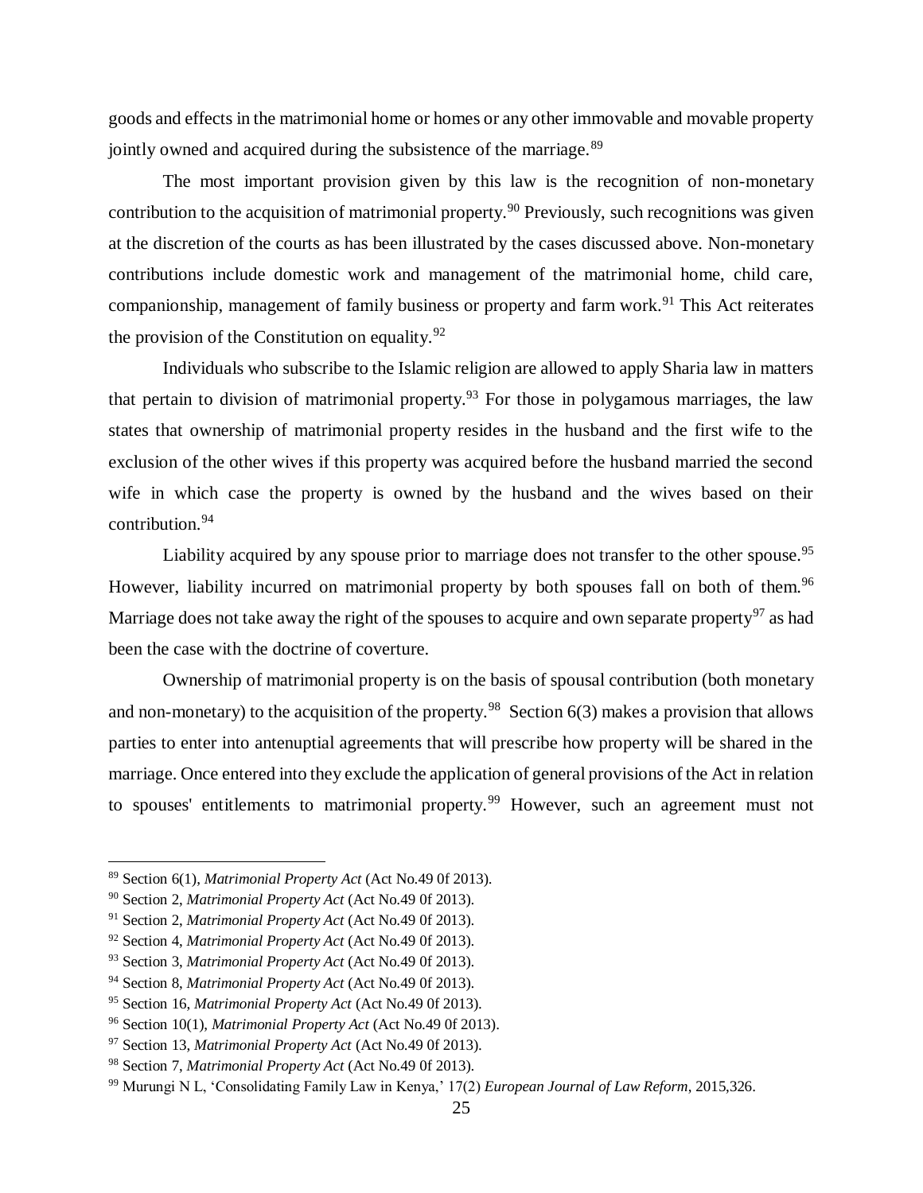goods and effects in the matrimonial home or homes or any other immovable and movable property jointly owned and acquired during the subsistence of the marriage.[89]

The most important provision given by this law is the recognition of non-monetary contribution to the acquisition of matrimonial property.[90] Previously, such recognitions was given at the discretion of the courts as has been illustrated by the cases discussed above. Non-monetary contributions include domestic work and management of the matrimonial home, child care, companionship, management of family business or property and farm work.[91] This Act reiterates the provision of the Constitution on equality.[92]

Individuals who subscribe to the Islamic religion are allowed to apply Sharia law in matters that pertain to division of matrimonial property.[93] For those in polygamous marriages, the law states that ownership of matrimonial property resides in the husband and the first wife to the exclusion of the other wives if this property was acquired before the husband married the second wife in which case the property is owned by the husband and the wives based on their contribution.[94]

Liability acquired by any spouse prior to marriage does not transfer to the other spouse.[95] However, liability incurred on matrimonial property by both spouses fall on both of them.[96] Marriage does not take away the right of the spouses to acquire and own separate property[97] as had been the case with the doctrine of coverture.

Ownership of matrimonial property is on the basis of spousal contribution (both monetary and non-monetary) to the acquisition of the property.[98] Section 6(3) makes a provision that allows parties to enter into antenuptial agreements that will prescribe how property will be shared in the marriage. Once entered into they exclude the application of general provisions of the Act in relation to spouses' entitlements to matrimonial property.[99] However, such an agreement must not

---

[89] Section 6(1), *Matrimonial Property Act* (Act No.49 0f 2013).

[90] Section 2, *Matrimonial Property Act* (Act No.49 0f 2013).

[91] Section 2, *Matrimonial Property Act* (Act No.49 0f 2013).

[92] Section 4, *Matrimonial Property Act* (Act No.49 0f 2013).

[93] Section 3, *Matrimonial Property Act* (Act No.49 0f 2013).

[94] Section 8, *Matrimonial Property Act* (Act No.49 0f 2013).

[95] Section 16, *Matrimonial Property Act* (Act No.49 0f 2013).

[96] Section 10(1), *Matrimonial Property Act* (Act No.49 0f 2013).

[97] Section 13, *Matrimonial Property Act* (Act No.49 0f 2013).

[98] Section 7, *Matrimonial Property Act* (Act No.49 0f 2013).

[99] Murungi N L, 'Consolidating Family Law in Kenya,' 17(2) *European Journal of Law Reform*, 2015,326.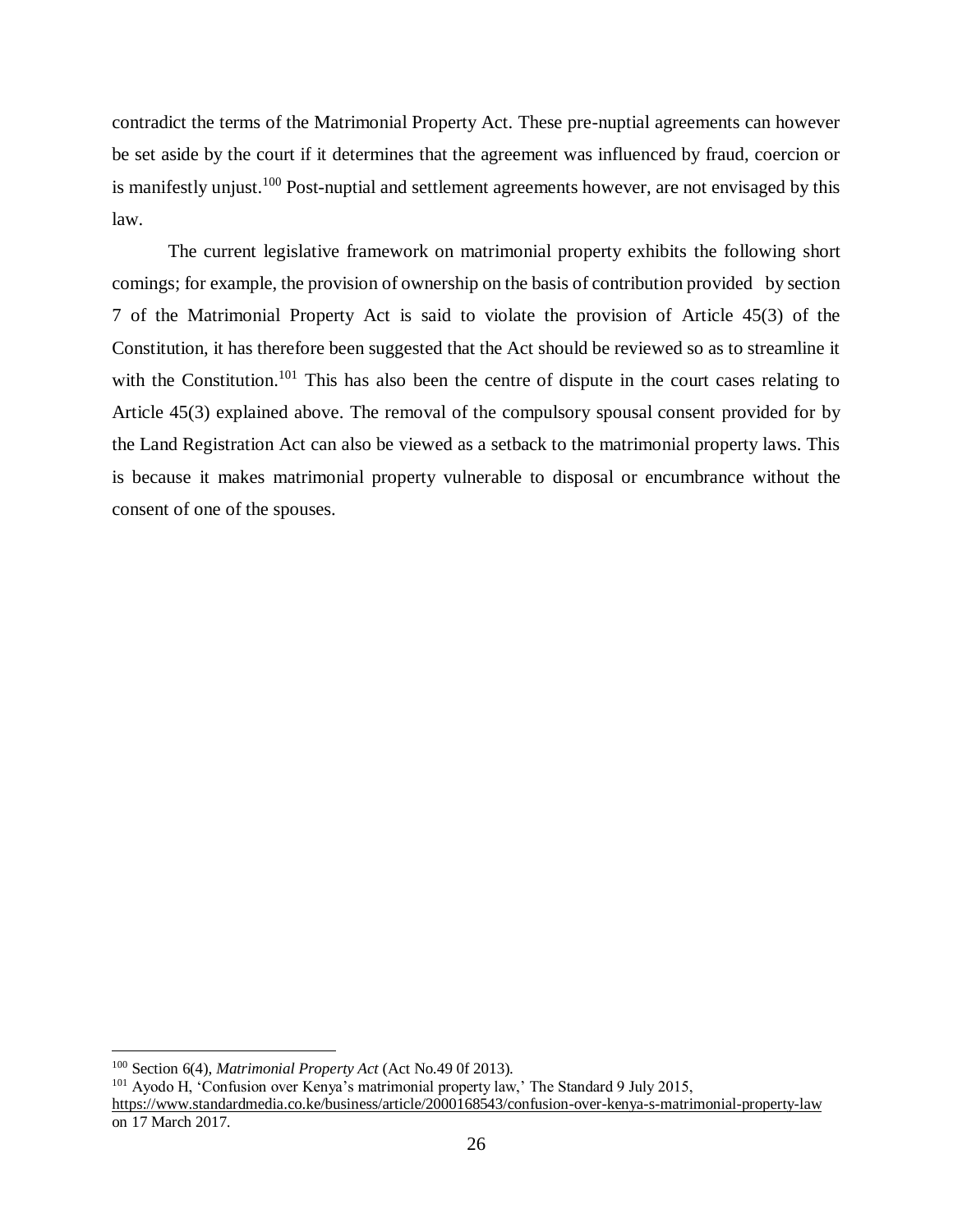contradict the terms of the Matrimonial Property Act. These pre-nuptial agreements can however be set aside by the court if it determines that the agreement was influenced by fraud, coercion or is manifestly unjust.[100] Post-nuptial and settlement agreements however, are not envisaged by this law.

The current legislative framework on matrimonial property exhibits the following short comings; for example, the provision of ownership on the basis of contribution provided by section 7 of the Matrimonial Property Act is said to violate the provision of Article 45(3) of the Constitution, it has therefore been suggested that the Act should be reviewed so as to streamline it with the Constitution.[101] This has also been the centre of dispute in the court cases relating to Article 45(3) explained above. The removal of the compulsory spousal consent provided for by the Land Registration Act can also be viewed as a setback to the matrimonial property laws. This is because it makes matrimonial property vulnerable to disposal or encumbrance without the consent of one of the spouses.

---

[100] Section 6(4), *Matrimonial Property Act* (Act No.49 0f 2013).

[101] Ayodo H, 'Confusion over Kenya's matrimonial property law,' The Standard 9 July 2015, https://www.standardmedia.co.ke/business/article/2000168543/confusion-over-kenya-s-matrimonial-property-law on 17 March 2017.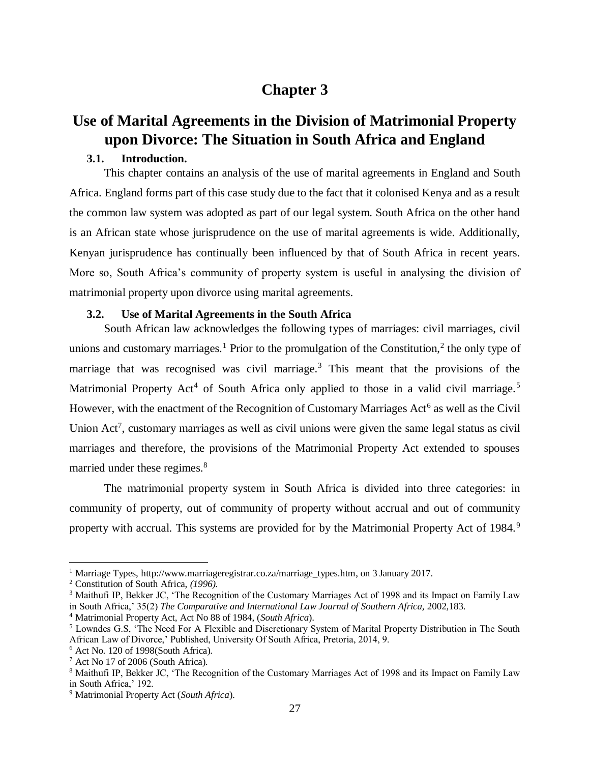# Chapter 3

# Use of Marital Agreements in the Division of Matrimonial Property upon Divorce: The Situation in South Africa and England

## 3.1. Introduction.

This chapter contains an analysis of the use of marital agreements in England and South Africa. England forms part of this case study due to the fact that it colonised Kenya and as a result the common law system was adopted as part of our legal system. South Africa on the other hand is an African state whose jurisprudence on the use of marital agreements is wide. Additionally, Kenyan jurisprudence has continually been influenced by that of South Africa in recent years. More so, South Africa's community of property system is useful in analysing the division of matrimonial property upon divorce using marital agreements.

## 3.2. Use of Marital Agreements in the South Africa

South African law acknowledges the following types of marriages: civil marriages, civil unions and customary marriages.[1] Prior to the promulgation of the Constitution,[2] the only type of marriage that was recognised was civil marriage.[3] This meant that the provisions of the Matrimonial Property Act[4] of South Africa only applied to those in a valid civil marriage.[5] However, with the enactment of the Recognition of Customary Marriages Act[6] as well as the Civil Union Act[7], customary marriages as well as civil unions were given the same legal status as civil marriages and therefore, the provisions of the Matrimonial Property Act extended to spouses married under these regimes.[8]

The matrimonial property system in South Africa is divided into three categories: in community of property, out of community of property without accrual and out of community property with accrual. This systems are provided for by the Matrimonial Property Act of 1984.[9]

---

[1] Marriage Types, http://www.marriageregistrar.co.za/marriage_types.htm, on 3 January 2017.

[2] Constitution of South Africa, *(1996).*

[3] Maithufi IP, Bekker JC, 'The Recognition of the Customary Marriages Act of 1998 and its Impact on Family Law in South Africa,' 35(2) *The Comparative and International Law Journal of Southern Africa,* 2002,183.

[4] Matrimonial Property Act, Act No 88 of 1984, (*South Africa*).

[5] Lowndes G.S, 'The Need For A Flexible and Discretionary System of Marital Property Distribution in The South African Law of Divorce,' Published, University Of South Africa, Pretoria, 2014, 9.

[6] Act No. 120 of 1998(South Africa).

[7] Act No 17 of 2006 (South Africa).

[8] Maithufi IP, Bekker JC, 'The Recognition of the Customary Marriages Act of 1998 and its Impact on Family Law in South Africa,' 192.

[9] Matrimonial Property Act (*South Africa*).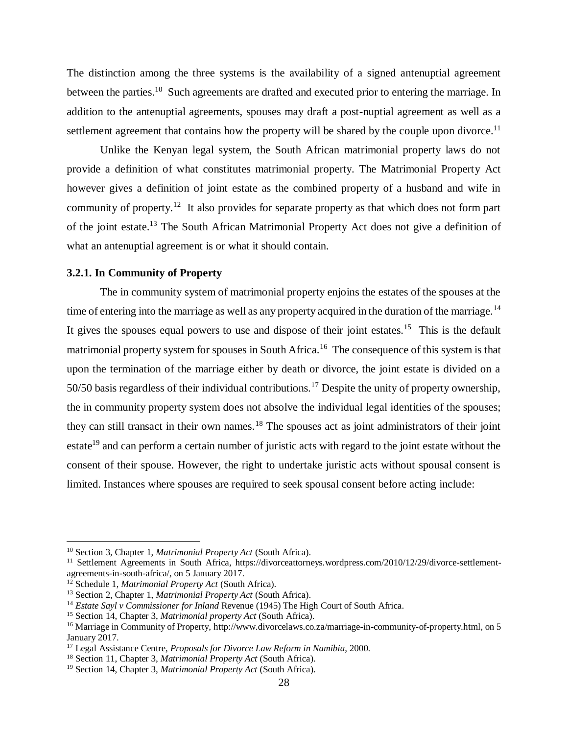The distinction among the three systems is the availability of a signed antenuptial agreement between the parties.[10] Such agreements are drafted and executed prior to entering the marriage. In addition to the antenuptial agreements, spouses may draft a post-nuptial agreement as well as a settlement agreement that contains how the property will be shared by the couple upon divorce.[11]

Unlike the Kenyan legal system, the South African matrimonial property laws do not provide a definition of what constitutes matrimonial property. The Matrimonial Property Act however gives a definition of joint estate as the combined property of a husband and wife in community of property.[12] It also provides for separate property as that which does not form part of the joint estate.[13] The South African Matrimonial Property Act does not give a definition of what an antenuptial agreement is or what it should contain.

### 3.2.1. In Community of Property

The in community system of matrimonial property enjoins the estates of the spouses at the time of entering into the marriage as well as any property acquired in the duration of the marriage.[14] It gives the spouses equal powers to use and dispose of their joint estates.[15] This is the default matrimonial property system for spouses in South Africa.[16] The consequence of this system is that upon the termination of the marriage either by death or divorce, the joint estate is divided on a 50/50 basis regardless of their individual contributions.[17] Despite the unity of property ownership, the in community property system does not absolve the individual legal identities of the spouses; they can still transact in their own names.[18] The spouses act as joint administrators of their joint estate[19] and can perform a certain number of juristic acts with regard to the joint estate without the consent of their spouse. However, the right to undertake juristic acts without spousal consent is limited. Instances where spouses are required to seek spousal consent before acting include:

---

[10] Section 3, Chapter 1, *Matrimonial Property Act* (South Africa).

[11] Settlement Agreements in South Africa, https://divorceattorneys.wordpress.com/2010/12/29/divorce-settlement-agreements-in-south-africa/, on 5 January 2017.

[12] Schedule 1, *Matrimonial Property Act* (South Africa).

[13] Section 2, Chapter 1, *Matrimonial Property Act* (South Africa).

[14] *Estate Sayl v Commissioner for Inland* Revenue (1945) The High Court of South Africa.

[15] Section 14, Chapter 3, *Matrimonial property Act* (South Africa).

[16] Marriage in Community of Property, http://www.divorcelaws.co.za/marriage-in-community-of-property.html, on 5 January 2017.

[17] Legal Assistance Centre, *Proposals for Divorce Law Reform in Namibia*, 2000.

[18] Section 11, Chapter 3, *Matrimonial Property Act* (South Africa).

[19] Section 14, Chapter 3, *Matrimonial Property Act* (South Africa).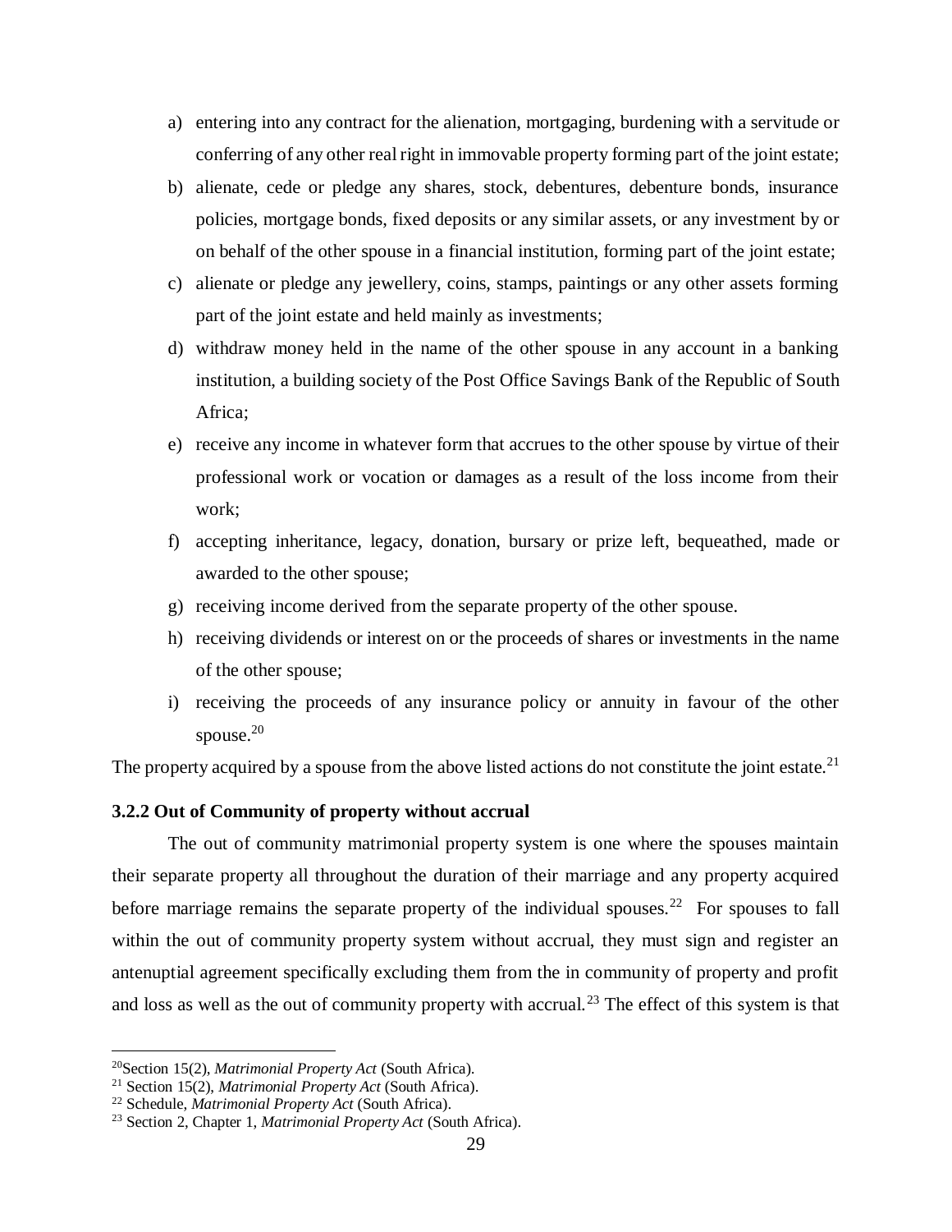a) entering into any contract for the alienation, mortgaging, burdening with a servitude or conferring of any other real right in immovable property forming part of the joint estate;
b) alienate, cede or pledge any shares, stock, debentures, debenture bonds, insurance policies, mortgage bonds, fixed deposits or any similar assets, or any investment by or on behalf of the other spouse in a financial institution, forming part of the joint estate;
c) alienate or pledge any jewellery, coins, stamps, paintings or any other assets forming part of the joint estate and held mainly as investments;
d) withdraw money held in the name of the other spouse in any account in a banking institution, a building society of the Post Office Savings Bank of the Republic of South Africa;
e) receive any income in whatever form that accrues to the other spouse by virtue of their professional work or vocation or damages as a result of the loss income from their work;
f) accepting inheritance, legacy, donation, bursary or prize left, bequeathed, made or awarded to the other spouse;
g) receiving income derived from the separate property of the other spouse.
h) receiving dividends or interest on or the proceeds of shares or investments in the name of the other spouse;
i) receiving the proceeds of any insurance policy or annuity in favour of the other spouse.[20]

The property acquired by a spouse from the above listed actions do not constitute the joint estate.[21]

### 3.2.2 Out of Community of property without accrual

The out of community matrimonial property system is one where the spouses maintain their separate property all throughout the duration of their marriage and any property acquired before marriage remains the separate property of the individual spouses.[22] For spouses to fall within the out of community property system without accrual, they must sign and register an antenuptial agreement specifically excluding them from the in community of property and profit and loss as well as the out of community property with accrual.[23] The effect of this system is that

---

[20] Section 15(2), *Matrimonial Property Act* (South Africa).

[21] Section 15(2), *Matrimonial Property Act* (South Africa).

[22] Schedule, *Matrimonial Property Act* (South Africa).

[23] Section 2, Chapter 1, *Matrimonial Property Act* (South Africa).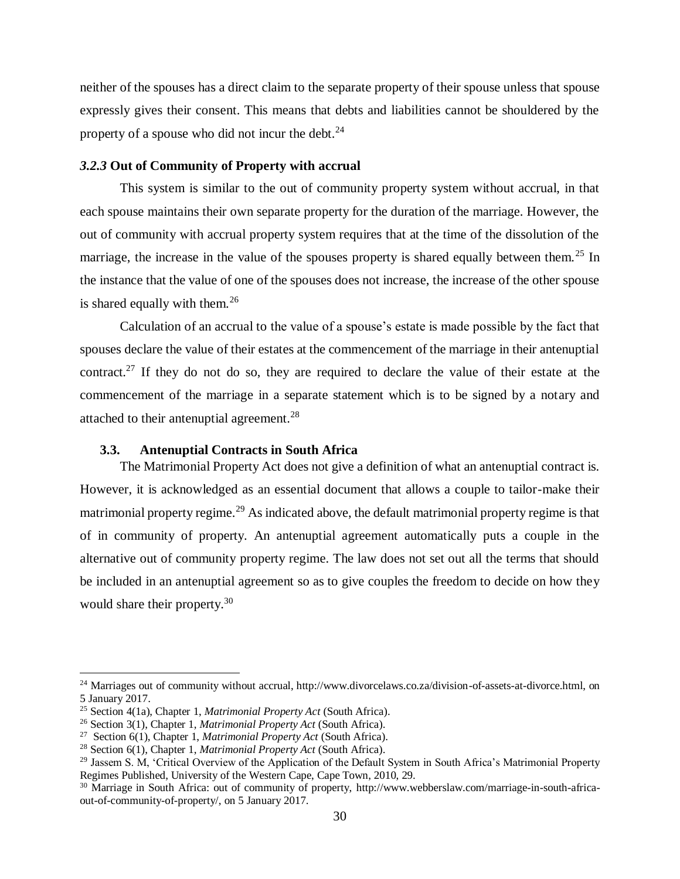neither of the spouses has a direct claim to the separate property of their spouse unless that spouse expressly gives their consent. This means that debts and liabilities cannot be shouldered by the property of a spouse who did not incur the debt.[24]

### *3.2.3* Out of Community of Property with accrual

This system is similar to the out of community property system without accrual, in that each spouse maintains their own separate property for the duration of the marriage. However, the out of community with accrual property system requires that at the time of the dissolution of the marriage, the increase in the value of the spouses property is shared equally between them.[25] In the instance that the value of one of the spouses does not increase, the increase of the other spouse is shared equally with them.[26]

Calculation of an accrual to the value of a spouse's estate is made possible by the fact that spouses declare the value of their estates at the commencement of the marriage in their antenuptial contract.[27] If they do not do so, they are required to declare the value of their estate at the commencement of the marriage in a separate statement which is to be signed by a notary and attached to their antenuptial agreement.[28]

## 3.3. Antenuptial Contracts in South Africa

The Matrimonial Property Act does not give a definition of what an antenuptial contract is. However, it is acknowledged as an essential document that allows a couple to tailor-make their matrimonial property regime.[29] As indicated above, the default matrimonial property regime is that of in community of property. An antenuptial agreement automatically puts a couple in the alternative out of community property regime. The law does not set out all the terms that should be included in an antenuptial agreement so as to give couples the freedom to decide on how they would share their property.[30]

---

[24] Marriages out of community without accrual, http://www.divorcelaws.co.za/division-of-assets-at-divorce.html, on 5 January 2017.

[25] Section 4(1a), Chapter 1, *Matrimonial Property Act* (South Africa).

[26] Section 3(1), Chapter 1, *Matrimonial Property Act* (South Africa).

[27] Section 6(1), Chapter 1, *Matrimonial Property Act* (South Africa).

[28] Section 6(1), Chapter 1, *Matrimonial Property Act* (South Africa).

[29] Jassem S. M, 'Critical Overview of the Application of the Default System in South Africa's Matrimonial Property Regimes Published, University of the Western Cape, Cape Town, 2010, 29.

[30] Marriage in South Africa: out of community of property, http://www.webberslaw.com/marriage-in-south-africa-out-of-community-of-property/, on 5 January 2017.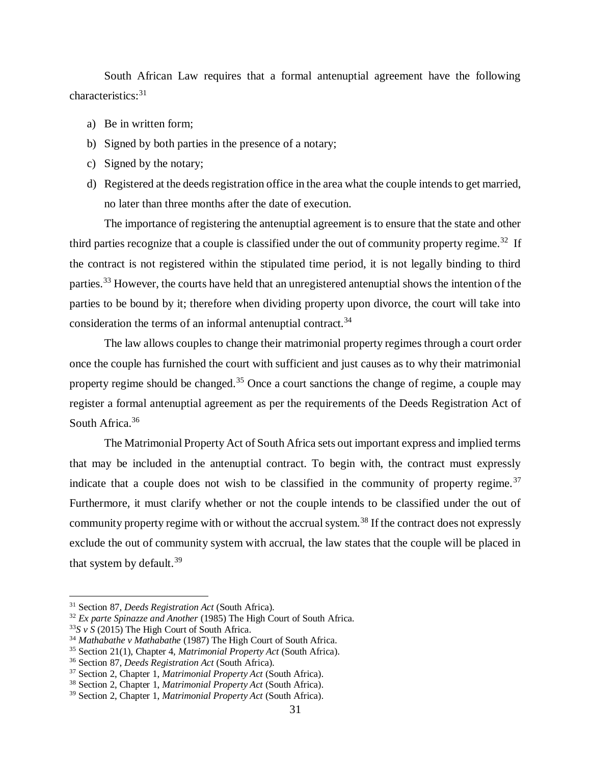South African Law requires that a formal antenuptial agreement have the following characteristics:[31]

a) Be in written form;
b) Signed by both parties in the presence of a notary;
c) Signed by the notary;
d) Registered at the deeds registration office in the area what the couple intends to get married, no later than three months after the date of execution.

The importance of registering the antenuptial agreement is to ensure that the state and other third parties recognize that a couple is classified under the out of community property regime.[32] If the contract is not registered within the stipulated time period, it is not legally binding to third parties.[33] However, the courts have held that an unregistered antenuptial shows the intention of the parties to be bound by it; therefore when dividing property upon divorce, the court will take into consideration the terms of an informal antenuptial contract.[34]

The law allows couples to change their matrimonial property regimes through a court order once the couple has furnished the court with sufficient and just causes as to why their matrimonial property regime should be changed.[35] Once a court sanctions the change of regime, a couple may register a formal antenuptial agreement as per the requirements of the Deeds Registration Act of South Africa.[36]

The Matrimonial Property Act of South Africa sets out important express and implied terms that may be included in the antenuptial contract. To begin with, the contract must expressly indicate that a couple does not wish to be classified in the community of property regime.[37] Furthermore, it must clarify whether or not the couple intends to be classified under the out of community property regime with or without the accrual system.[38] If the contract does not expressly exclude the out of community system with accrual, the law states that the couple will be placed in that system by default.[39]

---

[31] Section 87, *Deeds Registration Act* (South Africa).
[32] *Ex parte Spinazze and Another* (1985) The High Court of South Africa.
[33] *S v S* (2015) The High Court of South Africa.
[34] *Mathabathe v Mathabathe* (1987) The High Court of South Africa.
[35] Section 21(1), Chapter 4, *Matrimonial Property Act* (South Africa).
[36] Section 87, *Deeds Registration Act* (South Africa).
[37] Section 2, Chapter 1, *Matrimonial Property Act* (South Africa).
[38] Section 2, Chapter 1, *Matrimonial Property Act* (South Africa).
[39] Section 2, Chapter 1, *Matrimonial Property Act* (South Africa).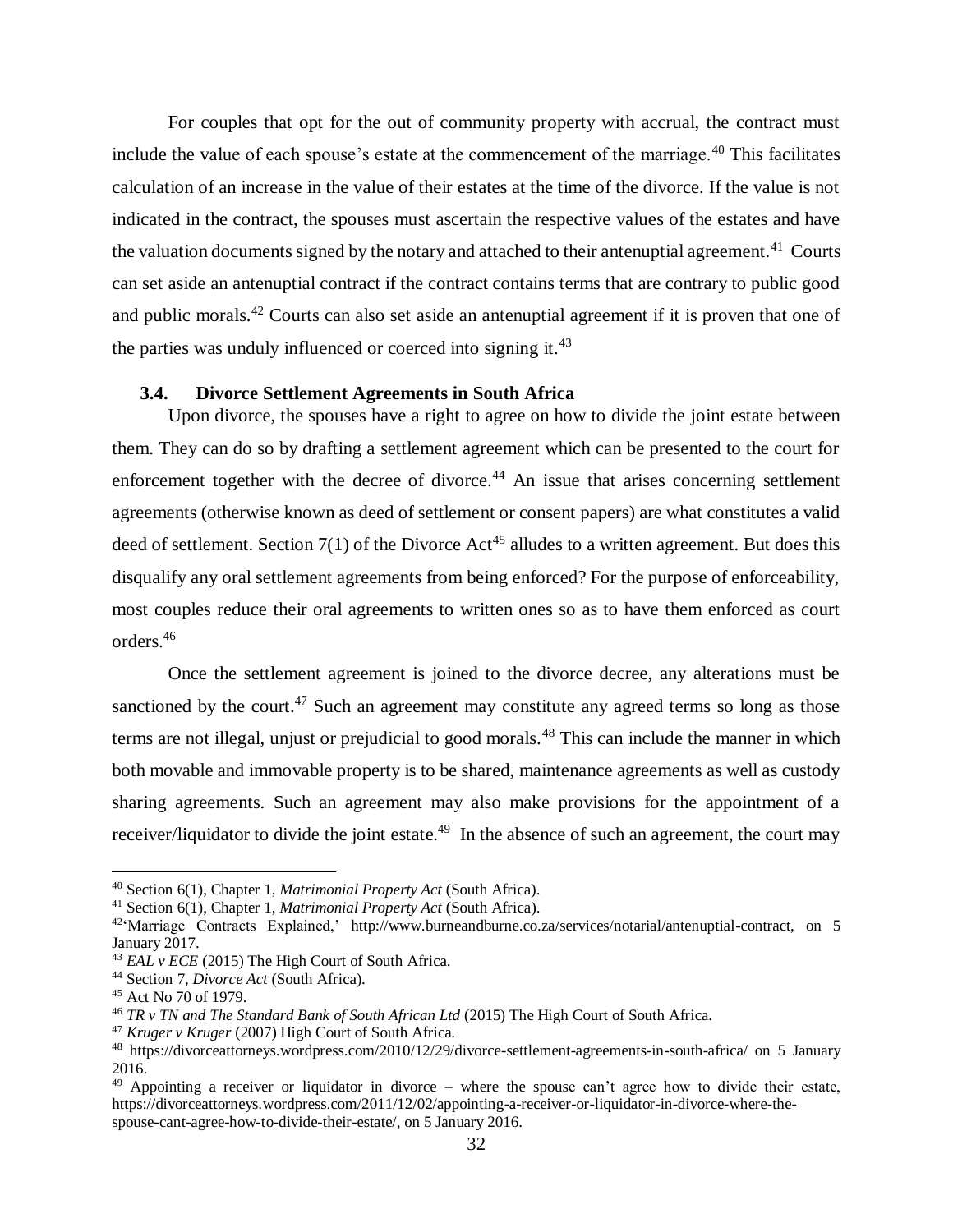For couples that opt for the out of community property with accrual, the contract must include the value of each spouse's estate at the commencement of the marriage.[40] This facilitates calculation of an increase in the value of their estates at the time of the divorce. If the value is not indicated in the contract, the spouses must ascertain the respective values of the estates and have the valuation documents signed by the notary and attached to their antenuptial agreement.[41] Courts can set aside an antenuptial contract if the contract contains terms that are contrary to public good and public morals.[42] Courts can also set aside an antenuptial agreement if it is proven that one of the parties was unduly influenced or coerced into signing it.[43]

### 3.4. Divorce Settlement Agreements in South Africa

Upon divorce, the spouses have a right to agree on how to divide the joint estate between them. They can do so by drafting a settlement agreement which can be presented to the court for enforcement together with the decree of divorce.[44] An issue that arises concerning settlement agreements (otherwise known as deed of settlement or consent papers) are what constitutes a valid deed of settlement. Section 7(1) of the Divorce Act[45] alludes to a written agreement. But does this disqualify any oral settlement agreements from being enforced? For the purpose of enforceability, most couples reduce their oral agreements to written ones so as to have them enforced as court orders.[46]

Once the settlement agreement is joined to the divorce decree, any alterations must be sanctioned by the court.[47] Such an agreement may constitute any agreed terms so long as those terms are not illegal, unjust or prejudicial to good morals.[48] This can include the manner in which both movable and immovable property is to be shared, maintenance agreements as well as custody sharing agreements. Such an agreement may also make provisions for the appointment of a receiver/liquidator to divide the joint estate.[49] In the absence of such an agreement, the court may

---

[40] Section 6(1), Chapter 1, *Matrimonial Property Act* (South Africa).

[41] Section 6(1), Chapter 1, *Matrimonial Property Act* (South Africa).

[42] 'Marriage Contracts Explained,' http://www.burneandburne.co.za/services/notarial/antenuptial-contract, on 5 January 2017.

[43] *EAL v ECE* (2015) The High Court of South Africa.

[44] Section 7, *Divorce Act* (South Africa).

[45] Act No 70 of 1979.

[46] *TR v TN and The Standard Bank of South African Ltd* (2015) The High Court of South Africa.

[47] *Kruger v Kruger* (2007) High Court of South Africa.

[48] https://divorceattorneys.wordpress.com/2010/12/29/divorce-settlement-agreements-in-south-africa/ on 5 January 2016.

[49] Appointing a receiver or liquidator in divorce – where the spouse can't agree how to divide their estate, https://divorceattorneys.wordpress.com/2011/12/02/appointing-a-receiver-or-liquidator-in-divorce-where-the-spouse-cant-agree-how-to-divide-their-estate/, on 5 January 2016.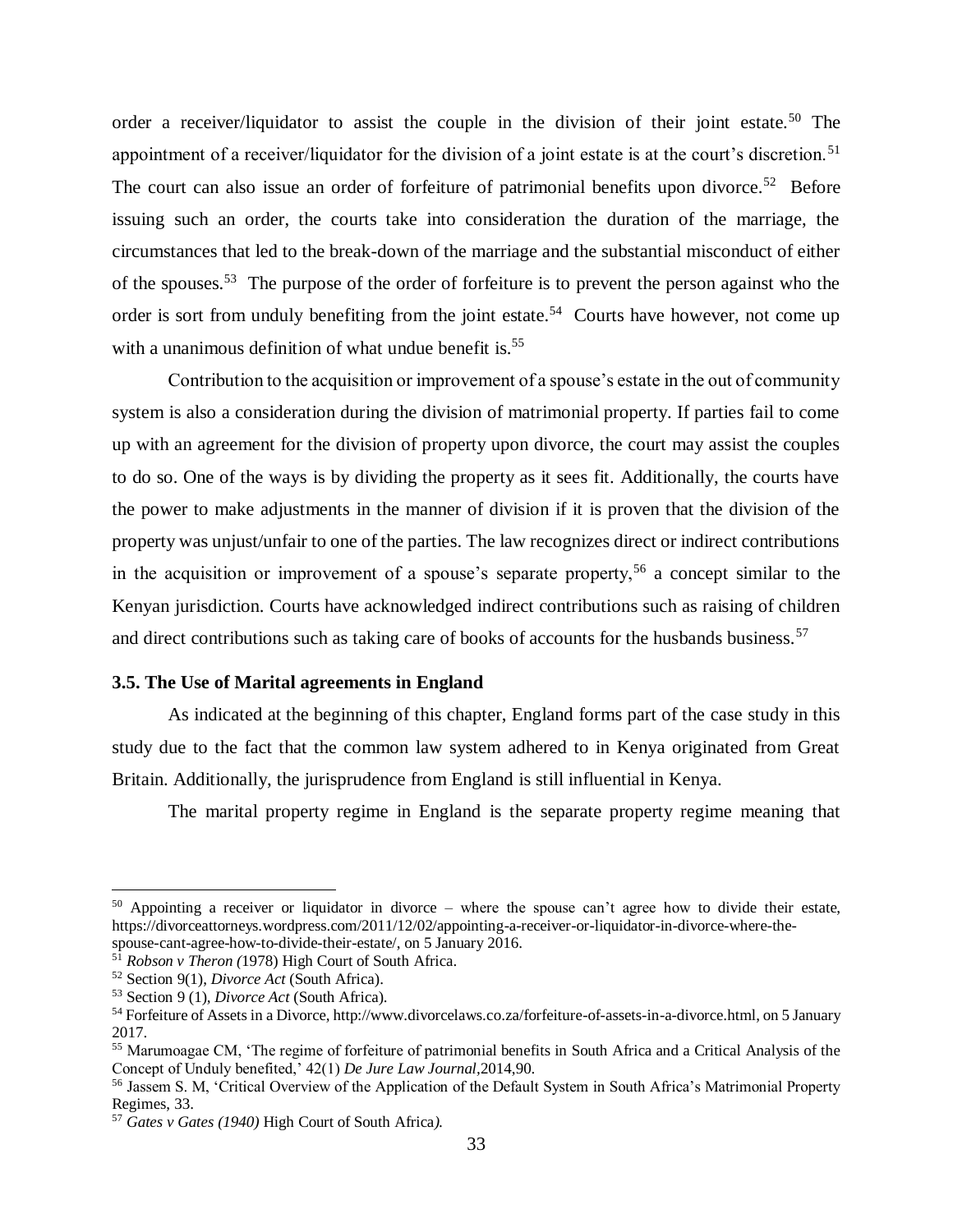order a receiver/liquidator to assist the couple in the division of their joint estate.[50] The appointment of a receiver/liquidator for the division of a joint estate is at the court's discretion.[51] The court can also issue an order of forfeiture of patrimonial benefits upon divorce.[52] Before issuing such an order, the courts take into consideration the duration of the marriage, the circumstances that led to the break-down of the marriage and the substantial misconduct of either of the spouses.[53] The purpose of the order of forfeiture is to prevent the person against who the order is sort from unduly benefiting from the joint estate.[54] Courts have however, not come up with a unanimous definition of what undue benefit is.[55]

Contribution to the acquisition or improvement of a spouse's estate in the out of community system is also a consideration during the division of matrimonial property. If parties fail to come up with an agreement for the division of property upon divorce, the court may assist the couples to do so. One of the ways is by dividing the property as it sees fit. Additionally, the courts have the power to make adjustments in the manner of division if it is proven that the division of the property was unjust/unfair to one of the parties. The law recognizes direct or indirect contributions in the acquisition or improvement of a spouse's separate property,[56] a concept similar to the Kenyan jurisdiction. Courts have acknowledged indirect contributions such as raising of children and direct contributions such as taking care of books of accounts for the husbands business.[57]

### 3.5. The Use of Marital agreements in England

As indicated at the beginning of this chapter, England forms part of the case study in this study due to the fact that the common law system adhered to in Kenya originated from Great Britain. Additionally, the jurisprudence from England is still influential in Kenya.

The marital property regime in England is the separate property regime meaning that

---

[50] Appointing a receiver or liquidator in divorce – where the spouse can't agree how to divide their estate, https://divorceattorneys.wordpress.com/2011/12/02/appointing-a-receiver-or-liquidator-in-divorce-where-the-spouse-cant-agree-how-to-divide-their-estate/, on 5 January 2016.

[51] *Robson v Theron (*1978) High Court of South Africa.

[52] Section 9(1), *Divorce Act* (South Africa).

[53] Section 9 (1), *Divorce Act* (South Africa).

[54] Forfeiture of Assets in a Divorce, http://www.divorcelaws.co.za/forfeiture-of-assets-in-a-divorce.html, on 5 January 2017.

[55] Marumoagae CM, 'The regime of forfeiture of patrimonial benefits in South Africa and a Critical Analysis of the Concept of Unduly benefited,' 42(1) *De Jure Law Journal,*2014,90.

[56] Jassem S. M, 'Critical Overview of the Application of the Default System in South Africa's Matrimonial Property Regimes, 33.

[57] *Gates v Gates (1940)* High Court of South Africa*).*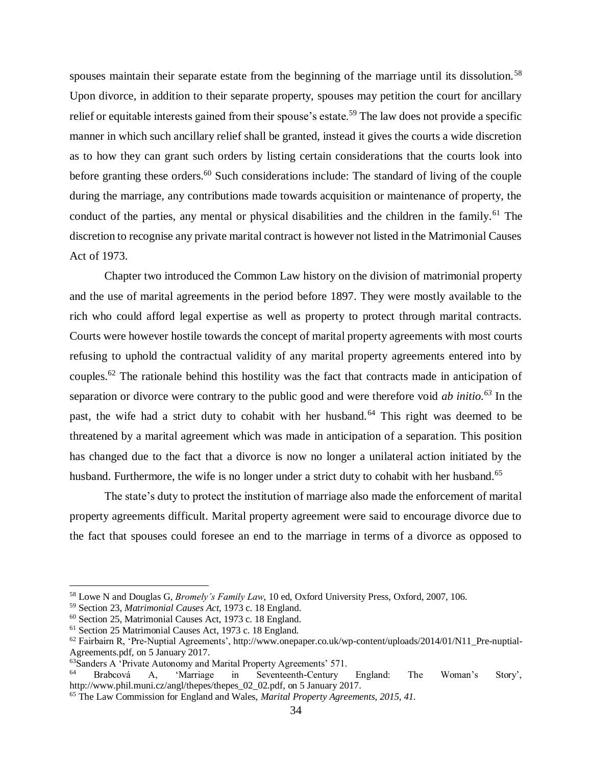spouses maintain their separate estate from the beginning of the marriage until its dissolution.[58] Upon divorce, in addition to their separate property, spouses may petition the court for ancillary relief or equitable interests gained from their spouse's estate.[59] The law does not provide a specific manner in which such ancillary relief shall be granted, instead it gives the courts a wide discretion as to how they can grant such orders by listing certain considerations that the courts look into before granting these orders.[60] Such considerations include: The standard of living of the couple during the marriage, any contributions made towards acquisition or maintenance of property, the conduct of the parties, any mental or physical disabilities and the children in the family.[61] The discretion to recognise any private marital contract is however not listed in the Matrimonial Causes Act of 1973.

Chapter two introduced the Common Law history on the division of matrimonial property and the use of marital agreements in the period before 1897. They were mostly available to the rich who could afford legal expertise as well as property to protect through marital contracts. Courts were however hostile towards the concept of marital property agreements with most courts refusing to uphold the contractual validity of any marital property agreements entered into by couples.[62] The rationale behind this hostility was the fact that contracts made in anticipation of separation or divorce were contrary to the public good and were therefore void *ab initio.*[63] In the past, the wife had a strict duty to cohabit with her husband.[64] This right was deemed to be threatened by a marital agreement which was made in anticipation of a separation. This position has changed due to the fact that a divorce is now no longer a unilateral action initiated by the husband. Furthermore, the wife is no longer under a strict duty to cohabit with her husband.[65]

The state's duty to protect the institution of marriage also made the enforcement of marital property agreements difficult. Marital property agreement were said to encourage divorce due to the fact that spouses could foresee an end to the marriage in terms of a divorce as opposed to

---

[58] Lowe N and Douglas G, *Bromely's Family Law*, 10 ed, Oxford University Press, Oxford, 2007, 106.

[59] Section 23, *Matrimonial Causes Act*, 1973 c. 18 England.

[60] Section 25, Matrimonial Causes Act, 1973 c. 18 England.

[61] Section 25 Matrimonial Causes Act, 1973 c. 18 England.

[62] Fairbairn R, 'Pre-Nuptial Agreements', http://www.onepaper.co.uk/wp-content/uploads/2014/01/N11_Pre-nuptial-Agreements.pdf, on 5 January 2017.

[63] Sanders A 'Private Autonomy and Marital Property Agreements' 571.

[64] Brabcová A, 'Marriage in Seventeenth-Century England: The Woman's Story', http://www.phil.muni.cz/angl/thepes/thepes_02_02.pdf, on 5 January 2017.

[65] The Law Commission for England and Wales, *Marital Property Agreements, 2015, 41.*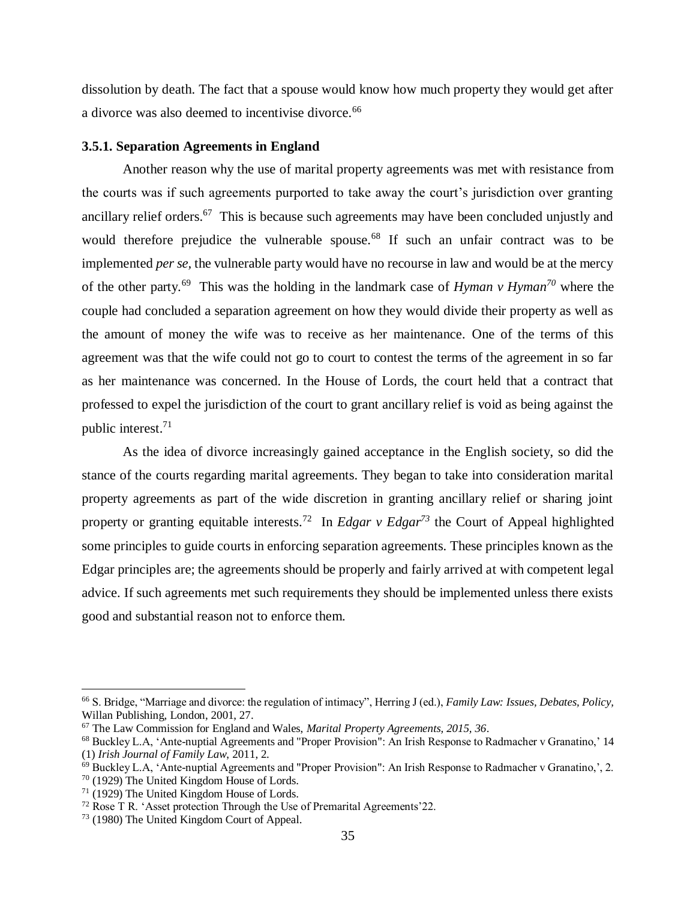dissolution by death. The fact that a spouse would know how much property they would get after a divorce was also deemed to incentivise divorce.[66]

### 3.5.1. Separation Agreements in England

Another reason why the use of marital property agreements was met with resistance from the courts was if such agreements purported to take away the court's jurisdiction over granting ancillary relief orders.[67] This is because such agreements may have been concluded unjustly and would therefore prejudice the vulnerable spouse.[68] If such an unfair contract was to be implemented *per se*, the vulnerable party would have no recourse in law and would be at the mercy of the other party.[69] This was the holding in the landmark case of *Hyman v Hyman*[70] where the couple had concluded a separation agreement on how they would divide their property as well as the amount of money the wife was to receive as her maintenance. One of the terms of this agreement was that the wife could not go to court to contest the terms of the agreement in so far as her maintenance was concerned. In the House of Lords, the court held that a contract that professed to expel the jurisdiction of the court to grant ancillary relief is void as being against the public interest.[71]

As the idea of divorce increasingly gained acceptance in the English society, so did the stance of the courts regarding marital agreements. They began to take into consideration marital property agreements as part of the wide discretion in granting ancillary relief or sharing joint property or granting equitable interests.[72] In *Edgar v Edgar*[73] the Court of Appeal highlighted some principles to guide courts in enforcing separation agreements. These principles known as the Edgar principles are; the agreements should be properly and fairly arrived at with competent legal advice. If such agreements met such requirements they should be implemented unless there exists good and substantial reason not to enforce them.

---

[66] S. Bridge, "Marriage and divorce: the regulation of intimacy", Herring J (ed.), *Family Law: Issues, Debates, Policy,* Willan Publishing, London, 2001, 27.

[67] The Law Commission for England and Wales, *Marital Property Agreements, 2015, 36*.

[68] Buckley L.A, 'Ante-nuptial Agreements and "Proper Provision": An Irish Response to Radmacher v Granatino,' 14 (1) *Irish Journal of Family Law,* 2011, 2.

[69] Buckley L.A, 'Ante-nuptial Agreements and "Proper Provision": An Irish Response to Radmacher v Granatino,', 2.

[70] (1929) The United Kingdom House of Lords.

[71] (1929) The United Kingdom House of Lords.

[72] Rose T R. 'Asset protection Through the Use of Premarital Agreements'22.

[73] (1980) The United Kingdom Court of Appeal.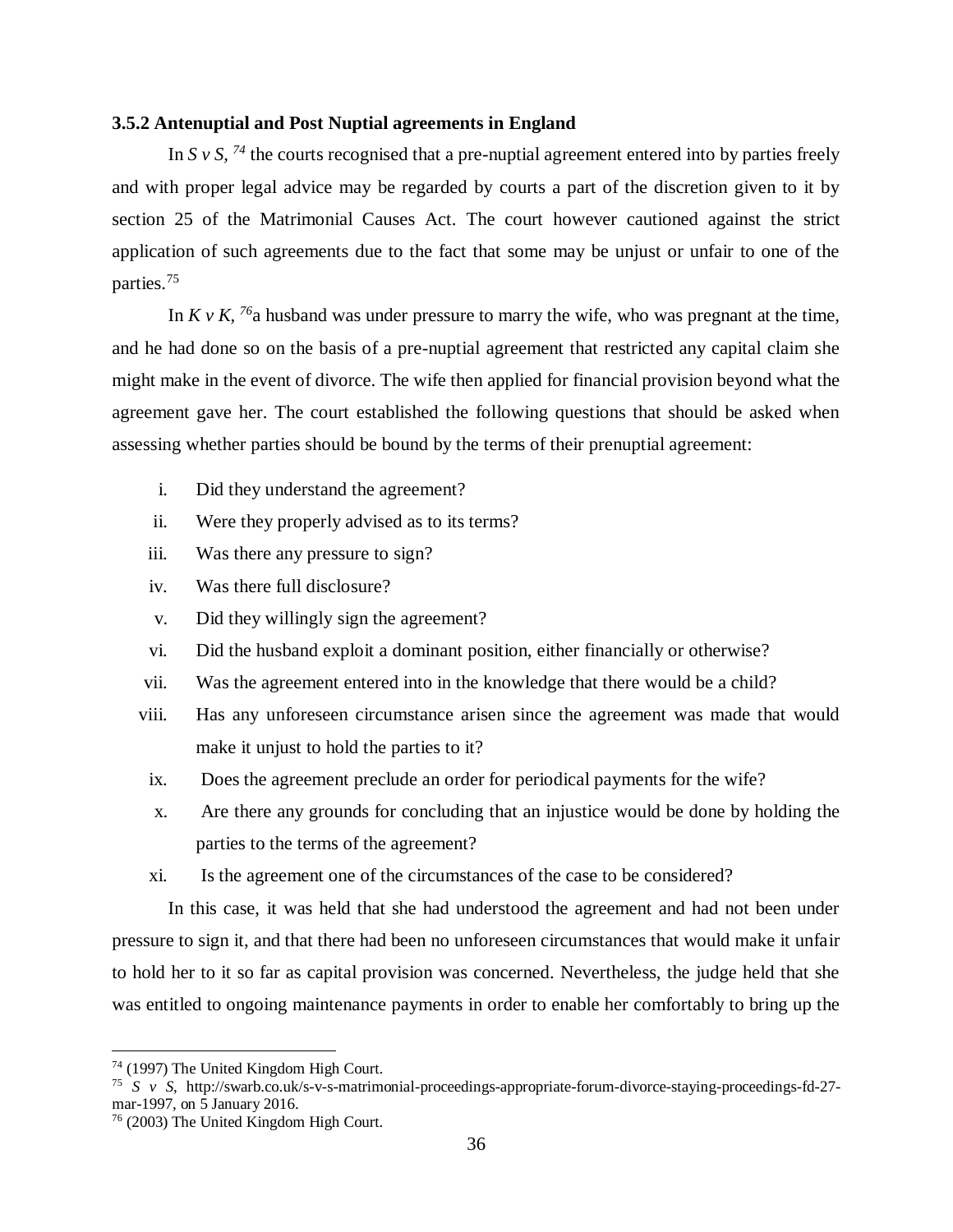### 3.5.2 Antenuptial and Post Nuptial agreements in England

In *S v S,* [74] the courts recognised that a pre-nuptial agreement entered into by parties freely and with proper legal advice may be regarded by courts a part of the discretion given to it by section 25 of the Matrimonial Causes Act. The court however cautioned against the strict application of such agreements due to the fact that some may be unjust or unfair to one of the parties.[75]

In *K v K,* [76]a husband was under pressure to marry the wife, who was pregnant at the time, and he had done so on the basis of a pre-nuptial agreement that restricted any capital claim she might make in the event of divorce. The wife then applied for financial provision beyond what the agreement gave her. The court established the following questions that should be asked when assessing whether parties should be bound by the terms of their prenuptial agreement:

i. Did they understand the agreement?
ii. Were they properly advised as to its terms?
iii. Was there any pressure to sign?
iv. Was there full disclosure?
v. Did they willingly sign the agreement?
vi. Did the husband exploit a dominant position, either financially or otherwise?
vii. Was the agreement entered into in the knowledge that there would be a child?
viii. Has any unforeseen circumstance arisen since the agreement was made that would make it unjust to hold the parties to it?
ix. Does the agreement preclude an order for periodical payments for the wife?
x. Are there any grounds for concluding that an injustice would be done by holding the parties to the terms of the agreement?
xi. Is the agreement one of the circumstances of the case to be considered?

In this case, it was held that she had understood the agreement and had not been under pressure to sign it, and that there had been no unforeseen circumstances that would make it unfair to hold her to it so far as capital provision was concerned. Nevertheless, the judge held that she was entitled to ongoing maintenance payments in order to enable her comfortably to bring up the

---

[74] (1997) The United Kingdom High Court.

[75] *S v S*, http://swarb.co.uk/s-v-s-matrimonial-proceedings-appropriate-forum-divorce-staying-proceedings-fd-27-mar-1997, on 5 January 2016.

[76] (2003) The United Kingdom High Court.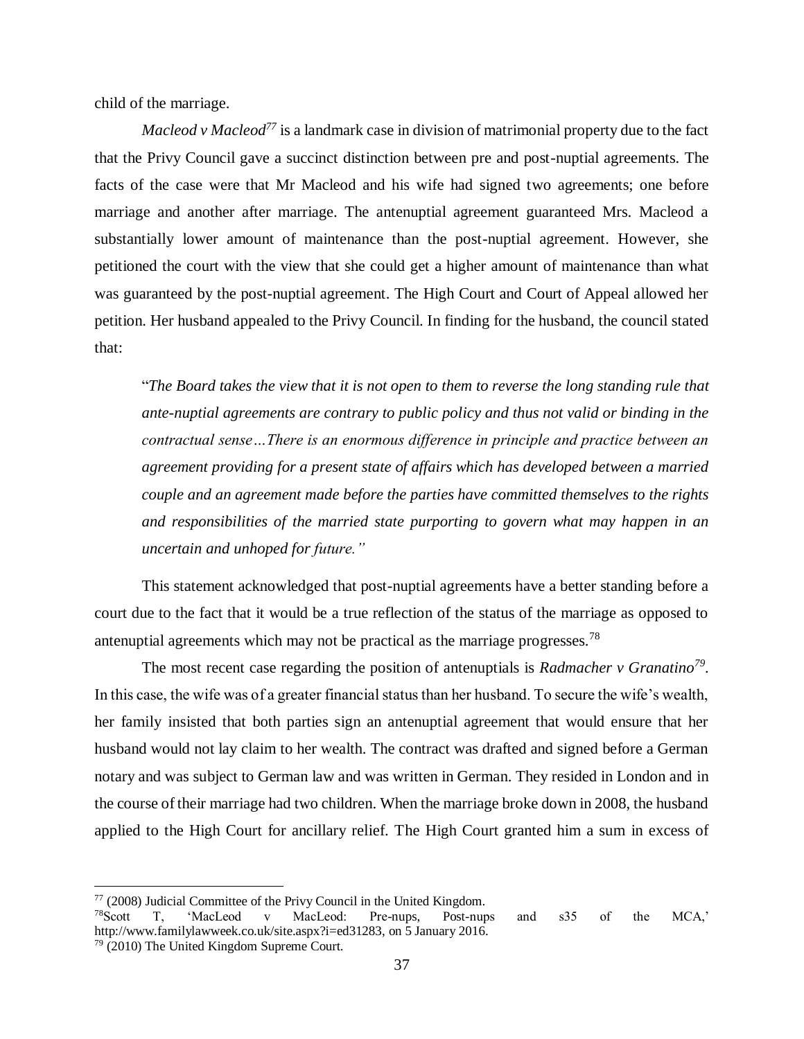child of the marriage.

*Macleod v Macleod*[77] is a landmark case in division of matrimonial property due to the fact that the Privy Council gave a succinct distinction between pre and post-nuptial agreements. The facts of the case were that Mr Macleod and his wife had signed two agreements; one before marriage and another after marriage. The antenuptial agreement guaranteed Mrs. Macleod a substantially lower amount of maintenance than the post-nuptial agreement. However, she petitioned the court with the view that she could get a higher amount of maintenance than what was guaranteed by the post-nuptial agreement. The High Court and Court of Appeal allowed her petition. Her husband appealed to the Privy Council. In finding for the husband, the council stated that:

> "*The Board takes the view that it is not open to them to reverse the long standing rule that ante-nuptial agreements are contrary to public policy and thus not valid or binding in the contractual sense…There is an enormous difference in principle and practice between an agreement providing for a present state of affairs which has developed between a married couple and an agreement made before the parties have committed themselves to the rights and responsibilities of the married state purporting to govern what may happen in an uncertain and unhoped for future.*"

This statement acknowledged that post-nuptial agreements have a better standing before a court due to the fact that it would be a true reflection of the status of the marriage as opposed to antenuptial agreements which may not be practical as the marriage progresses.[78]

The most recent case regarding the position of antenuptials is *Radmacher v Granatino*[79]. In this case, the wife was of a greater financial status than her husband. To secure the wife's wealth, her family insisted that both parties sign an antenuptial agreement that would ensure that her husband would not lay claim to her wealth. The contract was drafted and signed before a German notary and was subject to German law and was written in German. They resided in London and in the course of their marriage had two children. When the marriage broke down in 2008, the husband applied to the High Court for ancillary relief. The High Court granted him a sum in excess of

---

[77] (2008) Judicial Committee of the Privy Council in the United Kingdom.

[78] Scott T, 'MacLeod v MacLeod: Pre-nups, Post-nups and s35 of the MCA,' http://www.familylawweek.co.uk/site.aspx?i=ed31283, on 5 January 2016.

[79] (2010) The United Kingdom Supreme Court.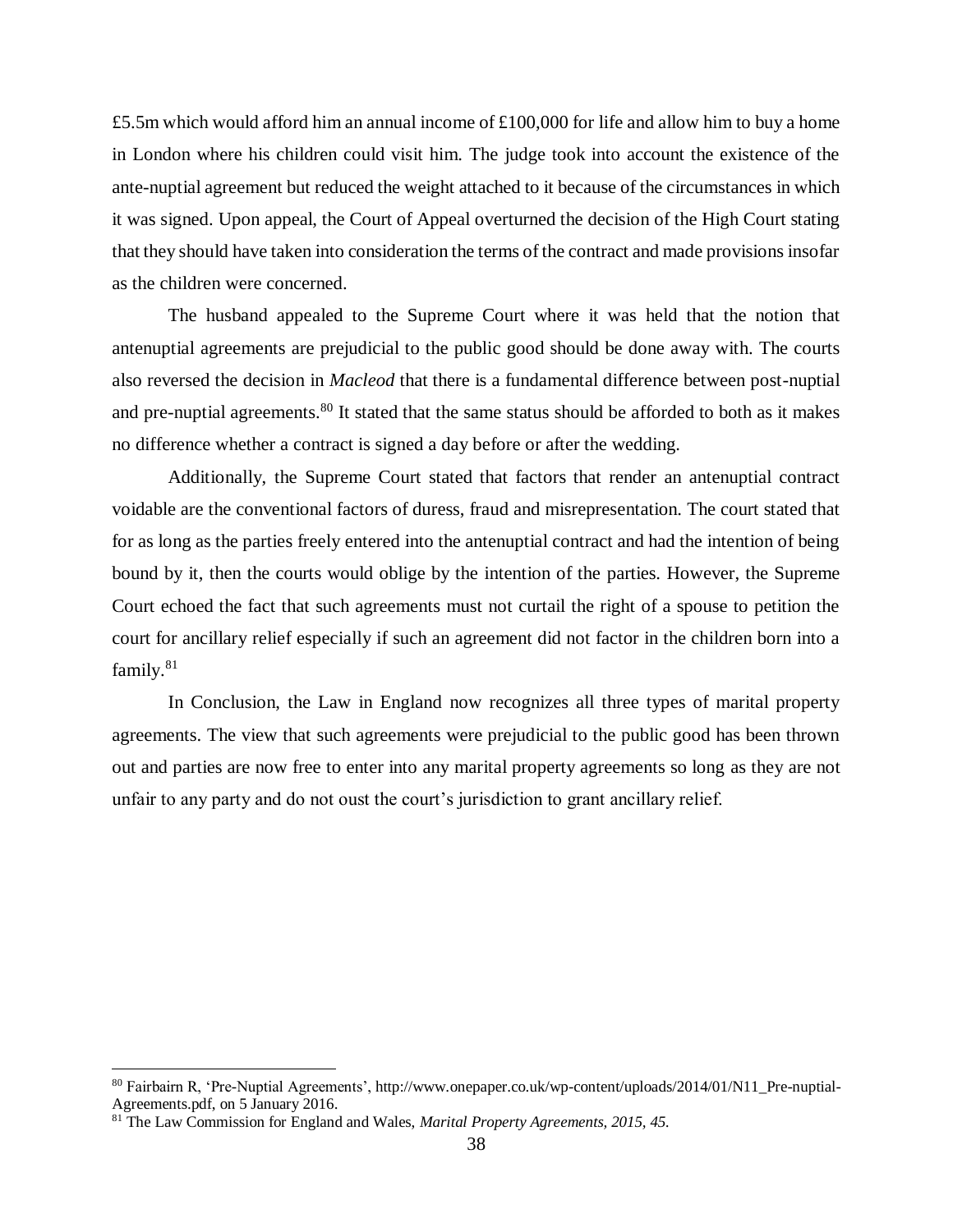£5.5m which would afford him an annual income of £100,000 for life and allow him to buy a home in London where his children could visit him. The judge took into account the existence of the ante-nuptial agreement but reduced the weight attached to it because of the circumstances in which it was signed. Upon appeal, the Court of Appeal overturned the decision of the High Court stating that they should have taken into consideration the terms of the contract and made provisions insofar as the children were concerned.

The husband appealed to the Supreme Court where it was held that the notion that antenuptial agreements are prejudicial to the public good should be done away with. The courts also reversed the decision in *Macleod* that there is a fundamental difference between post-nuptial and pre-nuptial agreements.[80] It stated that the same status should be afforded to both as it makes no difference whether a contract is signed a day before or after the wedding.

Additionally, the Supreme Court stated that factors that render an antenuptial contract voidable are the conventional factors of duress, fraud and misrepresentation. The court stated that for as long as the parties freely entered into the antenuptial contract and had the intention of being bound by it, then the courts would oblige by the intention of the parties. However, the Supreme Court echoed the fact that such agreements must not curtail the right of a spouse to petition the court for ancillary relief especially if such an agreement did not factor in the children born into a family.[81]

In Conclusion, the Law in England now recognizes all three types of marital property agreements. The view that such agreements were prejudicial to the public good has been thrown out and parties are now free to enter into any marital property agreements so long as they are not unfair to any party and do not oust the court's jurisdiction to grant ancillary relief.

---

[80] Fairbairn R, 'Pre-Nuptial Agreements', http://www.onepaper.co.uk/wp-content/uploads/2014/01/N11_Pre-nuptial-Agreements.pdf, on 5 January 2016.

[81] The Law Commission for England and Wales, *Marital Property Agreements, 2015, 45.*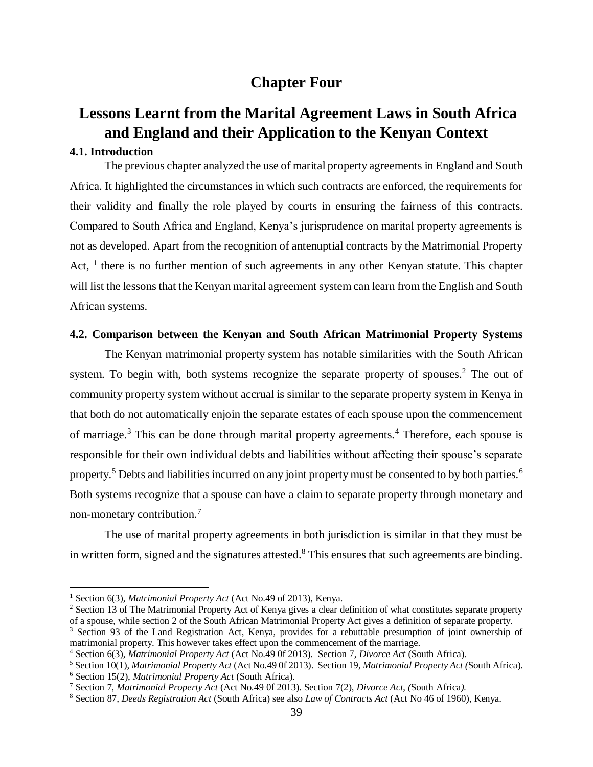# Chapter Four

# Lessons Learnt from the Marital Agreement Laws in South Africa and England and their Application to the Kenyan Context

### 4.1. Introduction

The previous chapter analyzed the use of marital property agreements in England and South Africa. It highlighted the circumstances in which such contracts are enforced, the requirements for their validity and finally the role played by courts in ensuring the fairness of this contracts. Compared to South Africa and England, Kenya's jurisprudence on marital property agreements is not as developed. Apart from the recognition of antenuptial contracts by the Matrimonial Property Act, [1] there is no further mention of such agreements in any other Kenyan statute. This chapter will list the lessons that the Kenyan marital agreement system can learn from the English and South African systems.

### 4.2. Comparison between the Kenyan and South African Matrimonial Property Systems

The Kenyan matrimonial property system has notable similarities with the South African system. To begin with, both systems recognize the separate property of spouses.[2] The out of community property system without accrual is similar to the separate property system in Kenya in that both do not automatically enjoin the separate estates of each spouse upon the commencement of marriage.[3] This can be done through marital property agreements.[4] Therefore, each spouse is responsible for their own individual debts and liabilities without affecting their spouse's separate property.[5] Debts and liabilities incurred on any joint property must be consented to by both parties.[6] Both systems recognize that a spouse can have a claim to separate property through monetary and non-monetary contribution.[7]

The use of marital property agreements in both jurisdiction is similar in that they must be in written form, signed and the signatures attested.[8] This ensures that such agreements are binding.

---

[1] Section 6(3), *Matrimonial Property Act* (Act No.49 of 2013), Kenya.

[2] Section 13 of The Matrimonial Property Act of Kenya gives a clear definition of what constitutes separate property of a spouse, while section 2 of the South African Matrimonial Property Act gives a definition of separate property.

[3] Section 93 of the Land Registration Act, Kenya, provides for a rebuttable presumption of joint ownership of matrimonial property. This however takes effect upon the commencement of the marriage.

[4] Section 6(3), *Matrimonial Property Act* (Act No.49 0f 2013). Section 7, *Divorce Act* (South Africa).

[5] Section 10(1), *Matrimonial Property Act* (Act No.49 0f 2013). Section 19, *Matrimonial Property Act (*South Africa).

[6] Section 15(2), *Matrimonial Property Act* (South Africa).

[7] Section 7, *Matrimonial Property Act* (Act No.49 0f 2013). Section 7(2), *Divorce Act*, *(*South Africa*).*

[8] Section 87, *Deeds Registration Act* (South Africa) see also *Law of Contracts Act* (Act No 46 of 1960), Kenya.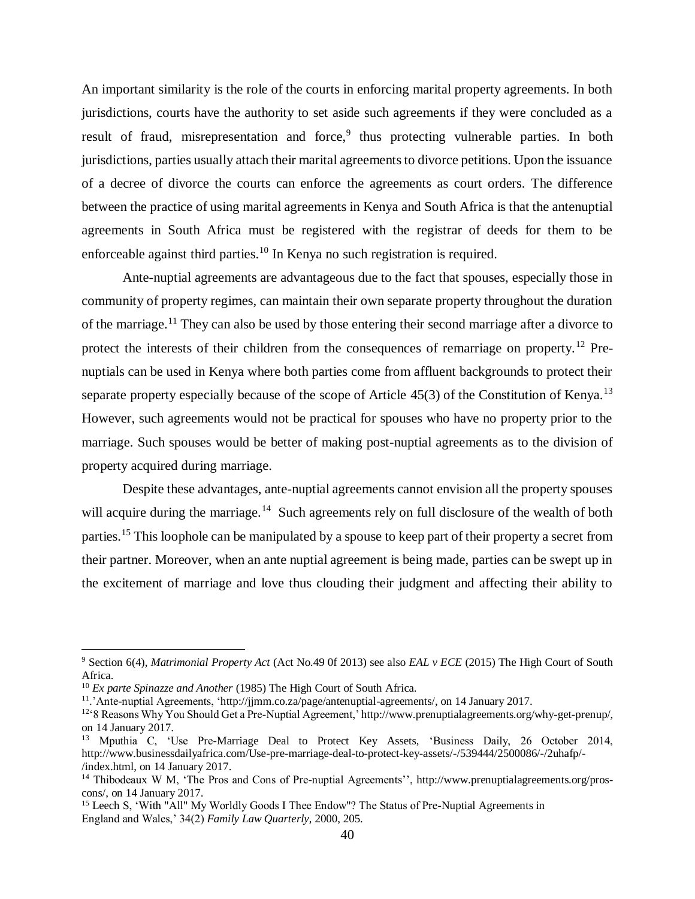An important similarity is the role of the courts in enforcing marital property agreements. In both jurisdictions, courts have the authority to set aside such agreements if they were concluded as a result of fraud, misrepresentation and force,[9] thus protecting vulnerable parties. In both jurisdictions, parties usually attach their marital agreements to divorce petitions. Upon the issuance of a decree of divorce the courts can enforce the agreements as court orders. The difference between the practice of using marital agreements in Kenya and South Africa is that the antenuptial agreements in South Africa must be registered with the registrar of deeds for them to be enforceable against third parties.[10] In Kenya no such registration is required.

Ante-nuptial agreements are advantageous due to the fact that spouses, especially those in community of property regimes, can maintain their own separate property throughout the duration of the marriage.[11] They can also be used by those entering their second marriage after a divorce to protect the interests of their children from the consequences of remarriage on property.[12] Pre-nuptials can be used in Kenya where both parties come from affluent backgrounds to protect their separate property especially because of the scope of Article 45(3) of the Constitution of Kenya.[13] However, such agreements would not be practical for spouses who have no property prior to the marriage. Such spouses would be better of making post-nuptial agreements as to the division of property acquired during marriage.

Despite these advantages, ante-nuptial agreements cannot envision all the property spouses will acquire during the marriage.[14] Such agreements rely on full disclosure of the wealth of both parties.[15] This loophole can be manipulated by a spouse to keep part of their property a secret from their partner. Moreover, when an ante nuptial agreement is being made, parties can be swept up in the excitement of marriage and love thus clouding their judgment and affecting their ability to

---

[9] Section 6(4), *Matrimonial Property Act* (Act No.49 0f 2013) see also *EAL v ECE* (2015) The High Court of South Africa.

[10] *Ex parte Spinazze and Another* (1985) The High Court of South Africa.

[11] .'Ante-nuptial Agreements, 'http://jjmm.co.za/page/antenuptial-agreements/, on 14 January 2017.

[12] '8 Reasons Why You Should Get a Pre-Nuptial Agreement,' http://www.prenuptialagreements.org/why-get-prenup/, on 14 January 2017.

[13] Mputhia C, 'Use Pre-Marriage Deal to Protect Key Assets, 'Business Daily, 26 October 2014, http://www.businessdailyafrica.com/Use-pre-marriage-deal-to-protect-key-assets/-/539444/2500086/-/2uhafp/-/index.html, on 14 January 2017.

[14] Thibodeaux W M, 'The Pros and Cons of Pre-nuptial Agreements'', http://www.prenuptialagreements.org/pros-cons/, on 14 January 2017.

[15] Leech S, 'With "All" My Worldly Goods I Thee Endow"? The Status of Pre-Nuptial Agreements in England and Wales,' 34(2) *Family Law Quarterly*, 2000, 205.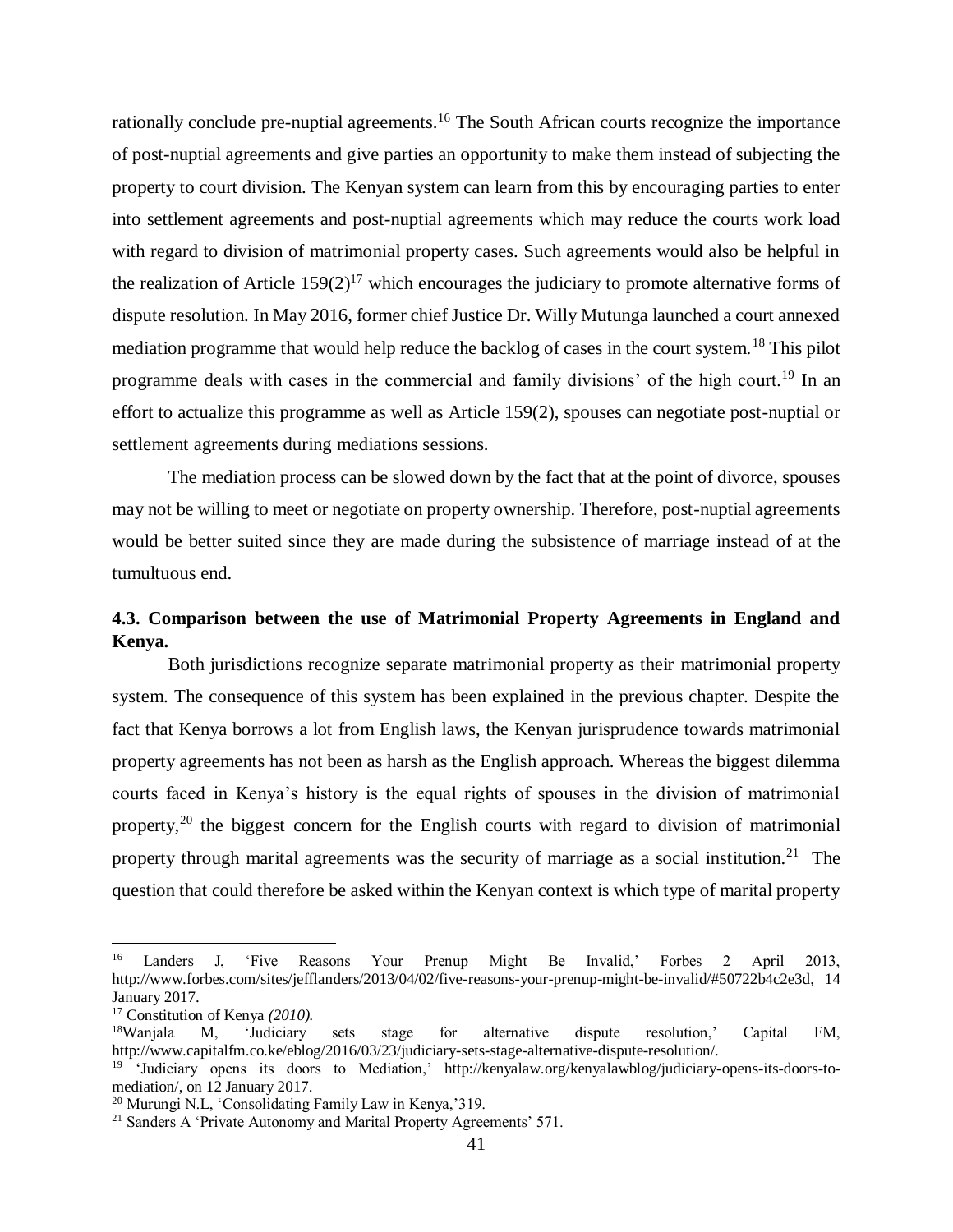rationally conclude pre-nuptial agreements.[16] The South African courts recognize the importance of post-nuptial agreements and give parties an opportunity to make them instead of subjecting the property to court division. The Kenyan system can learn from this by encouraging parties to enter into settlement agreements and post-nuptial agreements which may reduce the courts work load with regard to division of matrimonial property cases. Such agreements would also be helpful in the realization of Article 159(2)[17] which encourages the judiciary to promote alternative forms of dispute resolution. In May 2016, former chief Justice Dr. Willy Mutunga launched a court annexed mediation programme that would help reduce the backlog of cases in the court system.[18] This pilot programme deals with cases in the commercial and family divisions' of the high court.[19] In an effort to actualize this programme as well as Article 159(2), spouses can negotiate post-nuptial or settlement agreements during mediations sessions.

The mediation process can be slowed down by the fact that at the point of divorce, spouses may not be willing to meet or negotiate on property ownership. Therefore, post-nuptial agreements would be better suited since they are made during the subsistence of marriage instead of at the tumultuous end.

### 4.3. Comparison between the use of Matrimonial Property Agreements in England and Kenya.

Both jurisdictions recognize separate matrimonial property as their matrimonial property system. The consequence of this system has been explained in the previous chapter. Despite the fact that Kenya borrows a lot from English laws, the Kenyan jurisprudence towards matrimonial property agreements has not been as harsh as the English approach. Whereas the biggest dilemma courts faced in Kenya's history is the equal rights of spouses in the division of matrimonial property,[20] the biggest concern for the English courts with regard to division of matrimonial property through marital agreements was the security of marriage as a social institution.[21] The question that could therefore be asked within the Kenyan context is which type of marital property

---

[16] Landers J, 'Five Reasons Your Prenup Might Be Invalid,' Forbes 2 April 2013, http://www.forbes.com/sites/jefflanders/2013/04/02/five-reasons-your-prenup-might-be-invalid/#50722b4c2e3d, 14 January 2017.

[17] Constitution of Kenya *(2010).*

[18] Wanjala M, 'Judiciary sets stage for alternative dispute resolution,' Capital FM, http://www.capitalfm.co.ke/eblog/2016/03/23/judiciary-sets-stage-alternative-dispute-resolution/.

[19] 'Judiciary opens its doors to Mediation,' http://kenyalaw.org/kenyalawblog/judiciary-opens-its-doors-to-mediation/, on 12 January 2017.

[20] Murungi N.L, 'Consolidating Family Law in Kenya,'319.

[21] Sanders A 'Private Autonomy and Marital Property Agreements' 571.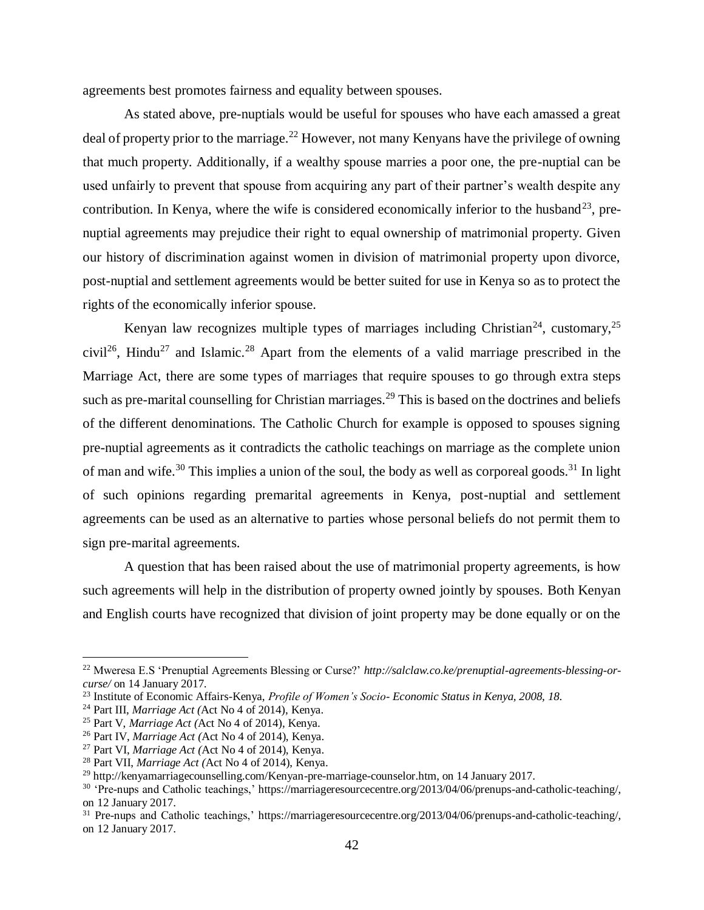agreements best promotes fairness and equality between spouses.

As stated above, pre-nuptials would be useful for spouses who have each amassed a great deal of property prior to the marriage.[22] However, not many Kenyans have the privilege of owning that much property. Additionally, if a wealthy spouse marries a poor one, the pre-nuptial can be used unfairly to prevent that spouse from acquiring any part of their partner's wealth despite any contribution. In Kenya, where the wife is considered economically inferior to the husband[23], pre-nuptial agreements may prejudice their right to equal ownership of matrimonial property. Given our history of discrimination against women in division of matrimonial property upon divorce, post-nuptial and settlement agreements would be better suited for use in Kenya so as to protect the rights of the economically inferior spouse.

Kenyan law recognizes multiple types of marriages including Christian[24], customary,[25] civil[26], Hindu[27] and Islamic.[28] Apart from the elements of a valid marriage prescribed in the Marriage Act, there are some types of marriages that require spouses to go through extra steps such as pre-marital counselling for Christian marriages.[29] This is based on the doctrines and beliefs of the different denominations. The Catholic Church for example is opposed to spouses signing pre-nuptial agreements as it contradicts the catholic teachings on marriage as the complete union of man and wife.[30] This implies a union of the soul, the body as well as corporeal goods.[31] In light of such opinions regarding premarital agreements in Kenya, post-nuptial and settlement agreements can be used as an alternative to parties whose personal beliefs do not permit them to sign pre-marital agreements.

A question that has been raised about the use of matrimonial property agreements, is how such agreements will help in the distribution of property owned jointly by spouses. Both Kenyan and English courts have recognized that division of joint property may be done equally or on the

---

[22] Mweresa E.S 'Prenuptial Agreements Blessing or Curse?' *http://salclaw.co.ke/prenuptial-agreements-blessing-or-curse/* on 14 January 2017.

[23] Institute of Economic Affairs-Kenya, *Profile of Women's Socio- Economic Status in Kenya, 2008, 18.*

[24] Part III, *Marriage Act (*Act No 4 of 2014), Kenya.

[25] Part V, *Marriage Act (*Act No 4 of 2014), Kenya.

[26] Part IV, *Marriage Act (*Act No 4 of 2014), Kenya.

[27] Part VI, *Marriage Act (*Act No 4 of 2014), Kenya.

[28] Part VII, *Marriage Act (*Act No 4 of 2014), Kenya.

[29] http://kenyamarriagecounselling.com/Kenyan-pre-marriage-counselor.htm, on 14 January 2017.

[30] 'Pre-nups and Catholic teachings,' https://marriageresourcentre.org/2013/04/06/prenups-and-catholic-teaching/, on 12 January 2017.

[31] Pre-nups and Catholic teachings,' https://marriageresourcentre.org/2013/04/06/prenups-and-catholic-teaching/, on 12 January 2017.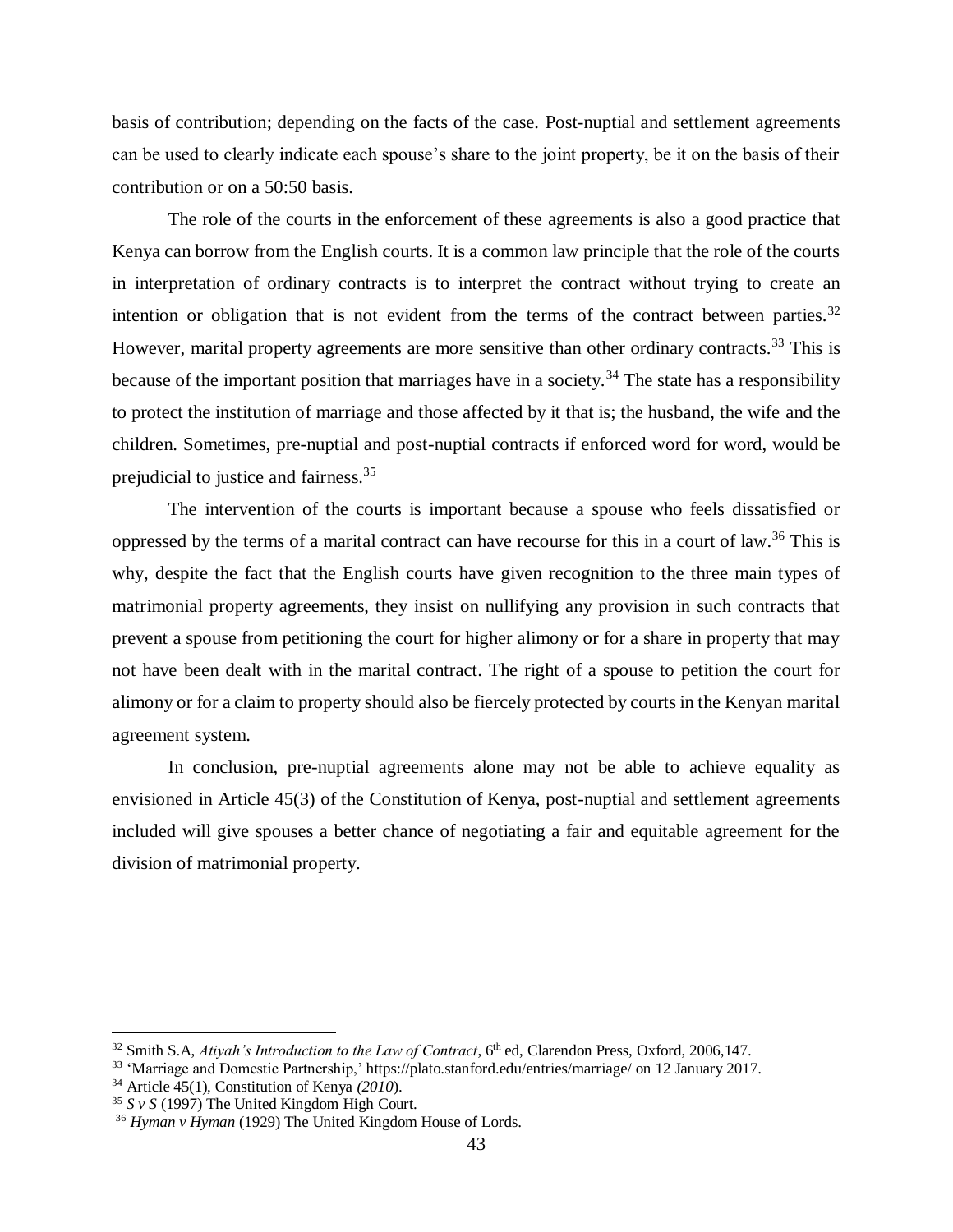basis of contribution; depending on the facts of the case. Post-nuptial and settlement agreements can be used to clearly indicate each spouse's share to the joint property, be it on the basis of their contribution or on a 50:50 basis.

The role of the courts in the enforcement of these agreements is also a good practice that Kenya can borrow from the English courts. It is a common law principle that the role of the courts in interpretation of ordinary contracts is to interpret the contract without trying to create an intention or obligation that is not evident from the terms of the contract between parties.[32] However, marital property agreements are more sensitive than other ordinary contracts.[33] This is because of the important position that marriages have in a society.[34] The state has a responsibility to protect the institution of marriage and those affected by it that is; the husband, the wife and the children. Sometimes, pre-nuptial and post-nuptial contracts if enforced word for word, would be prejudicial to justice and fairness.[35]

The intervention of the courts is important because a spouse who feels dissatisfied or oppressed by the terms of a marital contract can have recourse for this in a court of law.[36] This is why, despite the fact that the English courts have given recognition to the three main types of matrimonial property agreements, they insist on nullifying any provision in such contracts that prevent a spouse from petitioning the court for higher alimony or for a share in property that may not have been dealt with in the marital contract. The right of a spouse to petition the court for alimony or for a claim to property should also be fiercely protected by courts in the Kenyan marital agreement system.

In conclusion, pre-nuptial agreements alone may not be able to achieve equality as envisioned in Article 45(3) of the Constitution of Kenya, post-nuptial and settlement agreements included will give spouses a better chance of negotiating a fair and equitable agreement for the division of matrimonial property.

---

[32] Smith S.A, *Atiyah's Introduction to the Law of Contract*, 6th ed, Clarendon Press, Oxford, 2006,147.

[33] 'Marriage and Domestic Partnership,' https://plato.stanford.edu/entries/marriage/ on 12 January 2017.

[34] Article 45(1), Constitution of Kenya *(2010)*.

[35] *S v S* (1997) The United Kingdom High Court.

[36] *Hyman v Hyman* (1929) The United Kingdom House of Lords.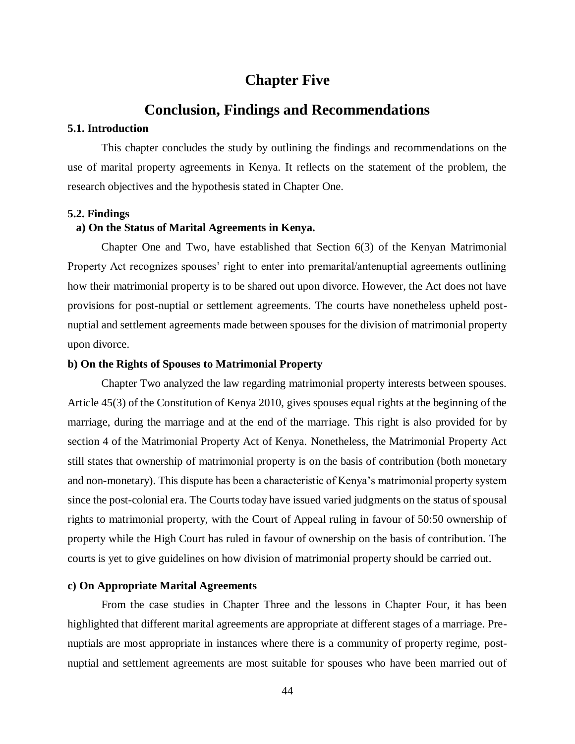# Chapter Five

# Conclusion, Findings and Recommendations

### 5.1. Introduction

This chapter concludes the study by outlining the findings and recommendations on the use of marital property agreements in Kenya. It reflects on the statement of the problem, the research objectives and the hypothesis stated in Chapter One.

### 5.2. Findings

**a) On the Status of Marital Agreements in Kenya.**

Chapter One and Two, have established that Section 6(3) of the Kenyan Matrimonial Property Act recognizes spouses' right to enter into premarital/antenuptial agreements outlining how their matrimonial property is to be shared out upon divorce. However, the Act does not have provisions for post-nuptial or settlement agreements. The courts have nonetheless upheld post-nuptial and settlement agreements made between spouses for the division of matrimonial property upon divorce.

**b) On the Rights of Spouses to Matrimonial Property**

Chapter Two analyzed the law regarding matrimonial property interests between spouses. Article 45(3) of the Constitution of Kenya 2010, gives spouses equal rights at the beginning of the marriage, during the marriage and at the end of the marriage. This right is also provided for by section 4 of the Matrimonial Property Act of Kenya. Nonetheless, the Matrimonial Property Act still states that ownership of matrimonial property is on the basis of contribution (both monetary and non-monetary). This dispute has been a characteristic of Kenya's matrimonial property system since the post-colonial era. The Courts today have issued varied judgments on the status of spousal rights to matrimonial property, with the Court of Appeal ruling in favour of 50:50 ownership of property while the High Court has ruled in favour of ownership on the basis of contribution. The courts is yet to give guidelines on how division of matrimonial property should be carried out.

**c) On Appropriate Marital Agreements**

From the case studies in Chapter Three and the lessons in Chapter Four, it has been highlighted that different marital agreements are appropriate at different stages of a marriage. Pre-nuptials are most appropriate in instances where there is a community of property regime, post-nuptial and settlement agreements are most suitable for spouses who have been married out of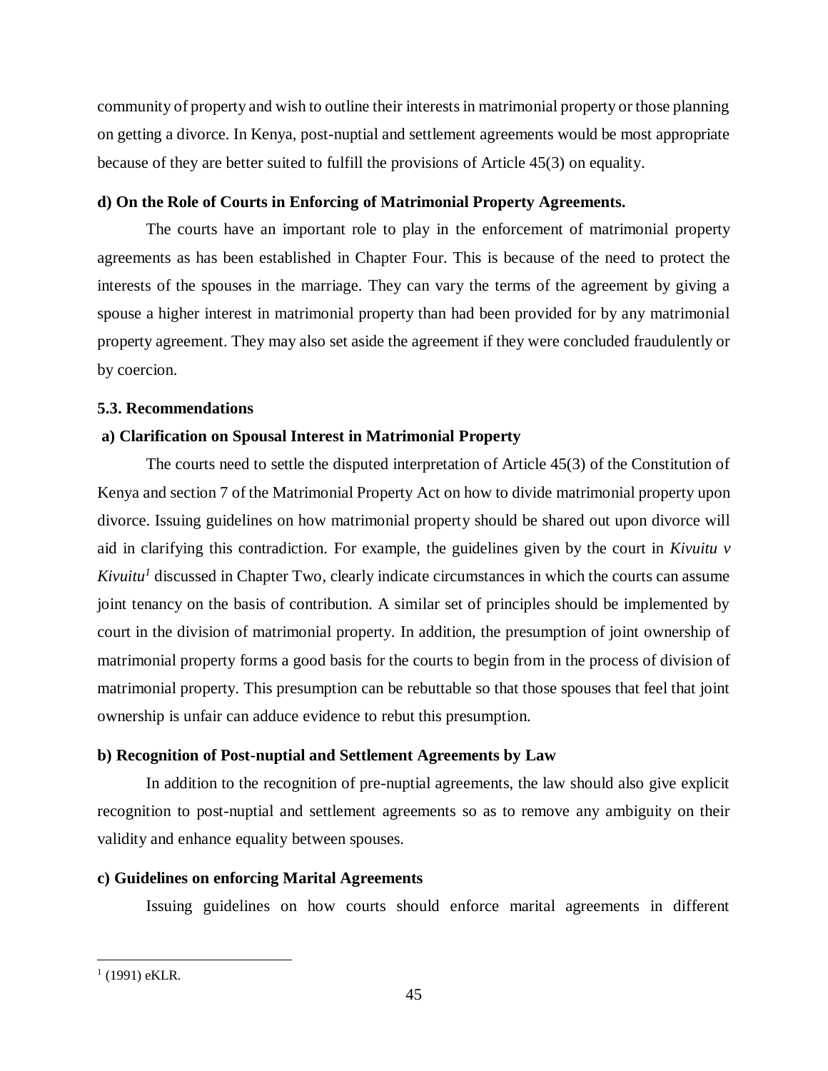community of property and wish to outline their interests in matrimonial property or those planning on getting a divorce. In Kenya, post-nuptial and settlement agreements would be most appropriate because of they are better suited to fulfill the provisions of Article 45(3) on equality.

**d) On the Role of Courts in Enforcing of Matrimonial Property Agreements.**

The courts have an important role to play in the enforcement of matrimonial property agreements as has been established in Chapter Four. This is because of the need to protect the interests of the spouses in the marriage. They can vary the terms of the agreement by giving a spouse a higher interest in matrimonial property than had been provided for by any matrimonial property agreement. They may also set aside the agreement if they were concluded fraudulently or by coercion.

## 5.3. Recommendations

**a) Clarification on Spousal Interest in Matrimonial Property**

The courts need to settle the disputed interpretation of Article 45(3) of the Constitution of Kenya and section 7 of the Matrimonial Property Act on how to divide matrimonial property upon divorce. Issuing guidelines on how matrimonial property should be shared out upon divorce will aid in clarifying this contradiction. For example, the guidelines given by the court in *Kivuitu v Kivuitu*[1] discussed in Chapter Two, clearly indicate circumstances in which the courts can assume joint tenancy on the basis of contribution. A similar set of principles should be implemented by court in the division of matrimonial property. In addition, the presumption of joint ownership of matrimonial property forms a good basis for the courts to begin from in the process of division of matrimonial property. This presumption can be rebuttable so that those spouses that feel that joint ownership is unfair can adduce evidence to rebut this presumption.

**b) Recognition of Post-nuptial and Settlement Agreements by Law**

In addition to the recognition of pre-nuptial agreements, the law should also give explicit recognition to post-nuptial and settlement agreements so as to remove any ambiguity on their validity and enhance equality between spouses.

**c) Guidelines on enforcing Marital Agreements**

Issuing guidelines on how courts should enforce marital agreements in different

[1] (1991) eKLR.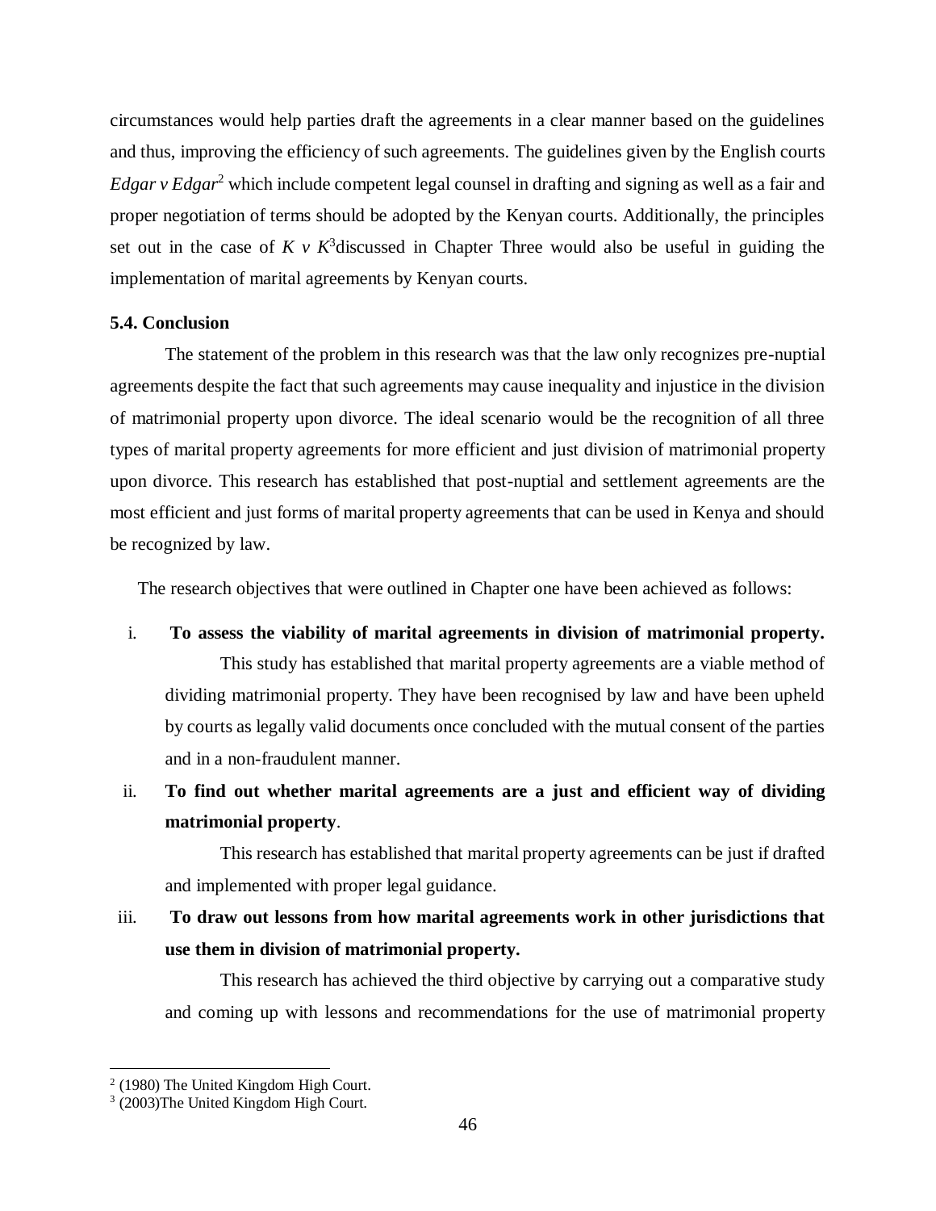circumstances would help parties draft the agreements in a clear manner based on the guidelines and thus, improving the efficiency of such agreements. The guidelines given by the English courts *Edgar v Edgar*[2] which include competent legal counsel in drafting and signing as well as a fair and proper negotiation of terms should be adopted by the Kenyan courts. Additionally, the principles set out in the case of *K v K*[3]discussed in Chapter Three would also be useful in guiding the implementation of marital agreements by Kenyan courts.

**5.4. Conclusion**

The statement of the problem in this research was that the law only recognizes pre-nuptial agreements despite the fact that such agreements may cause inequality and injustice in the division of matrimonial property upon divorce. The ideal scenario would be the recognition of all three types of marital property agreements for more efficient and just division of matrimonial property upon divorce. This research has established that post-nuptial and settlement agreements are the most efficient and just forms of marital property agreements that can be used in Kenya and should be recognized by law.

The research objectives that were outlined in Chapter one have been achieved as follows:

i. **To assess the viability of marital agreements in division of matrimonial property.**

   This study has established that marital property agreements are a viable method of dividing matrimonial property. They have been recognised by law and have been upheld by courts as legally valid documents once concluded with the mutual consent of the parties and in a non-fraudulent manner.

ii. **To find out whether marital agreements are a just and efficient way of dividing matrimonial property**.

   This research has established that marital property agreements can be just if drafted and implemented with proper legal guidance.

iii. **To draw out lessons from how marital agreements work in other jurisdictions that use them in division of matrimonial property.**

   This research has achieved the third objective by carrying out a comparative study and coming up with lessons and recommendations for the use of matrimonial property

---

[2] (1980) The United Kingdom High Court.

[3] (2003)The United Kingdom High Court.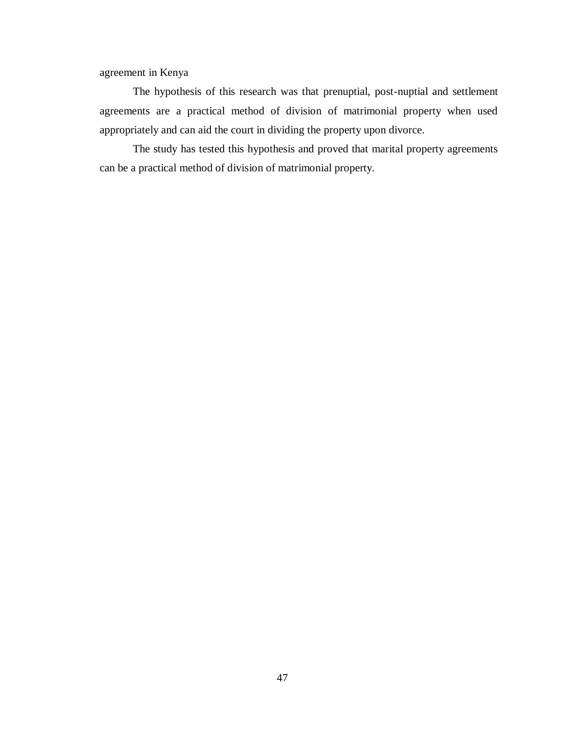agreement in Kenya

The hypothesis of this research was that prenuptial, post-nuptial and settlement agreements are a practical method of division of matrimonial property when used appropriately and can aid the court in dividing the property upon divorce.

The study has tested this hypothesis and proved that marital property agreements can be a practical method of division of matrimonial property.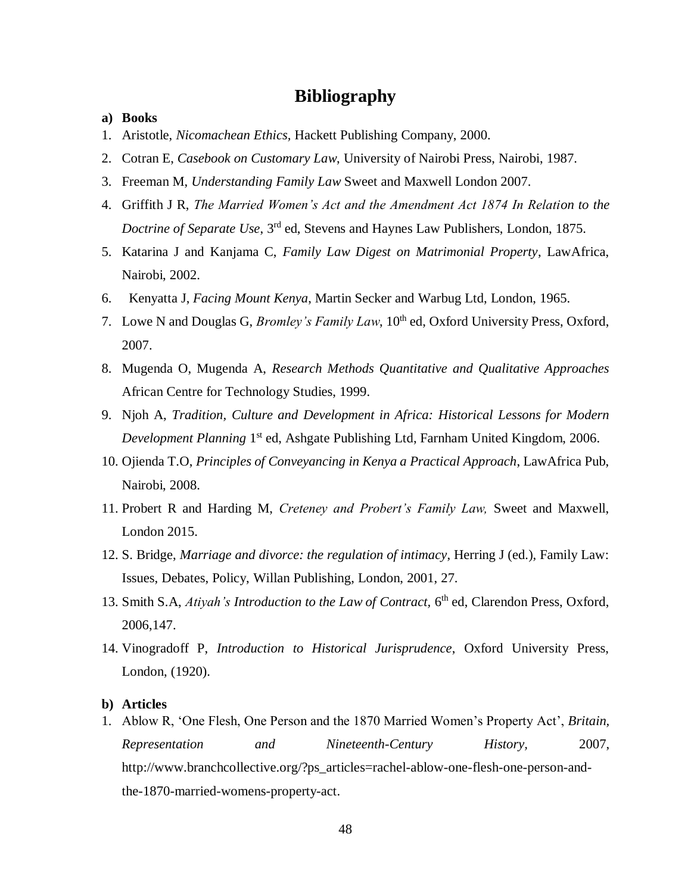# Bibliography

**a) Books**

1. Aristotle, *Nicomachean Ethics,* Hackett Publishing Company, 2000.
2. Cotran E, *Casebook on Customary Law*, University of Nairobi Press, Nairobi, 1987.
3. Freeman M, *Understanding Family Law* Sweet and Maxwell London 2007.
4. Griffith J R, *The Married Women's Act and the Amendment Act 1874 In Relation to the Doctrine of Separate Use*, 3rd ed, Stevens and Haynes Law Publishers, London, 1875.
5. Katarina J and Kanjama C, *Family Law Digest on Matrimonial Property*, LawAfrica, Nairobi, 2002.
6. Kenyatta J, *Facing Mount Kenya*, Martin Secker and Warbug Ltd, London, 1965.
7. Lowe N and Douglas G, *Bromley's Family Law*, 10th ed, Oxford University Press, Oxford, 2007.
8. Mugenda O, Mugenda A, *Research Methods Quantitative and Qualitative Approaches* African Centre for Technology Studies, 1999.
9. Njoh A, *Tradition, Culture and Development in Africa: Historical Lessons for Modern Development Planning* 1st ed, Ashgate Publishing Ltd, Farnham United Kingdom, 2006.
10. Ojienda T.O, *Principles of Conveyancing in Kenya a Practical Approach*, LawAfrica Pub, Nairobi, 2008.
11. Probert R and Harding M, *Creteney and Probert's Family Law,* Sweet and Maxwell, London 2015.
12. S. Bridge, *Marriage and divorce: the regulation of intimacy*, Herring J (ed.), Family Law: Issues, Debates, Policy, Willan Publishing, London, 2001, 27.
13. Smith S.A, *Atiyah's Introduction to the Law of Contract,* 6th ed, Clarendon Press, Oxford, 2006,147.
14. Vinogradoff P, *Introduction to Historical Jurisprudence*, Oxford University Press, London, (1920).

**b) Articles**

1. Ablow R, 'One Flesh, One Person and the 1870 Married Women's Property Act', *Britain, Representation and Nineteenth-Century History,* 2007, http://www.branchcollective.org/?ps_articles=rachel-ablow-one-flesh-one-person-and-the-1870-married-womens-property-act.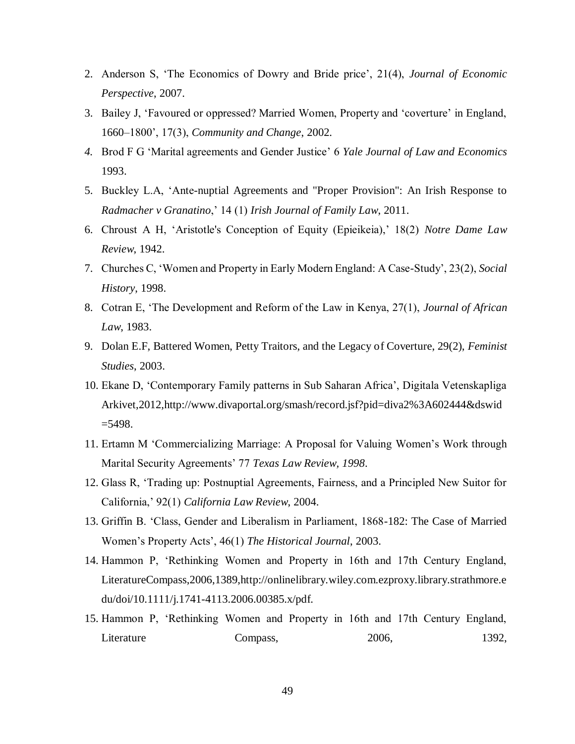2. Anderson S, 'The Economics of Dowry and Bride price', 21(4), *Journal of Economic Perspective*, 2007.
3. Bailey J, 'Favoured or oppressed? Married Women, Property and 'coverture' in England, 1660–1800', 17(3), *Community and Change*, 2002.
4. Brod F G 'Marital agreements and Gender Justice' 6 *Yale Journal of Law and Economics* 1993.
5. Buckley L.A, 'Ante-nuptial Agreements and "Proper Provision": An Irish Response to *Radmacher v Granatino*,' 14 (1) *Irish Journal of Family Law*, 2011.
6. Chroust A H, 'Aristotle's Conception of Equity (Epieikeia),' 18(2) *Notre Dame Law Review*, 1942.
7. Churches C, 'Women and Property in Early Modern England: A Case-Study', 23(2), *Social History*, 1998.
8. Cotran E, 'The Development and Reform of the Law in Kenya, 27(1), *Journal of African Law*, 1983.
9. Dolan E.F, Battered Women, Petty Traitors, and the Legacy of Coverture, 29(2), *Feminist Studies*, 2003.
10. Ekane D, 'Contemporary Family patterns in Sub Saharan Africa', Digitala Vetenskapliga Arkivet,2012,http://www.divaportal.org/smash/record.jsf?pid=diva2%3A602444&dswid =5498.
11. Ertamn M 'Commercializing Marriage: A Proposal for Valuing Women's Work through Marital Security Agreements' 77 *Texas Law Review, 1998*.
12. Glass R, 'Trading up: Postnuptial Agreements, Fairness, and a Principled New Suitor for California,' 92(1) *California Law Review*, 2004.
13. Griffin B. 'Class, Gender and Liberalism in Parliament, 1868-182: The Case of Married Women's Property Acts', 46(1) *The Historical Journal*, 2003.
14. Hammon P, 'Rethinking Women and Property in 16th and 17th Century England, LiteratureCompass,2006,1389,http://onlinelibrary.wiley.com.ezproxy.library.strathmore.edu/doi/10.1111/j.1741-4113.2006.00385.x/pdf.
15. Hammon P, 'Rethinking Women and Property in 16th and 17th Century England, Literature Compass, 2006, 1392,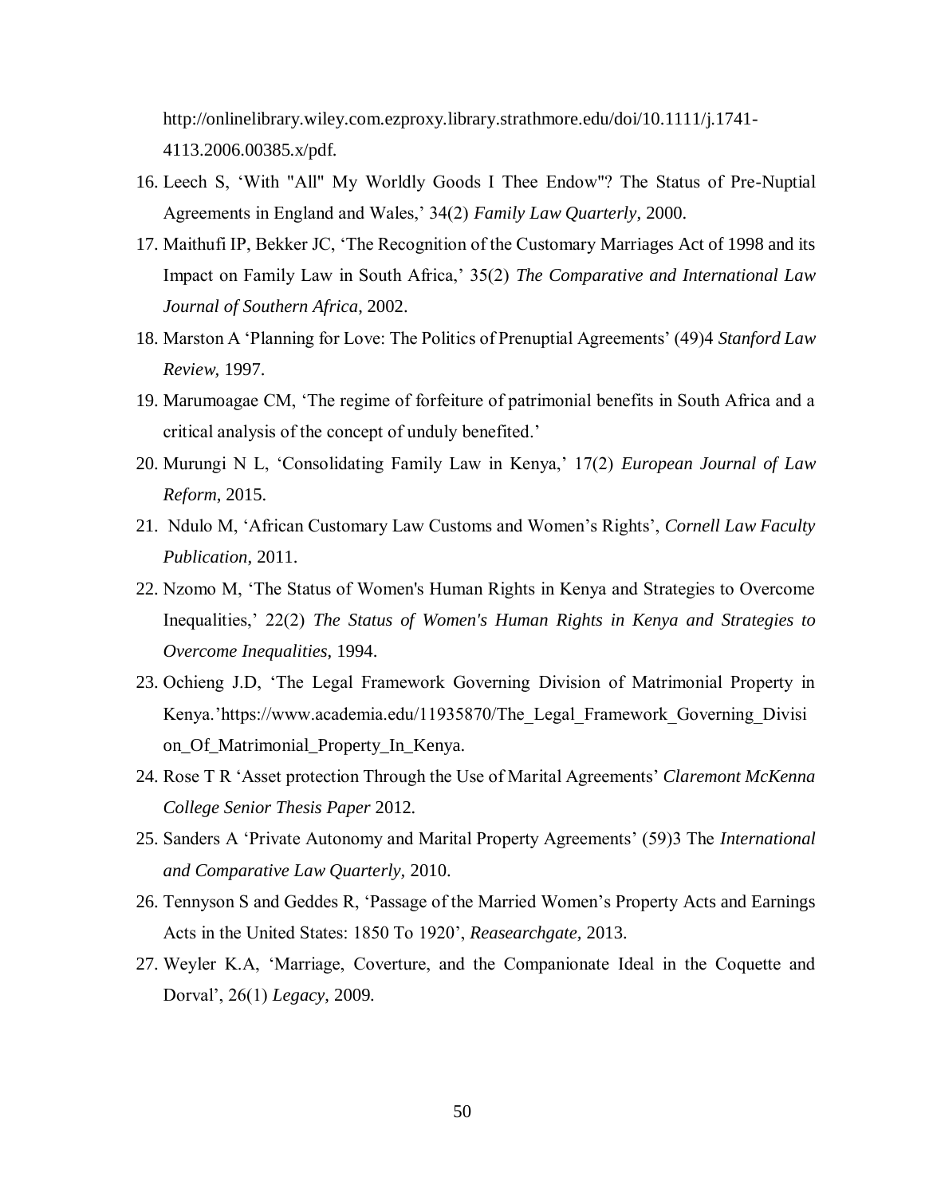http://onlinelibrary.wiley.com.ezproxy.library.strathmore.edu/doi/10.1111/j.1741-4113.2006.00385.x/pdf.

16. Leech S, 'With "All" My Worldly Goods I Thee Endow"? The Status of Pre-Nuptial Agreements in England and Wales,' 34(2) *Family Law Quarterly*, 2000.
17. Maithufi IP, Bekker JC, 'The Recognition of the Customary Marriages Act of 1998 and its Impact on Family Law in South Africa,' 35(2) *The Comparative and International Law Journal of Southern Africa*, 2002.
18. Marston A 'Planning for Love: The Politics of Prenuptial Agreements' (49)4 *Stanford Law Review,* 1997.
19. Marumoagae CM, 'The regime of forfeiture of patrimonial benefits in South Africa and a critical analysis of the concept of unduly benefited.'
20. Murungi N L, 'Consolidating Family Law in Kenya,' 17(2) *European Journal of Law Reform,* 2015.
21. Ndulo M, 'African Customary Law Customs and Women's Rights', *Cornell Law Faculty Publication*, 2011.
22. Nzomo M, 'The Status of Women's Human Rights in Kenya and Strategies to Overcome Inequalities,' 22(2) *The Status of Women's Human Rights in Kenya and Strategies to Overcome Inequalities*, 1994.
23. Ochieng J.D, 'The Legal Framework Governing Division of Matrimonial Property in Kenya.'https://www.academia.edu/11935870/The_Legal_Framework_Governing_Division_Of_Matrimonial_Property_In_Kenya.
24. Rose T R 'Asset protection Through the Use of Marital Agreements' *Claremont McKenna College Senior Thesis Paper* 2012.
25. Sanders A 'Private Autonomy and Marital Property Agreements' (59)3 The *International and Comparative Law Quarterly,* 2010.
26. Tennyson S and Geddes R, 'Passage of the Married Women's Property Acts and Earnings Acts in the United States: 1850 To 1920', *Reasearchgate,* 2013.
27. Weyler K.A, 'Marriage, Coverture, and the Companionate Ideal in the Coquette and Dorval', 26(1) *Legacy*, 2009.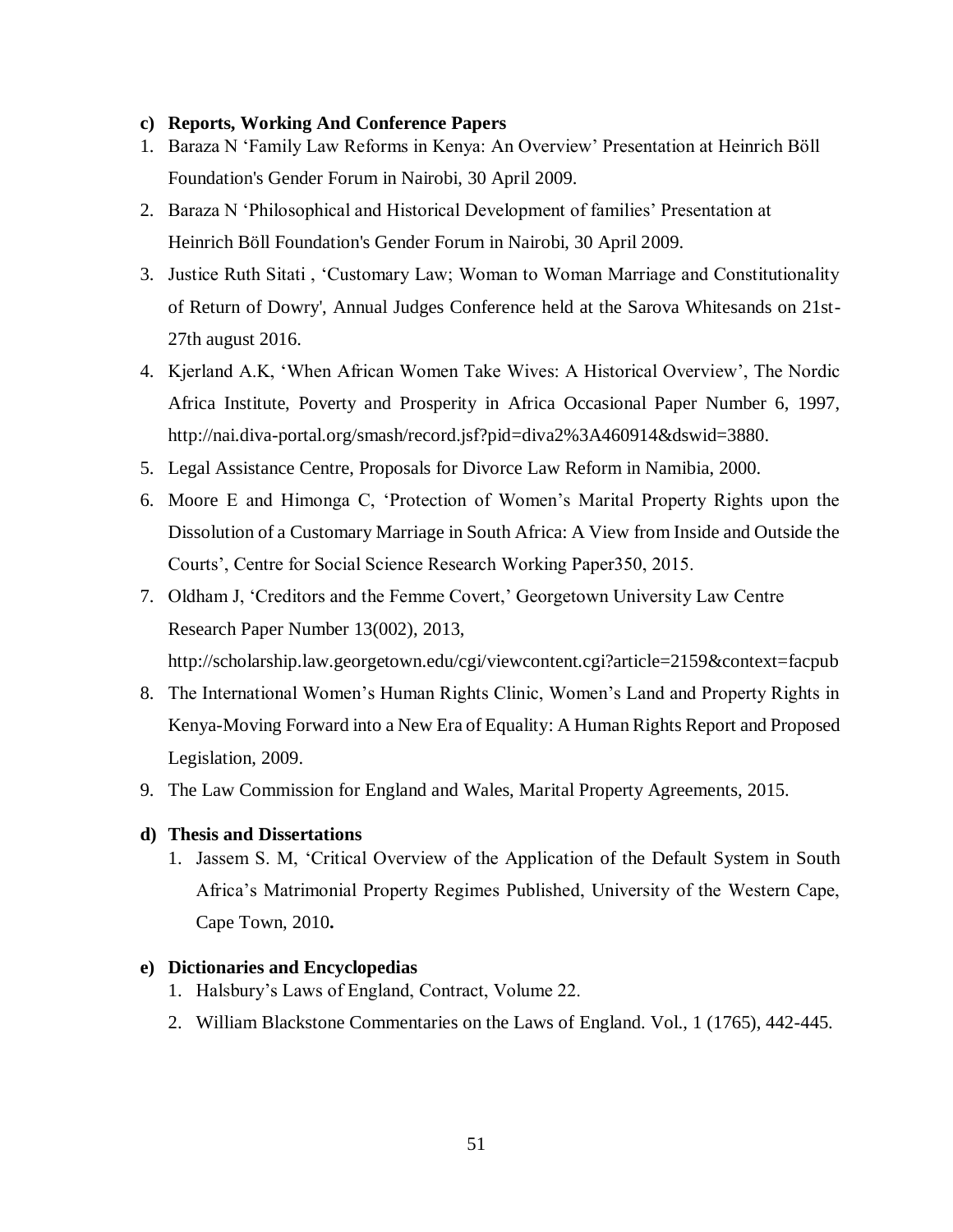**c) Reports, Working And Conference Papers**

1. Baraza N 'Family Law Reforms in Kenya: An Overview' Presentation at Heinrich Böll Foundation's Gender Forum in Nairobi, 30 April 2009.
2. Baraza N 'Philosophical and Historical Development of families' Presentation at Heinrich Böll Foundation's Gender Forum in Nairobi, 30 April 2009.
3. Justice Ruth Sitati , 'Customary Law; Woman to Woman Marriage and Constitutionality of Return of Dowry', Annual Judges Conference held at the Sarova Whitesands on 21st-27th august 2016.
4. Kjerland A.K, 'When African Women Take Wives: A Historical Overview', The Nordic Africa Institute, Poverty and Prosperity in Africa Occasional Paper Number 6, 1997, http://nai.diva-portal.org/smash/record.jsf?pid=diva2%3A460914&dswid=3880.
5. Legal Assistance Centre, Proposals for Divorce Law Reform in Namibia, 2000.
6. Moore E and Himonga C, 'Protection of Women's Marital Property Rights upon the Dissolution of a Customary Marriage in South Africa: A View from Inside and Outside the Courts', Centre for Social Science Research Working Paper350, 2015.
7. Oldham J, 'Creditors and the Femme Covert,' Georgetown University Law Centre Research Paper Number 13(002), 2013, http://scholarship.law.georgetown.edu/cgi/viewcontent.cgi?article=2159&context=facpub
8. The International Women's Human Rights Clinic, Women's Land and Property Rights in Kenya-Moving Forward into a New Era of Equality: A Human Rights Report and Proposed Legislation, 2009.
9. The Law Commission for England and Wales, Marital Property Agreements, 2015.

**d) Thesis and Dissertations**

1. Jassem S. M, 'Critical Overview of the Application of the Default System in South Africa's Matrimonial Property Regimes Published, University of the Western Cape, Cape Town, 2010**.**

**e) Dictionaries and Encyclopedias**

1. Halsbury's Laws of England, Contract, Volume 22.
2. William Blackstone Commentaries on the Laws of England. Vol., 1 (1765), 442-445.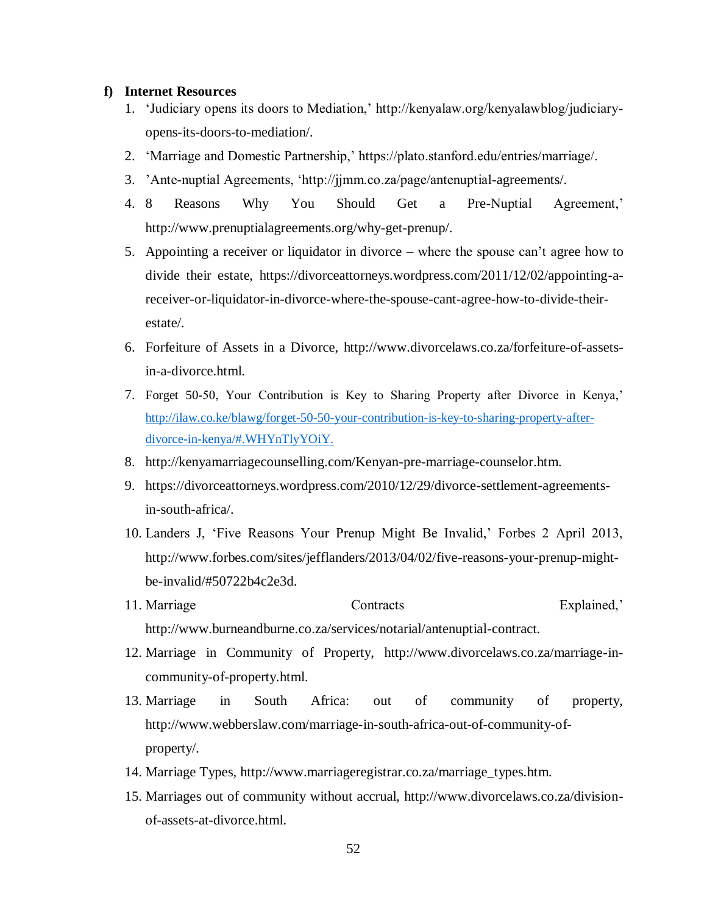**f) Internet Resources**

1. 'Judiciary opens its doors to Mediation,' http://kenyalaw.org/kenyalawblog/judiciary-opens-its-doors-to-mediation/.
2. 'Marriage and Domestic Partnership,' https://plato.stanford.edu/entries/marriage/.
3. 'Ante-nuptial Agreements, 'http://jjmm.co.za/page/antenuptial-agreements/.
4. 8 Reasons Why You Should Get a Pre-Nuptial Agreement,' http://www.prenuptialagreements.org/why-get-prenup/.
5. Appointing a receiver or liquidator in divorce – where the spouse can't agree how to divide their estate, https://divorceattorneys.wordpress.com/2011/12/02/appointing-a-receiver-or-liquidator-in-divorce-where-the-spouse-cant-agree-how-to-divide-their-estate/.
6. Forfeiture of Assets in a Divorce, http://www.divorcelaws.co.za/forfeiture-of-assets-in-a-divorce.html.
7. Forget 50-50, Your Contribution is Key to Sharing Property after Divorce in Kenya,' http://ilaw.co.ke/blawg/forget-50-50-your-contribution-is-key-to-sharing-property-after-divorce-in-kenya/#.WHYnTlyYOiY.
8. http://kenyamarriagecounselling.com/Kenyan-pre-marriage-counselor.htm.
9. https://divorceattorneys.wordpress.com/2010/12/29/divorce-settlement-agreements-in-south-africa/.
10. Landers J, 'Five Reasons Your Prenup Might Be Invalid,' Forbes 2 April 2013, http://www.forbes.com/sites/jefflanders/2013/04/02/five-reasons-your-prenup-might-be-invalid/#50722b4c2e3d.
11. Marriage Contracts Explained,' http://www.burneandburne.co.za/services/notarial/antenuptial-contract.
12. Marriage in Community of Property, http://www.divorcelaws.co.za/marriage-in-community-of-property.html.
13. Marriage in South Africa: out of community of property, http://www.webberslaw.com/marriage-in-south-africa-out-of-community-of-property/.
14. Marriage Types, http://www.marriageregistrar.co.za/marriage_types.htm.
15. Marriages out of community without accrual, http://www.divorcelaws.co.za/division-of-assets-at-divorce.html.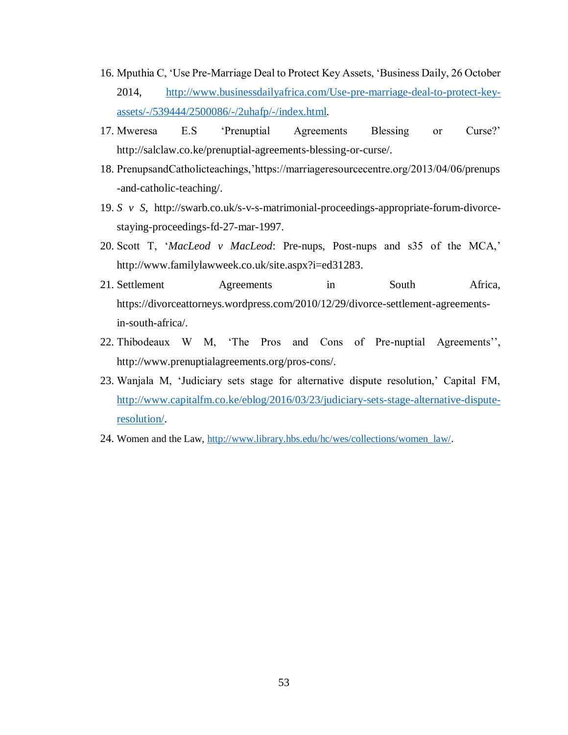16. Mputhia C, 'Use Pre-Marriage Deal to Protect Key Assets, 'Business Daily, 26 October 2014, http://www.businessdailyafrica.com/Use-pre-marriage-deal-to-protect-key-assets/-/539444/2500086/-/2uhafp/-/index.html.
17. Mweresa E.S 'Prenuptial Agreements Blessing or Curse?' http://salclaw.co.ke/prenuptial-agreements-blessing-or-curse/.
18. PrenupsandCatholicteachings,'https://marriageresourcecentre.org/2013/04/06/prenups-and-catholic-teaching/.
19. *S v S*, http://swarb.co.uk/s-v-s-matrimonial-proceedings-appropriate-forum-divorce-staying-proceedings-fd-27-mar-1997.
20. Scott T, '*MacLeod v MacLeod*: Pre-nups, Post-nups and s35 of the MCA,' http://www.familylawweek.co.uk/site.aspx?i=ed31283.
21. Settlement Agreements in South Africa, https://divorceattorneys.wordpress.com/2010/12/29/divorce-settlement-agreements-in-south-africa/.
22. Thibodeaux W M, 'The Pros and Cons of Pre-nuptial Agreements'', http://www.prenuptialagreements.org/pros-cons/.
23. Wanjala M, 'Judiciary sets stage for alternative dispute resolution,' Capital FM, http://www.capitalfm.co.ke/eblog/2016/03/23/judiciary-sets-stage-alternative-dispute-resolution/.
24. Women and the Law, http://www.library.hbs.edu/hc/wes/collections/women_law/.